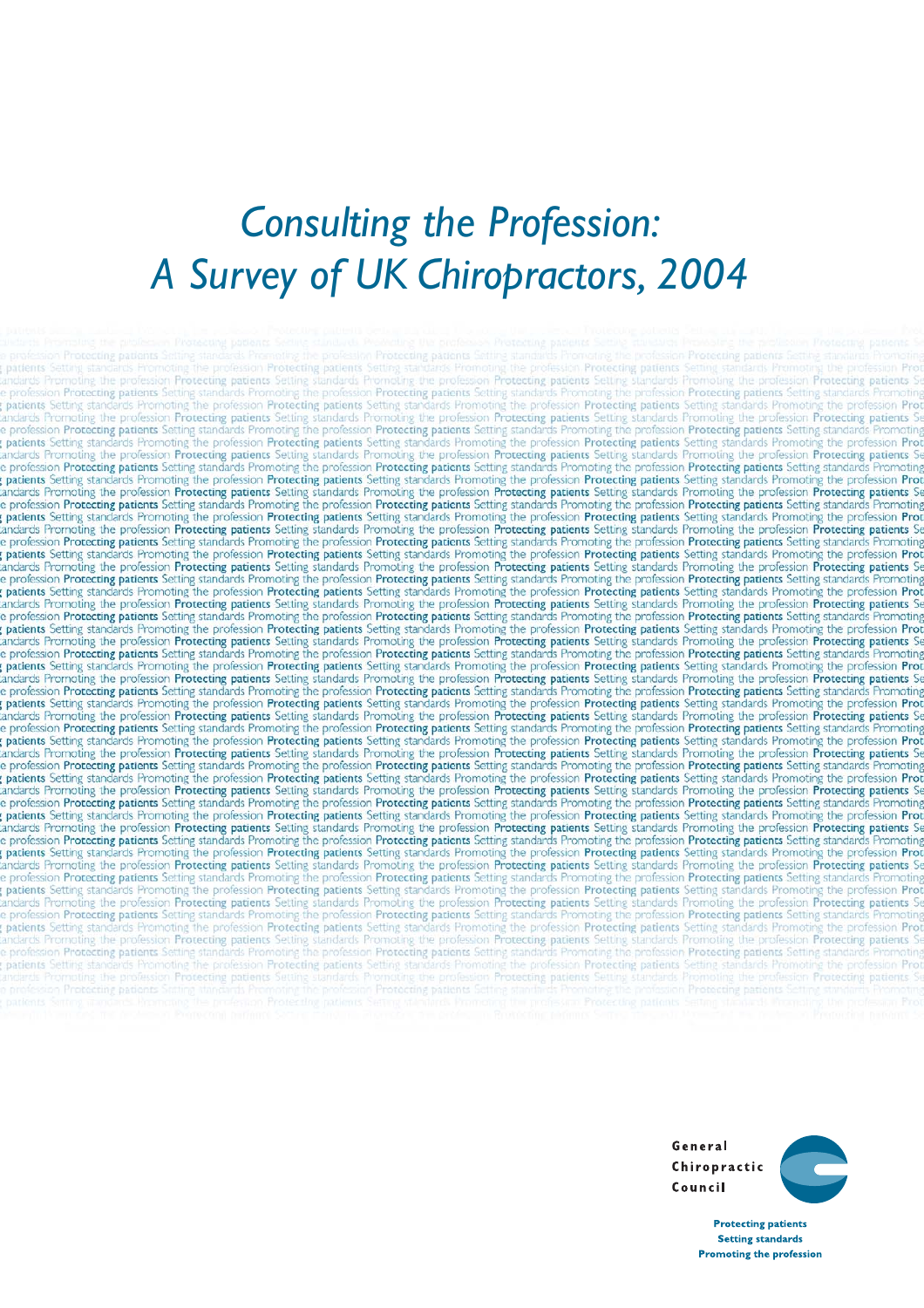# Consulting the Profession: A Survey of UK Chiropractors, 2004

General Chiropractic Council

**Protecting patients**
**Setting standards**
**Promoting the profession**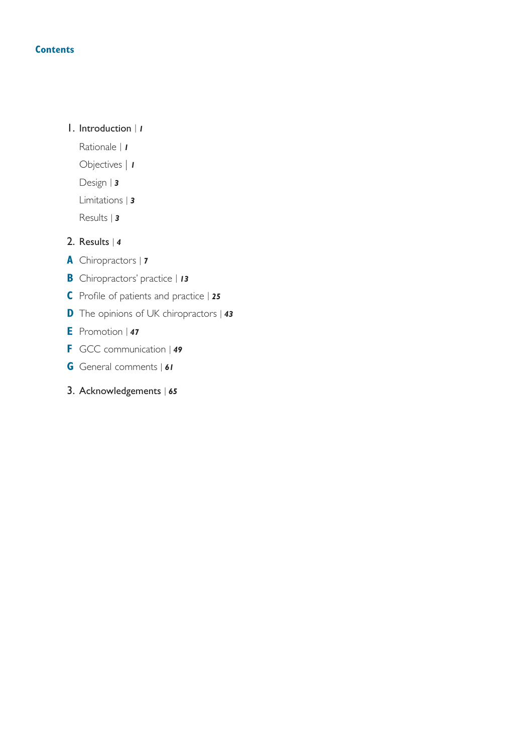## Contents

1. Introduction | *1*
   - Rationale | *1*
   - Objectives | *1*
   - Design | *3*
   - Limitations | *3*
   - Results | *3*

2. Results | *4*

   **A** Chiropractors | *7*

   **B** Chiropractors' practice | *13*

   **C** Profile of patients and practice | *25*

   **D** The opinions of UK chiropractors | *43*

   **E** Promotion | *47*

   **F** GCC communication | *49*

   **G** General comments | *61*

3. Acknowledgements | *65*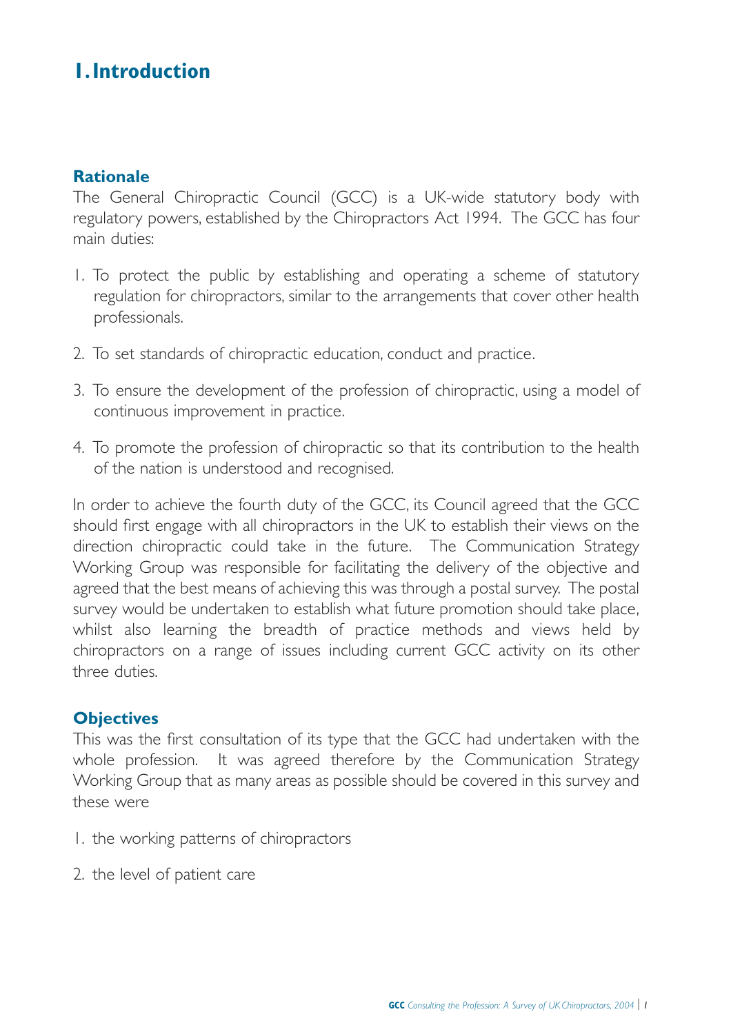# 1. Introduction

## Rationale

The General Chiropractic Council (GCC) is a UK-wide statutory body with regulatory powers, established by the Chiropractors Act 1994. The GCC has four main duties:

1. To protect the public by establishing and operating a scheme of statutory regulation for chiropractors, similar to the arrangements that cover other health professionals.

2. To set standards of chiropractic education, conduct and practice.

3. To ensure the development of the profession of chiropractic, using a model of continuous improvement in practice.

4. To promote the profession of chiropractic so that its contribution to the health of the nation is understood and recognised.

In order to achieve the fourth duty of the GCC, its Council agreed that the GCC should first engage with all chiropractors in the UK to establish their views on the direction chiropractic could take in the future. The Communication Strategy Working Group was responsible for facilitating the delivery of the objective and agreed that the best means of achieving this was through a postal survey. The postal survey would be undertaken to establish what future promotion should take place, whilst also learning the breadth of practice methods and views held by chiropractors on a range of issues including current GCC activity on its other three duties.

## Objectives

This was the first consultation of its type that the GCC had undertaken with the whole profession. It was agreed therefore by the Communication Strategy Working Group that as many areas as possible should be covered in this survey and these were

1. the working patterns of chiropractors

2. the level of patient care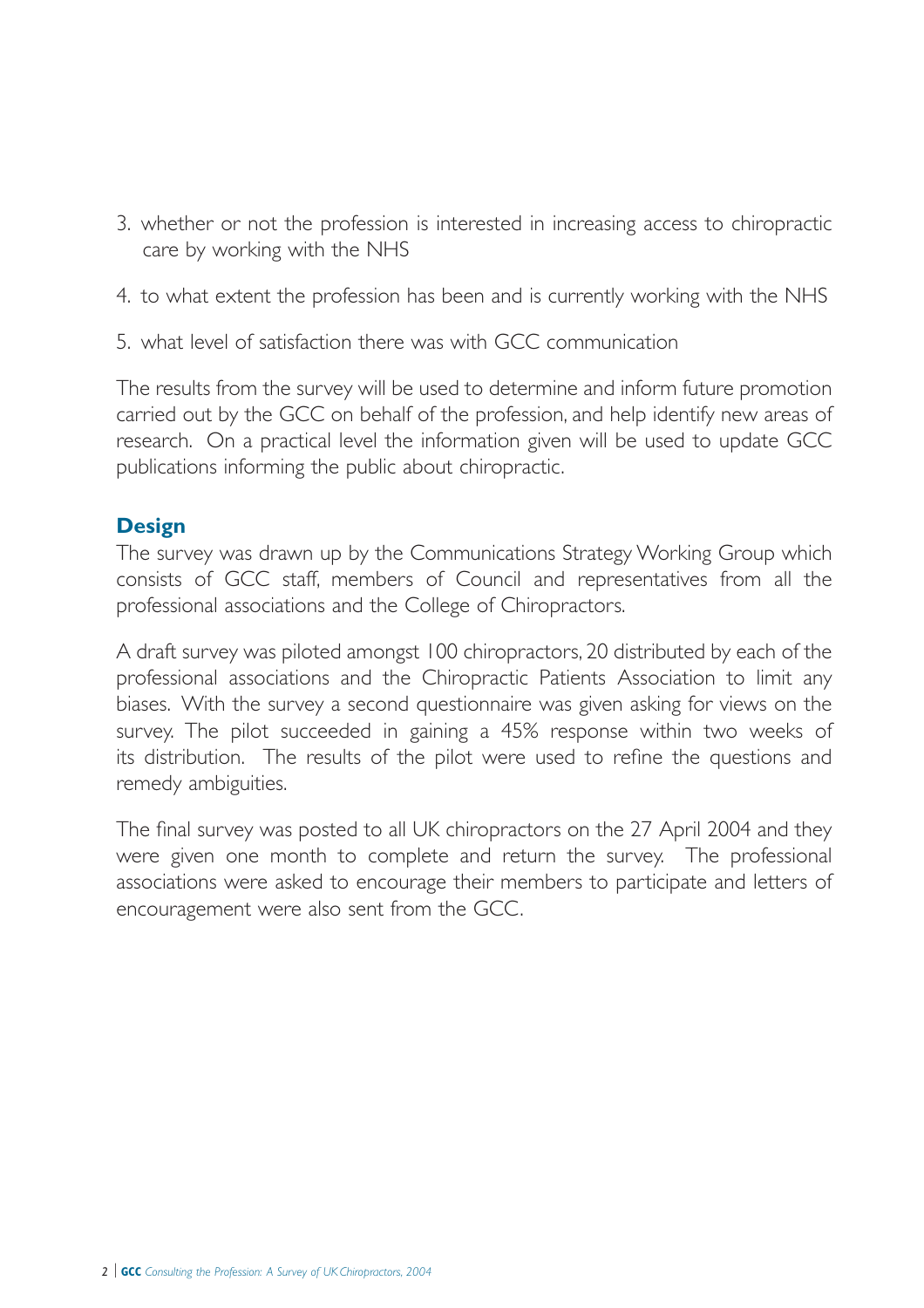3. whether or not the profession is interested in increasing access to chiropractic care by working with the NHS
4. to what extent the profession has been and is currently working with the NHS
5. what level of satisfaction there was with GCC communication

The results from the survey will be used to determine and inform future promotion carried out by the GCC on behalf of the profession, and help identify new areas of research. On a practical level the information given will be used to update GCC publications informing the public about chiropractic.

## Design

The survey was drawn up by the Communications Strategy Working Group which consists of GCC staff, members of Council and representatives from all the professional associations and the College of Chiropractors.

A draft survey was piloted amongst 100 chiropractors, 20 distributed by each of the professional associations and the Chiropractic Patients Association to limit any biases. With the survey a second questionnaire was given asking for views on the survey. The pilot succeeded in gaining a 45% response within two weeks of its distribution. The results of the pilot were used to refine the questions and remedy ambiguities.

The final survey was posted to all UK chiropractors on the 27 April 2004 and they were given one month to complete and return the survey. The professional associations were asked to encourage their members to participate and letters of encouragement were also sent from the GCC.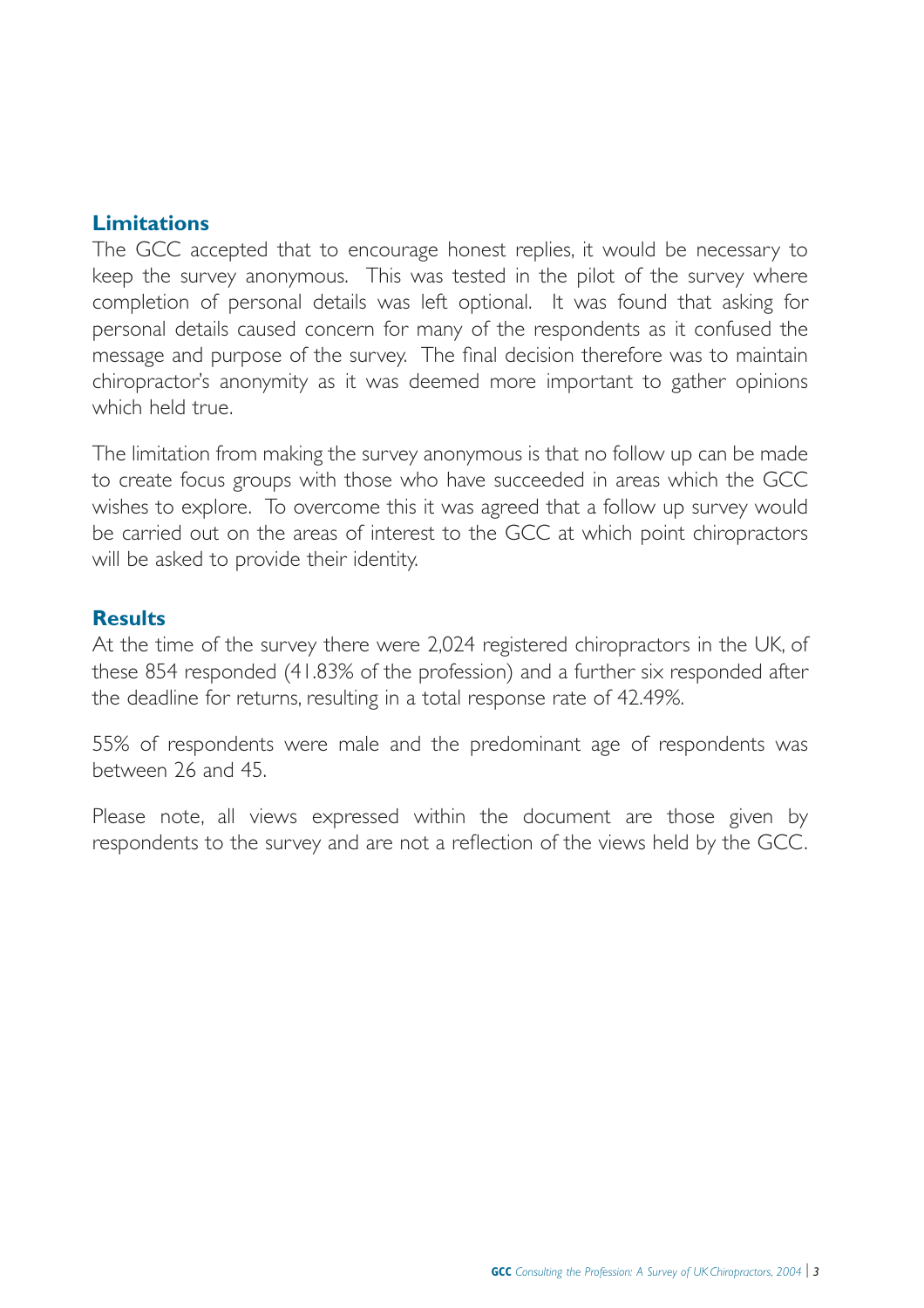## Limitations

The GCC accepted that to encourage honest replies, it would be necessary to keep the survey anonymous. This was tested in the pilot of the survey where completion of personal details was left optional. It was found that asking for personal details caused concern for many of the respondents as it confused the message and purpose of the survey. The final decision therefore was to maintain chiropractor's anonymity as it was deemed more important to gather opinions which held true.

The limitation from making the survey anonymous is that no follow up can be made to create focus groups with those who have succeeded in areas which the GCC wishes to explore. To overcome this it was agreed that a follow up survey would be carried out on the areas of interest to the GCC at which point chiropractors will be asked to provide their identity.

## Results

At the time of the survey there were 2,024 registered chiropractors in the UK, of these 854 responded (41.83% of the profession) and a further six responded after the deadline for returns, resulting in a total response rate of 42.49%.

55% of respondents were male and the predominant age of respondents was between 26 and 45.

Please note, all views expressed within the document are those given by respondents to the survey and are not a reflection of the views held by the GCC.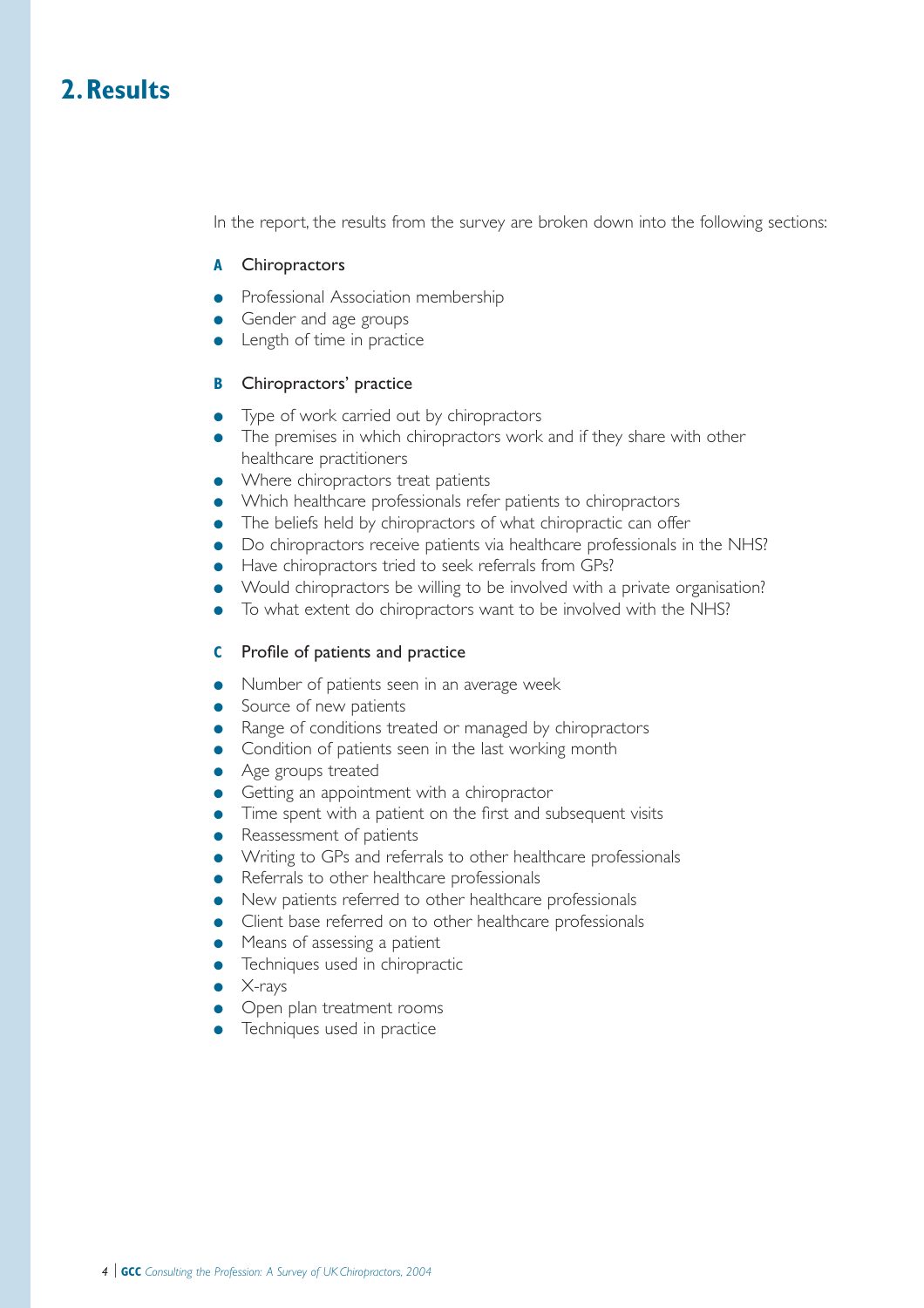# 2. Results

In the report, the results from the survey are broken down into the following sections:

**A** Chiropractors

- Professional Association membership
- Gender and age groups
- Length of time in practice

**B** Chiropractors' practice

- Type of work carried out by chiropractors
- The premises in which chiropractors work and if they share with other healthcare practitioners
- Where chiropractors treat patients
- Which healthcare professionals refer patients to chiropractors
- The beliefs held by chiropractors of what chiropractic can offer
- Do chiropractors receive patients via healthcare professionals in the NHS?
- Have chiropractors tried to seek referrals from GPs?
- Would chiropractors be willing to be involved with a private organisation?
- To what extent do chiropractors want to be involved with the NHS?

**C** Profile of patients and practice

- Number of patients seen in an average week
- Source of new patients
- Range of conditions treated or managed by chiropractors
- Condition of patients seen in the last working month
- Age groups treated
- Getting an appointment with a chiropractor
- Time spent with a patient on the first and subsequent visits
- Reassessment of patients
- Writing to GPs and referrals to other healthcare professionals
- Referrals to other healthcare professionals
- New patients referred to other healthcare professionals
- Client base referred on to other healthcare professionals
- Means of assessing a patient
- Techniques used in chiropractic
- X-rays
- Open plan treatment rooms
- Techniques used in practice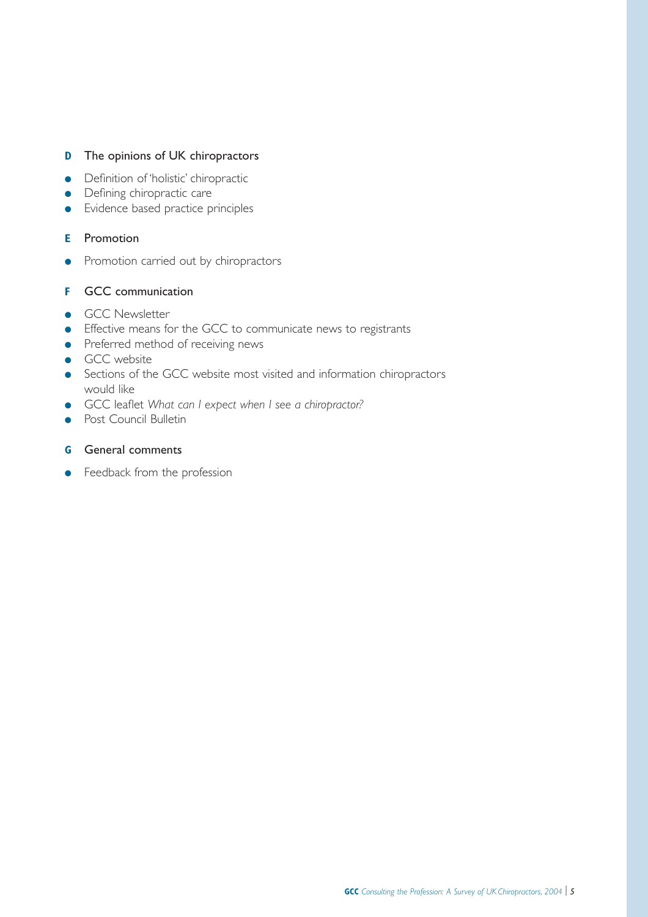**D** The opinions of UK chiropractors

- Definition of 'holistic' chiropractic
- Defining chiropractic care
- Evidence based practice principles

**E** Promotion

- Promotion carried out by chiropractors

**F** GCC communication

- GCC Newsletter
- Effective means for the GCC to communicate news to registrants
- Preferred method of receiving news
- GCC website
- Sections of the GCC website most visited and information chiropractors would like
- GCC leaflet *What can I expect when I see a chiropractor?*
- Post Council Bulletin

**G** General comments

- Feedback from the profession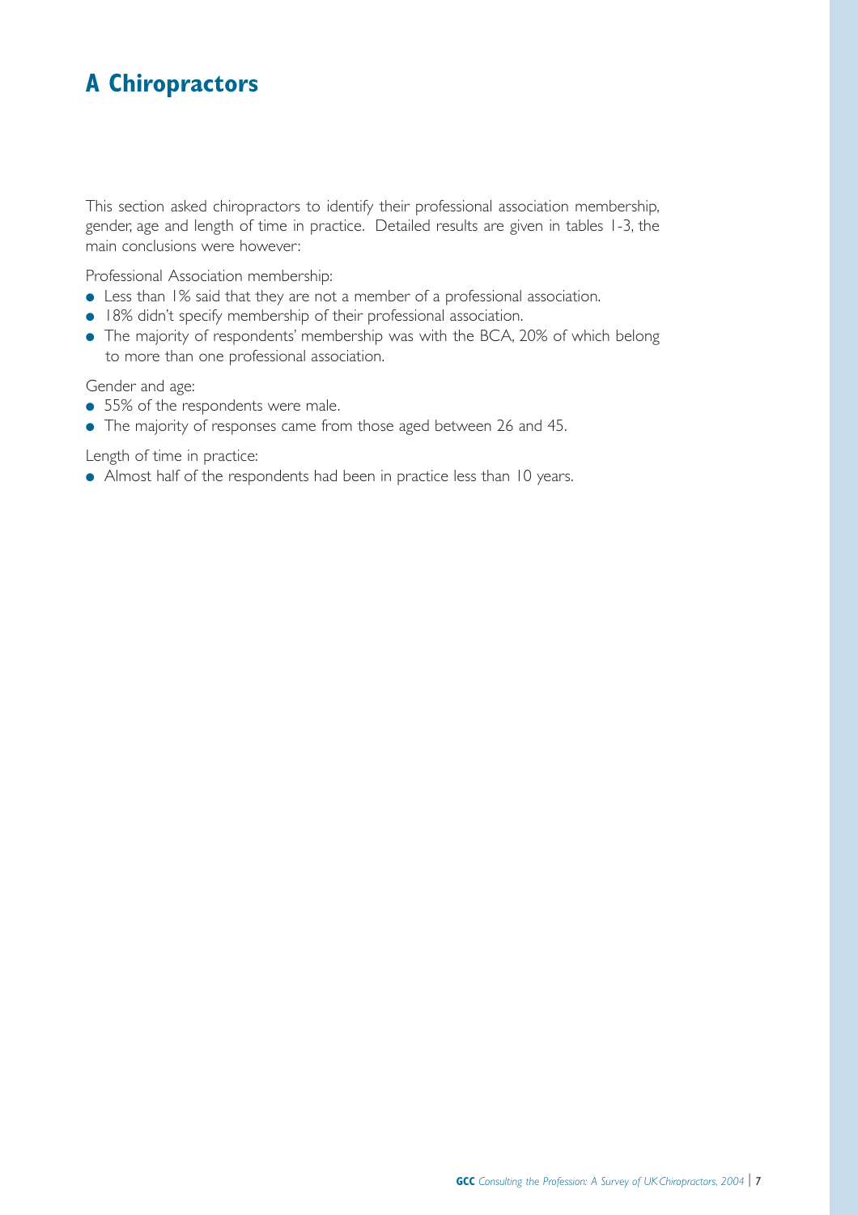# A Chiropractors

This section asked chiropractors to identify their professional association membership, gender, age and length of time in practice. Detailed results are given in tables 1-3, the main conclusions were however:

Professional Association membership:

- Less than 1% said that they are not a member of a professional association.
- 18% didn't specify membership of their professional association.
- The majority of respondents' membership was with the BCA, 20% of which belong to more than one professional association.

Gender and age:

- 55% of the respondents were male.
- The majority of responses came from those aged between 26 and 45.

Length of time in practice:

- Almost half of the respondents had been in practice less than 10 years.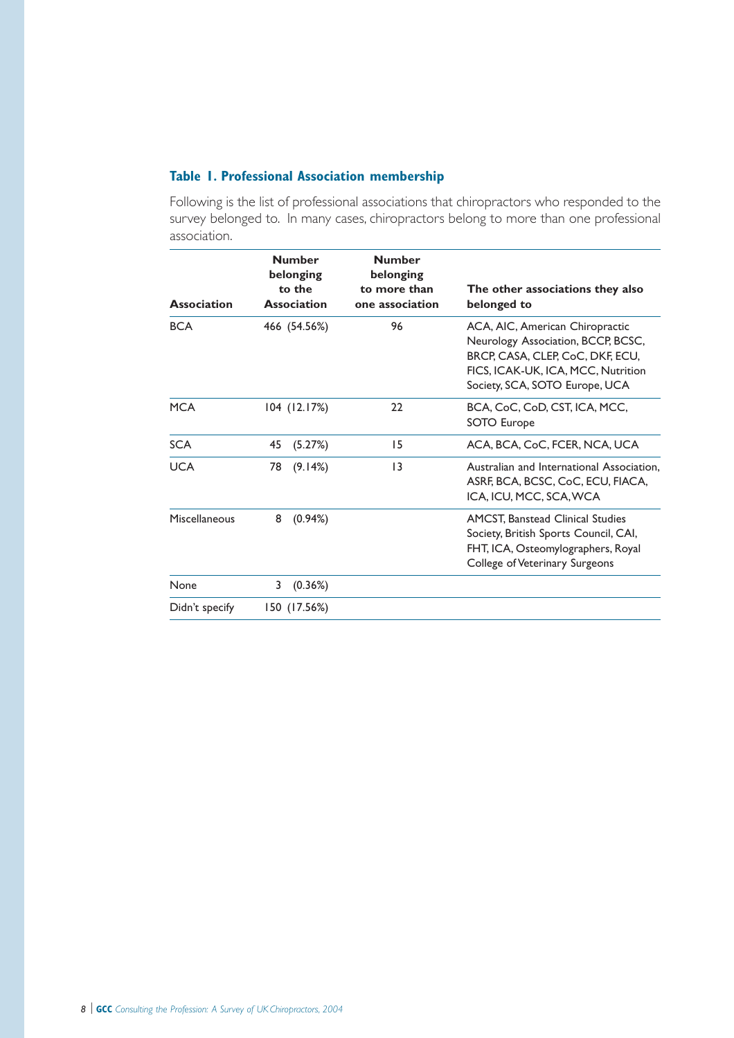### Table 1. Professional Association membership

Following is the list of professional associations that chiropractors who responded to the survey belonged to. In many cases, chiropractors belong to more than one professional association.

| Association | Number belonging to the Association | Number belonging to more than one association | The other associations they also belonged to |
|---|---|---|---|
| BCA | 466 (54.56%) | 96 | ACA, AIC, American Chiropractic Neurology Association, BCCP, BCSC, BRCP, CASA, CLEP, CoC, DKF, ECU, FICS, ICAK-UK, ICA, MCC, Nutrition Society, SCA, SOTO Europe, UCA |
| MCA | 104 (12.17%) | 22 | BCA, CoC, CoD, CST, ICA, MCC, SOTO Europe |
| SCA | 45 (5.27%) | 15 | ACA, BCA, CoC, FCER, NCA, UCA |
| UCA | 78 (9.14%) | 13 | Australian and International Association, ASRF, BCA, BCSC, CoC, ECU, FIACA, ICA, ICU, MCC, SCA, WCA |
| Miscellaneous | 8 (0.94%) | | AMCST, Banstead Clinical Studies Society, British Sports Council, CAI, FHT, ICA, Osteomylographers, Royal College of Veterinary Surgeons |
| None | 3 (0.36%) | | |
| Didn't specify | 150 (17.56%) | | |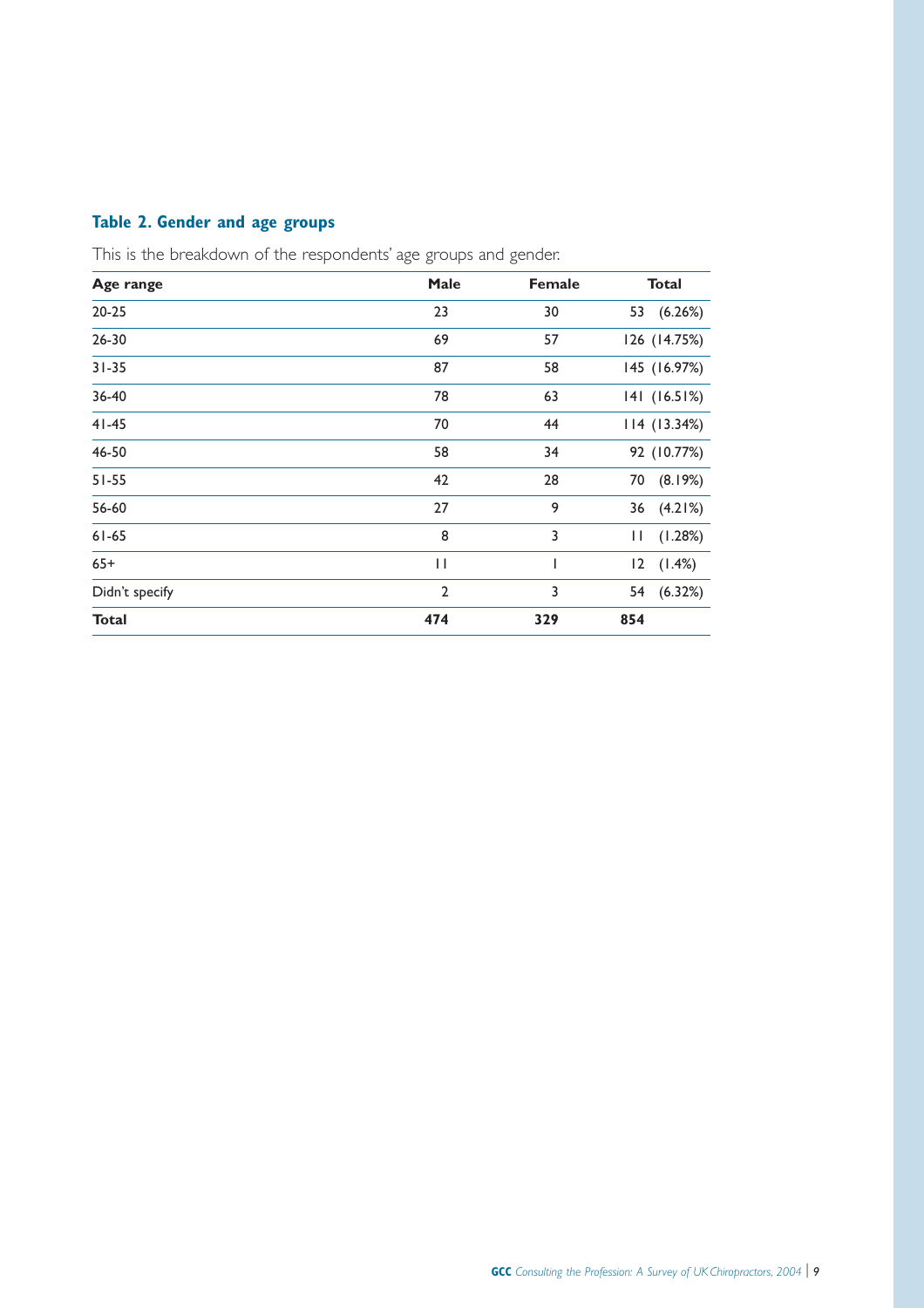### Table 2. Gender and age groups

This is the breakdown of the respondents' age groups and gender.

| Age range | Male | Female | Total |
|---|---|---|---|
| 20-25 | 23 | 30 | 53 (6.26%) |
| 26-30 | 69 | 57 | 126 (14.75%) |
| 31-35 | 87 | 58 | 145 (16.97%) |
| 36-40 | 78 | 63 | 141 (16.51%) |
| 41-45 | 70 | 44 | 114 (13.34%) |
| 46-50 | 58 | 34 | 92 (10.77%) |
| 51-55 | 42 | 28 | 70 (8.19%) |
| 56-60 | 27 | 9 | 36 (4.21%) |
| 61-65 | 8 | 3 | 11 (1.28%) |
| 65+ | 11 | 1 | 12 (1.4%) |
| Didn't specify | 2 | 3 | 54 (6.32%) |
| **Total** | **474** | **329** | **854** |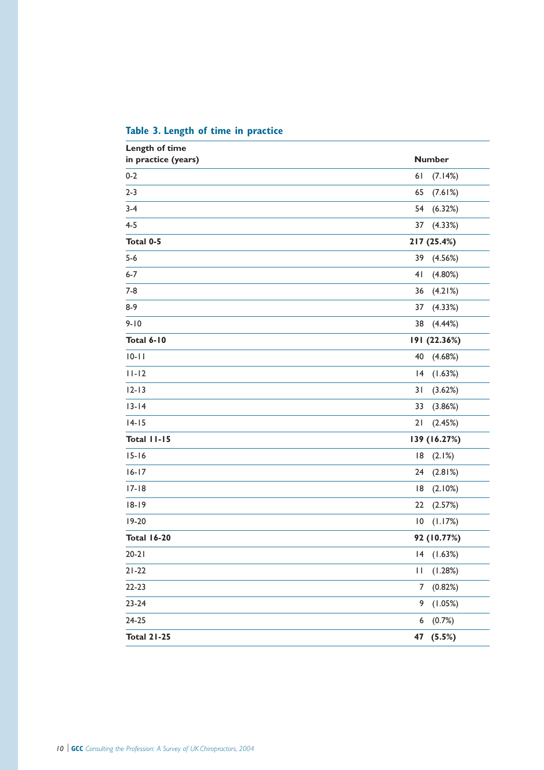**Table 3. Length of time in practice**

| Length of time in practice (years) | Number |
|---|---|
| 0-2 | 61 (7.14%) |
| 2-3 | 65 (7.61%) |
| 3-4 | 54 (6.32%) |
| 4-5 | 37 (4.33%) |
| **Total 0-5** | **217 (25.4%)** |
| 5-6 | 39 (4.56%) |
| 6-7 | 41 (4.80%) |
| 7-8 | 36 (4.21%) |
| 8-9 | 37 (4.33%) |
| 9-10 | 38 (4.44%) |
| **Total 6-10** | **191 (22.36%)** |
| 10-11 | 40 (4.68%) |
| 11-12 | 14 (1.63%) |
| 12-13 | 31 (3.62%) |
| 13-14 | 33 (3.86%) |
| 14-15 | 21 (2.45%) |
| **Total 11-15** | **139 (16.27%)** |
| 15-16 | 18 (2.1%) |
| 16-17 | 24 (2.81%) |
| 17-18 | 18 (2.10%) |
| 18-19 | 22 (2.57%) |
| 19-20 | 10 (1.17%) |
| **Total 16-20** | **92 (10.77%)** |
| 20-21 | 14 (1.63%) |
| 21-22 | 11 (1.28%) |
| 22-23 | 7 (0.82%) |
| 23-24 | 9 (1.05%) |
| 24-25 | 6 (0.7%) |
| **Total 21-25** | **47 (5.5%)** |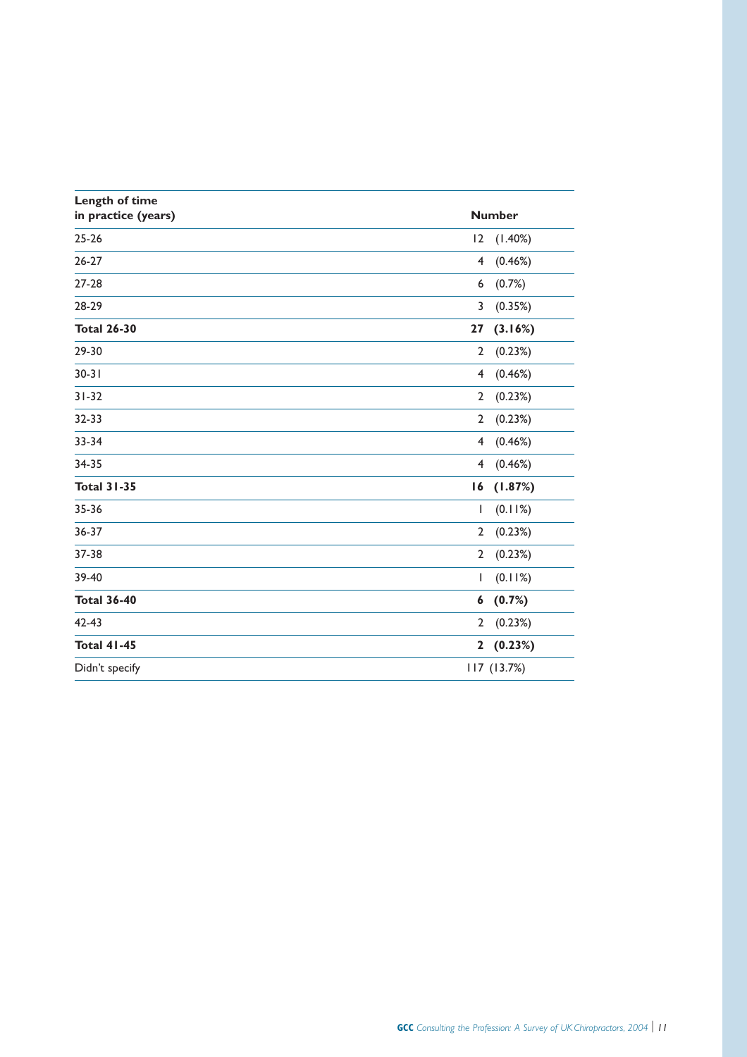| Length of time in practice (years) | Number |
|---|---|
| 25-26 | 12 (1.40%) |
| 26-27 | 4 (0.46%) |
| 27-28 | 6 (0.7%) |
| 28-29 | 3 (0.35%) |
| **Total 26-30** | **27 (3.16%)** |
| 29-30 | 2 (0.23%) |
| 30-31 | 4 (0.46%) |
| 31-32 | 2 (0.23%) |
| 32-33 | 2 (0.23%) |
| 33-34 | 4 (0.46%) |
| 34-35 | 4 (0.46%) |
| **Total 31-35** | **16 (1.87%)** |
| 35-36 | 1 (0.11%) |
| 36-37 | 2 (0.23%) |
| 37-38 | 2 (0.23%) |
| 39-40 | 1 (0.11%) |
| **Total 36-40** | **6 (0.7%)** |
| 42-43 | 2 (0.23%) |
| **Total 41-45** | **2 (0.23%)** |
| Didn't specify | 117 (13.7%) |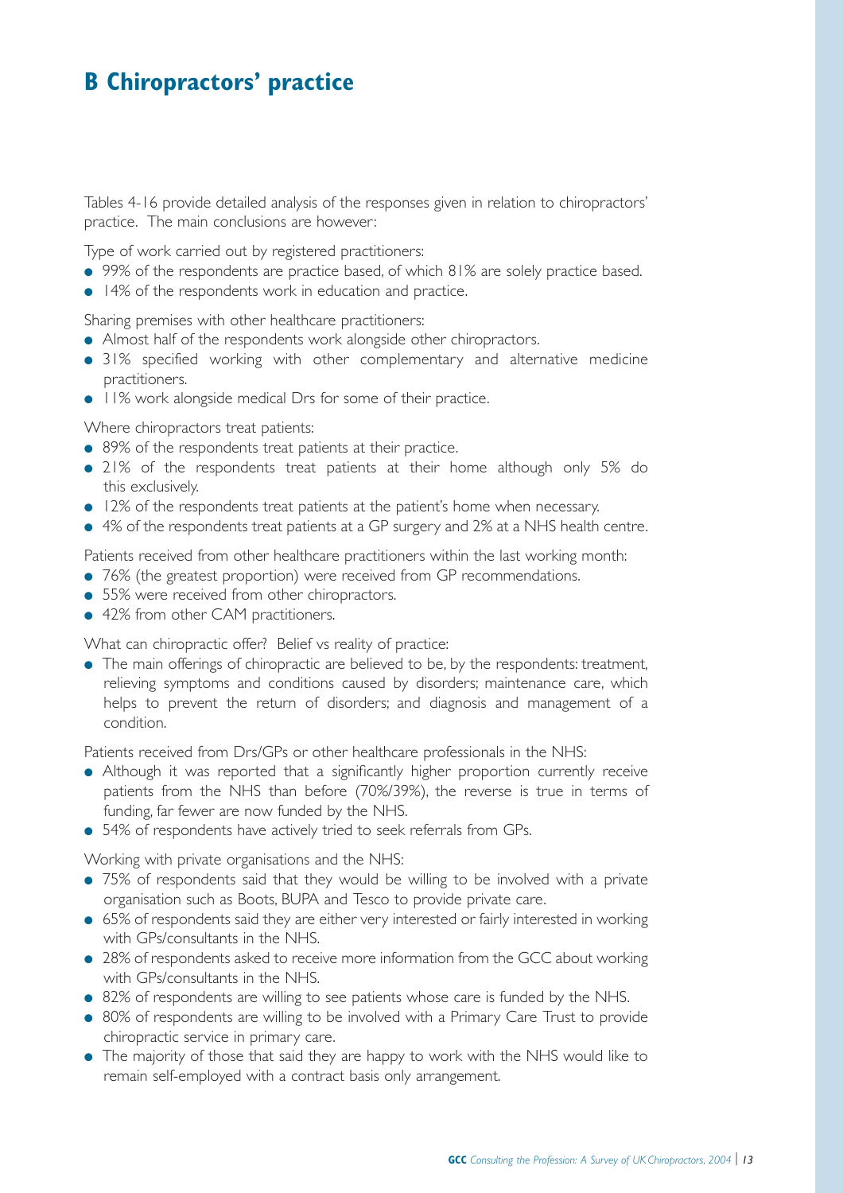# B Chiropractors' practice

Tables 4-16 provide detailed analysis of the responses given in relation to chiropractors' practice. The main conclusions are however:

Type of work carried out by registered practitioners:

- 99% of the respondents are practice based, of which 81% are solely practice based.
- 14% of the respondents work in education and practice.

Sharing premises with other healthcare practitioners:

- Almost half of the respondents work alongside other chiropractors.
- 31% specified working with other complementary and alternative medicine practitioners.
- 11% work alongside medical Drs for some of their practice.

Where chiropractors treat patients:

- 89% of the respondents treat patients at their practice.
- 21% of the respondents treat patients at their home although only 5% do this exclusively.
- 12% of the respondents treat patients at the patient's home when necessary.
- 4% of the respondents treat patients at a GP surgery and 2% at a NHS health centre.

Patients received from other healthcare practitioners within the last working month:

- 76% (the greatest proportion) were received from GP recommendations.
- 55% were received from other chiropractors.
- 42% from other CAM practitioners.

What can chiropractic offer? Belief vs reality of practice:

- The main offerings of chiropractic are believed to be, by the respondents: treatment, relieving symptoms and conditions caused by disorders; maintenance care, which helps to prevent the return of disorders; and diagnosis and management of a condition.

Patients received from Drs/GPs or other healthcare professionals in the NHS:

- Although it was reported that a significantly higher proportion currently receive patients from the NHS than before (70%/39%), the reverse is true in terms of funding, far fewer are now funded by the NHS.
- 54% of respondents have actively tried to seek referrals from GPs.

Working with private organisations and the NHS:

- 75% of respondents said that they would be willing to be involved with a private organisation such as Boots, BUPA and Tesco to provide private care.
- 65% of respondents said they are either very interested or fairly interested in working with GPs/consultants in the NHS.
- 28% of respondents asked to receive more information from the GCC about working with GPs/consultants in the NHS.
- 82% of respondents are willing to see patients whose care is funded by the NHS.
- 80% of respondents are willing to be involved with a Primary Care Trust to provide chiropractic service in primary care.
- The majority of those that said they are happy to work with the NHS would like to remain self-employed with a contract basis only arrangement.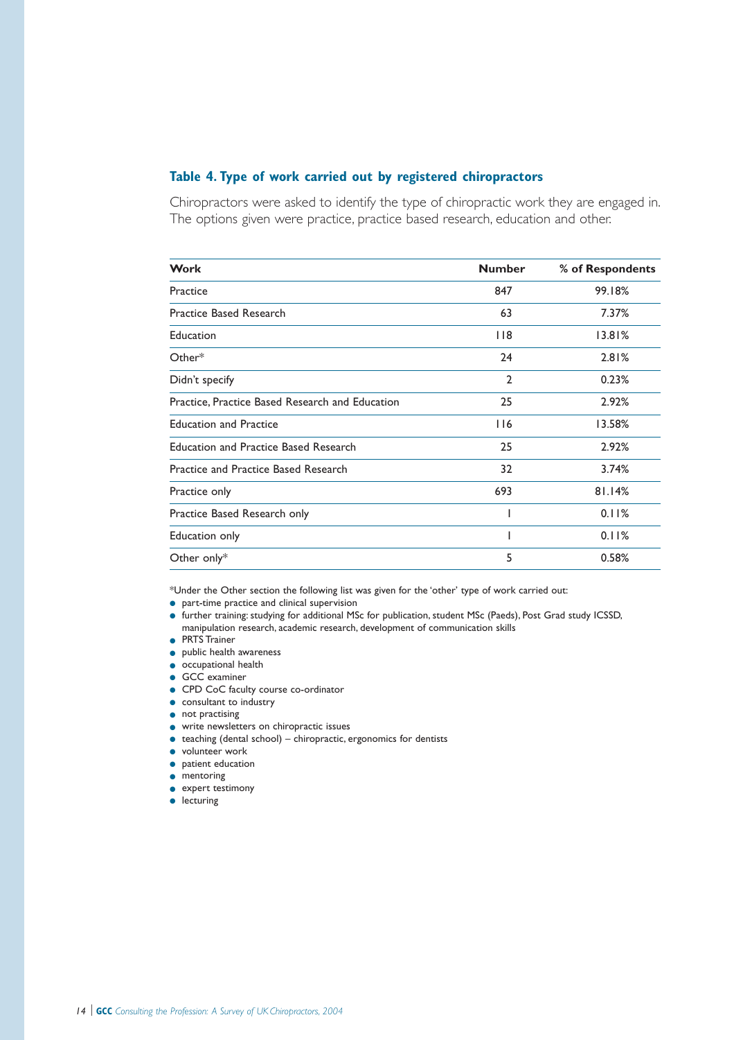### Table 4. Type of work carried out by registered chiropractors

Chiropractors were asked to identify the type of chiropractic work they are engaged in. The options given were practice, practice based research, education and other.

| Work | Number | % of Respondents |
|---|---|---|
| Practice | 847 | 99.18% |
| Practice Based Research | 63 | 7.37% |
| Education | 118 | 13.81% |
| Other* | 24 | 2.81% |
| Didn't specify | 2 | 0.23% |
| Practice, Practice Based Research and Education | 25 | 2.92% |
| Education and Practice | 116 | 13.58% |
| Education and Practice Based Research | 25 | 2.92% |
| Practice and Practice Based Research | 32 | 3.74% |
| Practice only | 693 | 81.14% |
| Practice Based Research only | 1 | 0.11% |
| Education only | 1 | 0.11% |
| Other only* | 5 | 0.58% |

*Under the Other section the following list was given for the 'other' type of work carried out:

- part-time practice and clinical supervision
- further training: studying for additional MSc for publication, student MSc (Paeds), Post Grad study ICSSD, manipulation research, academic research, development of communication skills
- PRTS Trainer
- public health awareness
- occupational health
- GCC examiner
- CPD CoC faculty course co-ordinator
- consultant to industry
- not practising
- write newsletters on chiropractic issues
- teaching (dental school) – chiropractic, ergonomics for dentists
- volunteer work
- patient education
- mentoring
- expert testimony
- lecturing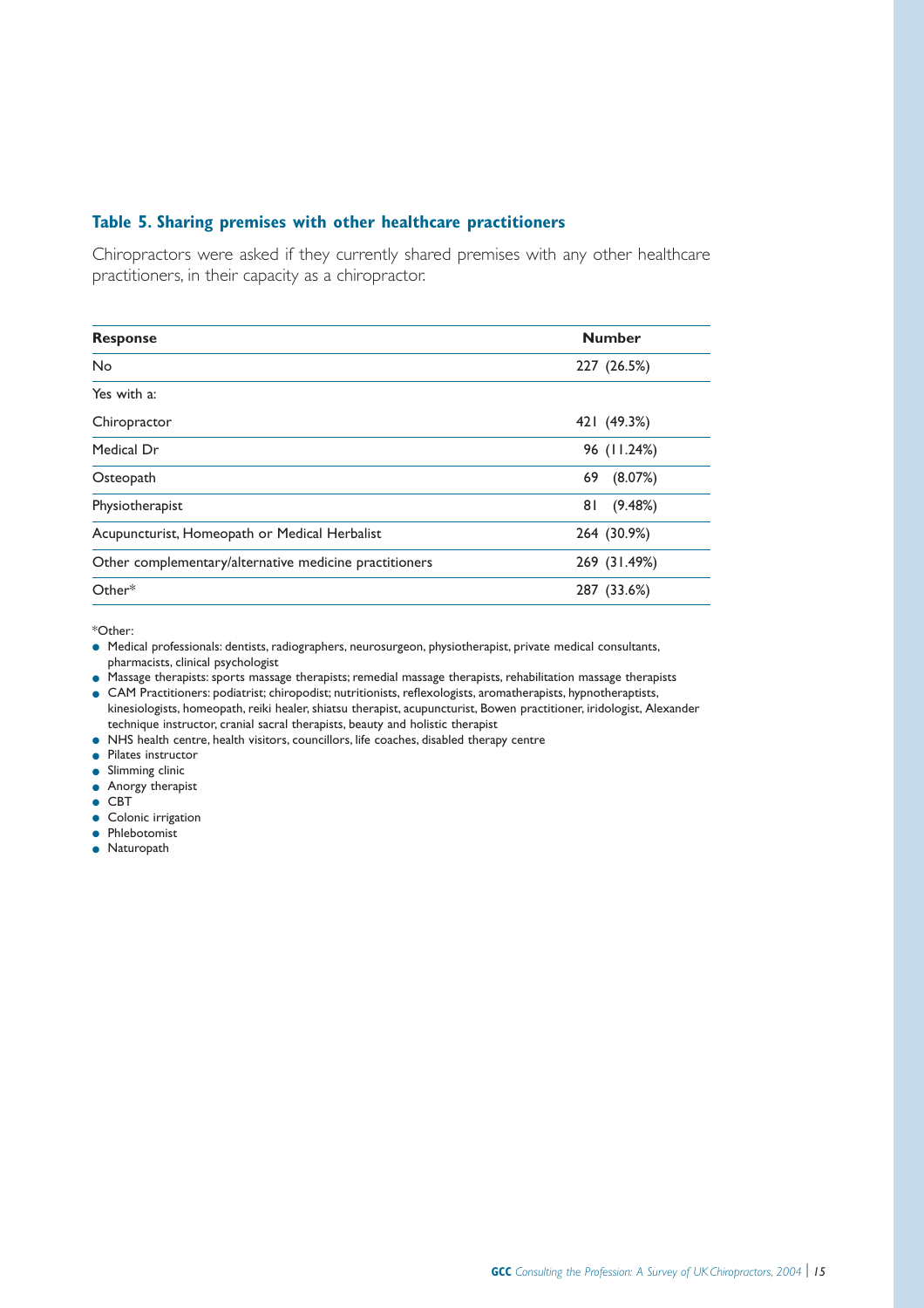### Table 5. Sharing premises with other healthcare practitioners

Chiropractors were asked if they currently shared premises with any other healthcare practitioners, in their capacity as a chiropractor.

| Response | Number |
|---|---|
| No | 227 (26.5%) |
| Yes with a: | |
| Chiropractor | 421 (49.3%) |
| Medical Dr | 96 (11.24%) |
| Osteopath | 69 (8.07%) |
| Physiotherapist | 81 (9.48%) |
| Acupuncturist, Homeopath or Medical Herbalist | 264 (30.9%) |
| Other complementary/alternative medicine practitioners | 269 (31.49%) |
| Other* | 287 (33.6%) |

*Other:

- Medical professionals: dentists, radiographers, neurosurgeon, physiotherapist, private medical consultants, pharmacists, clinical psychologist
- Massage therapists: sports massage therapists; remedial massage therapists, rehabilitation massage therapists
- CAM Practitioners: podiatrist; chiropodist; nutritionists, reflexologists, aromatherapists, hypnotheraptists, kinesiologists, homeopath, reiki healer, shiatsu therapist, acupuncturist, Bowen practitioner, iridologist, Alexander technique instructor, cranial sacral therapists, beauty and holistic therapist
- NHS health centre, health visitors, councillors, life coaches, disabled therapy centre
- Pilates instructor
- Slimming clinic
- Anorgy therapist
- CBT
- Colonic irrigation
- Phlebotomist
- Naturopath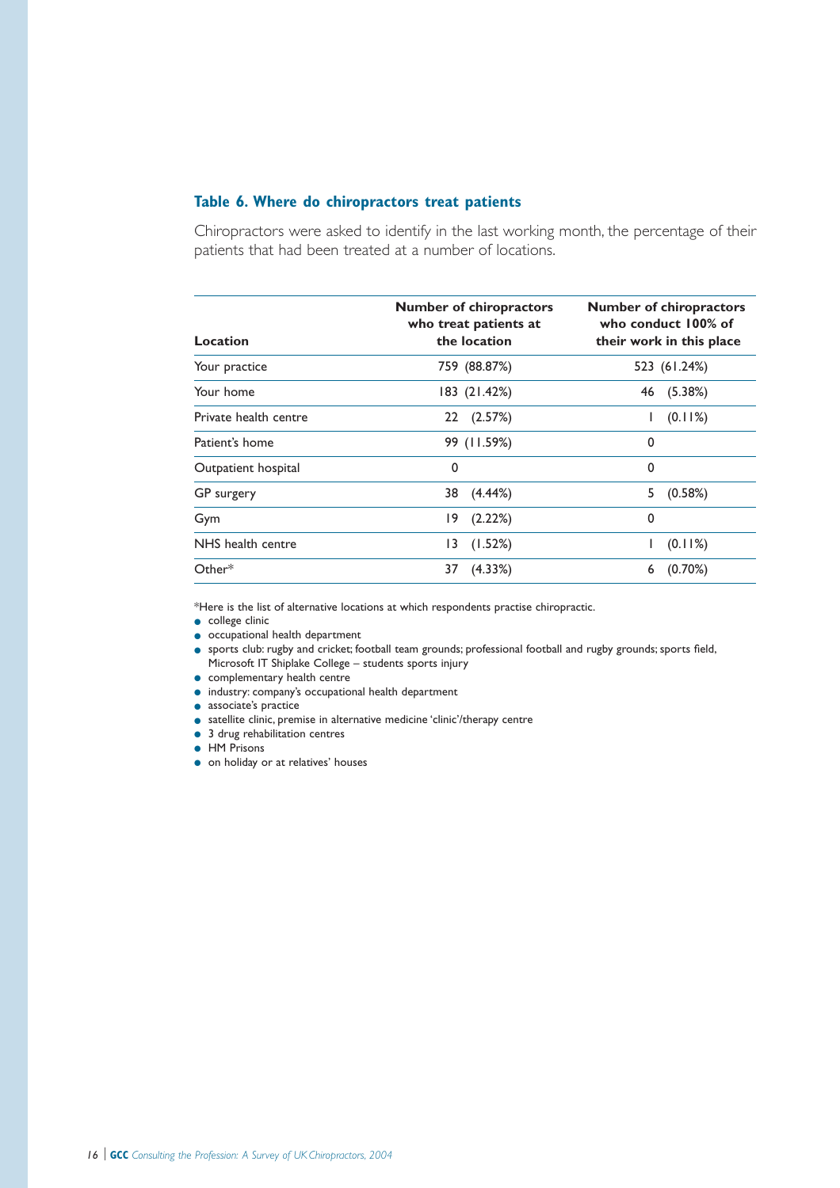### Table 6. Where do chiropractors treat patients

Chiropractors were asked to identify in the last working month, the percentage of their patients that had been treated at a number of locations.

| Location | Number of chiropractors who treat patients at the location | Number of chiropractors who conduct 100% of their work in this place |
|---|---|---|
| Your practice | 759 (88.87%) | 523 (61.24%) |
| Your home | 183 (21.42%) | 46 (5.38%) |
| Private health centre | 22 (2.57%) | 1 (0.11%) |
| Patient's home | 99 (11.59%) | 0 |
| Outpatient hospital | 0 | 0 |
| GP surgery | 38 (4.44%) | 5 (0.58%) |
| Gym | 19 (2.22%) | 0 |
| NHS health centre | 13 (1.52%) | 1 (0.11%) |
| Other* | 37 (4.33%) | 6 (0.70%) |

*Here is the list of alternative locations at which respondents practise chiropractic.

- college clinic
- occupational health department
- sports club: rugby and cricket; football team grounds; professional football and rugby grounds; sports field, Microsoft IT Shiplake College – students sports injury
- complementary health centre
- industry: company's occupational health department
- associate's practice
- satellite clinic, premise in alternative medicine 'clinic'/therapy centre
- 3 drug rehabilitation centres
- HM Prisons
- on holiday or at relatives' houses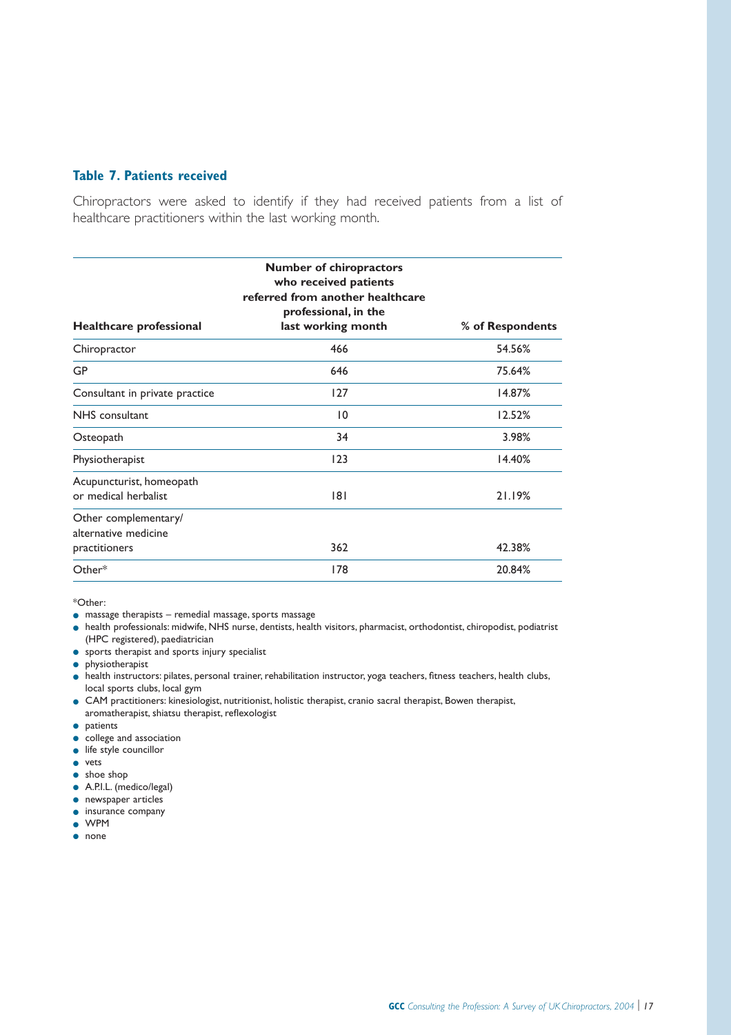### Table 7. Patients received

Chiropractors were asked to identify if they had received patients from a list of healthcare practitioners within the last working month.

| Healthcare professional | Number of chiropractors who received patients referred from another healthcare professional, in the last working month | % of Respondents |
|---|---|---|
| Chiropractor | 466 | 54.56% |
| GP | 646 | 75.64% |
| Consultant in private practice | 127 | 14.87% |
| NHS consultant | 10 | 12.52% |
| Osteopath | 34 | 3.98% |
| Physiotherapist | 123 | 14.40% |
| Acupuncturist, homeopath or medical herbalist | 181 | 21.19% |
| Other complementary/ alternative medicine practitioners | 362 | 42.38% |
| Other* | 178 | 20.84% |

*Other:

- massage therapists – remedial massage, sports massage
- health professionals: midwife, NHS nurse, dentists, health visitors, pharmacist, orthodontist, chiropodist, podiatrist (HPC registered), paediatrician
- sports therapist and sports injury specialist
- physiotherapist
- health instructors: pilates, personal trainer, rehabilitation instructor, yoga teachers, fitness teachers, health clubs, local sports clubs, local gym
- CAM practitioners: kinesiologist, nutritionist, holistic therapist, cranio sacral therapist, Bowen therapist, aromatherapist, shiatsu therapist, reflexologist
- patients
- college and association
- life style councillor
- vets
- shoe shop
- A.P.I.L. (medico/legal)
- newspaper articles
- insurance company
- WPM
- none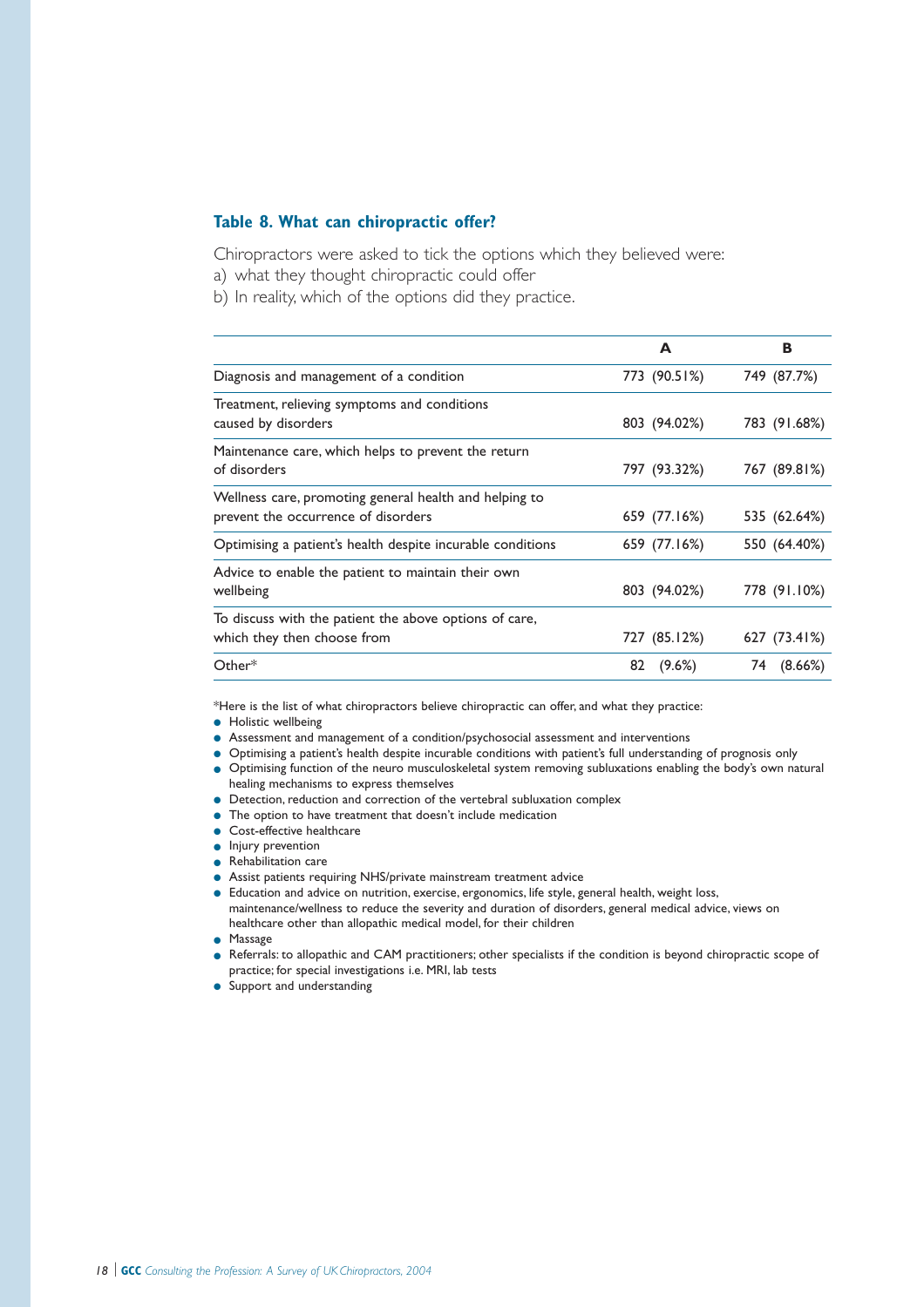### Table 8. What can chiropractic offer?

Chiropractors were asked to tick the options which they believed were:

a) what they thought chiropractic could offer

b) In reality, which of the options did they practice.

| | A | B |
|---|---|---|
| Diagnosis and management of a condition | 773 (90.51%) | 749 (87.7%) |
| Treatment, relieving symptoms and conditions caused by disorders | 803 (94.02%) | 783 (91.68%) |
| Maintenance care, which helps to prevent the return of disorders | 797 (93.32%) | 767 (89.81%) |
| Wellness care, promoting general health and helping to prevent the occurrence of disorders | 659 (77.16%) | 535 (62.64%) |
| Optimising a patient's health despite incurable conditions | 659 (77.16%) | 550 (64.40%) |
| Advice to enable the patient to maintain their own wellbeing | 803 (94.02%) | 778 (91.10%) |
| To discuss with the patient the above options of care, which they then choose from | 727 (85.12%) | 627 (73.41%) |
| Other* | 82 (9.6%) | 74 (8.66%) |

*Here is the list of what chiropractors believe chiropractic can offer, and what they practice:

- Holistic wellbeing
- Assessment and management of a condition/psychosocial assessment and interventions
- Optimising a patient's health despite incurable conditions with patient's full understanding of prognosis only
- Optimising function of the neuro musculoskeletal system removing subluxations enabling the body's own natural healing mechanisms to express themselves
- Detection, reduction and correction of the vertebral subluxation complex
- The option to have treatment that doesn't include medication
- Cost-effective healthcare
- Injury prevention
- Rehabilitation care
- Assist patients requiring NHS/private mainstream treatment advice
- Education and advice on nutrition, exercise, ergonomics, life style, general health, weight loss, maintenance/wellness to reduce the severity and duration of disorders, general medical advice, views on healthcare other than allopathic medical model, for their children
- Massage
- Referrals: to allopathic and CAM practitioners; other specialists if the condition is beyond chiropractic scope of practice; for special investigations i.e. MRI, lab tests
- Support and understanding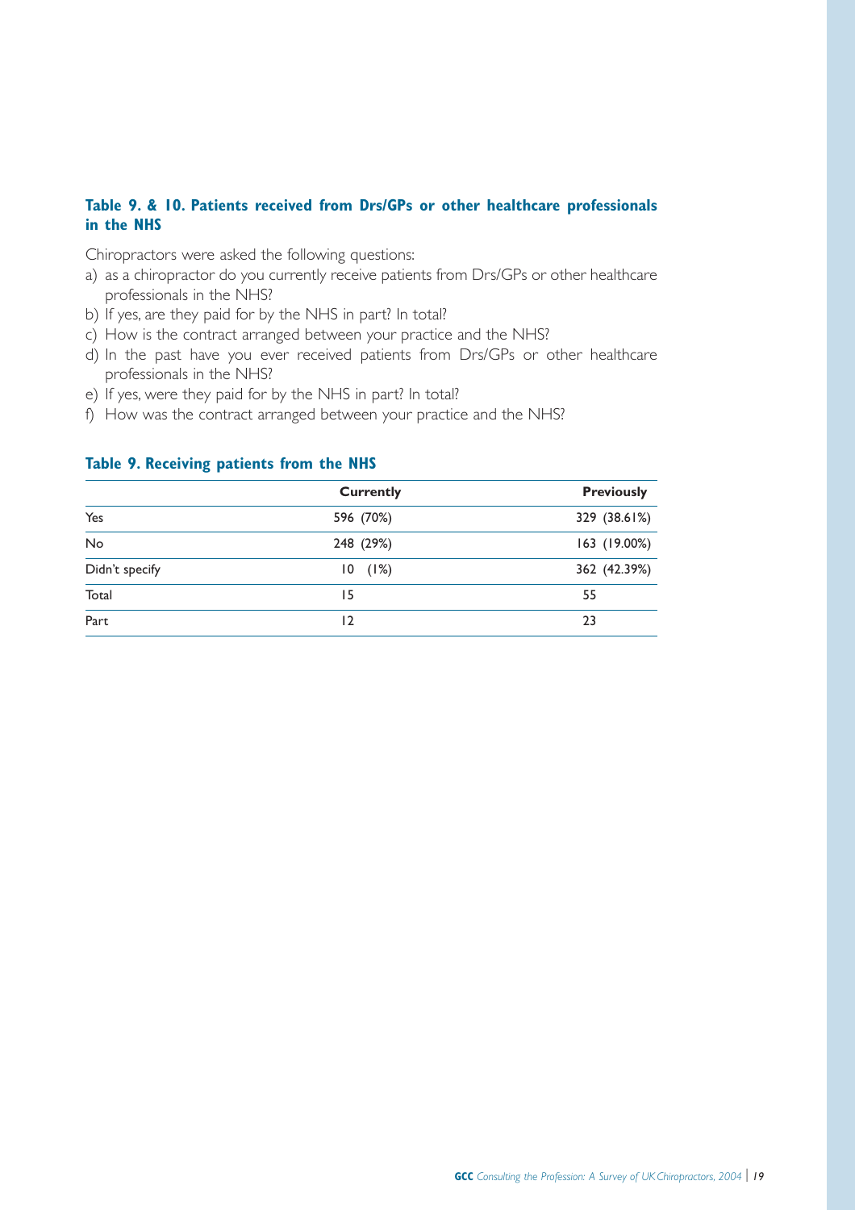### Table 9. & 10. Patients received from Drs/GPs or other healthcare professionals in the NHS

Chiropractors were asked the following questions:

a) as a chiropractor do you currently receive patients from Drs/GPs or other healthcare professionals in the NHS?
b) If yes, are they paid for by the NHS in part? In total?
c) How is the contract arranged between your practice and the NHS?
d) In the past have you ever received patients from Drs/GPs or other healthcare professionals in the NHS?
e) If yes, were they paid for by the NHS in part? In total?
f) How was the contract arranged between your practice and the NHS?

### Table 9. Receiving patients from the NHS

| | Currently | Previously |
|---|---|---|
| Yes | 596 (70%) | 329 (38.61%) |
| No | 248 (29%) | 163 (19.00%) |
| Didn't specify | 10 (1%) | 362 (42.39%) |
| Total | 15 | 55 |
| Part | 12 | 23 |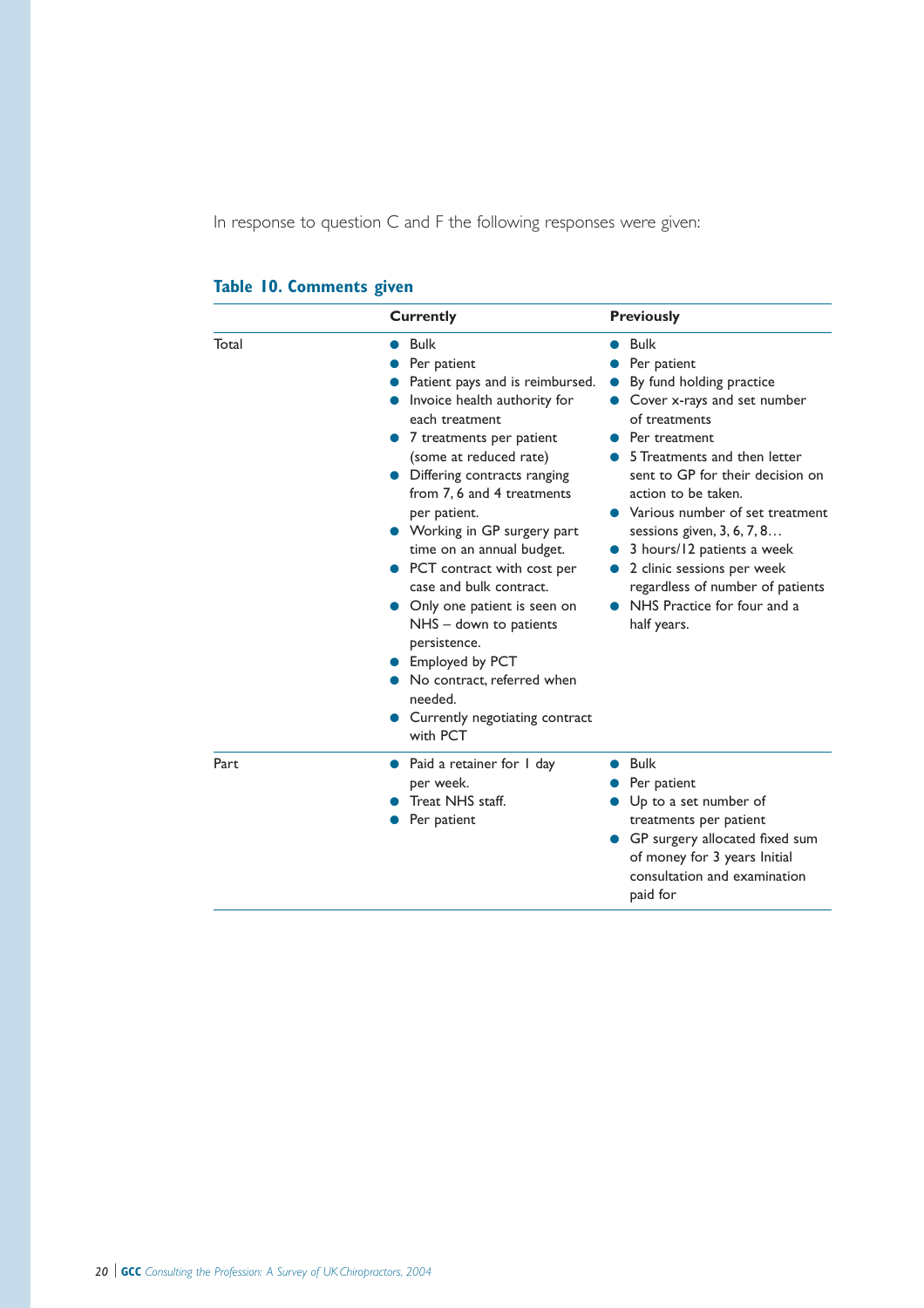In response to question C and F the following responses were given:

**Table 10. Comments given**

| | Currently | Previously |
|---|---|---|
| Total | • Bulk<br>• Per patient<br>• Patient pays and is reimbursed.<br>• Invoice health authority for each treatment<br>• 7 treatments per patient (some at reduced rate)<br>• Differing contracts ranging from 7, 6 and 4 treatments per patient.<br>• Working in GP surgery part time on an annual budget.<br>• PCT contract with cost per case and bulk contract.<br>• Only one patient is seen on NHS – down to patients persistence.<br>• Employed by PCT<br>• No contract, referred when needed.<br>• Currently negotiating contract with PCT | • Bulk<br>• Per patient<br>• By fund holding practice<br>• Cover x-rays and set number of treatments<br>• Per treatment<br>• 5 Treatments and then letter sent to GP for their decision on action to be taken.<br>• Various number of set treatment sessions given, 3, 6, 7, 8…<br>• 3 hours/12 patients a week<br>• 2 clinic sessions per week regardless of number of patients<br>• NHS Practice for four and a half years. |
| Part | • Paid a retainer for 1 day per week.<br>• Treat NHS staff.<br>• Per patient | • Bulk<br>• Per patient<br>• Up to a set number of treatments per patient<br>• GP surgery allocated fixed sum of money for 3 years Initial consultation and examination paid for |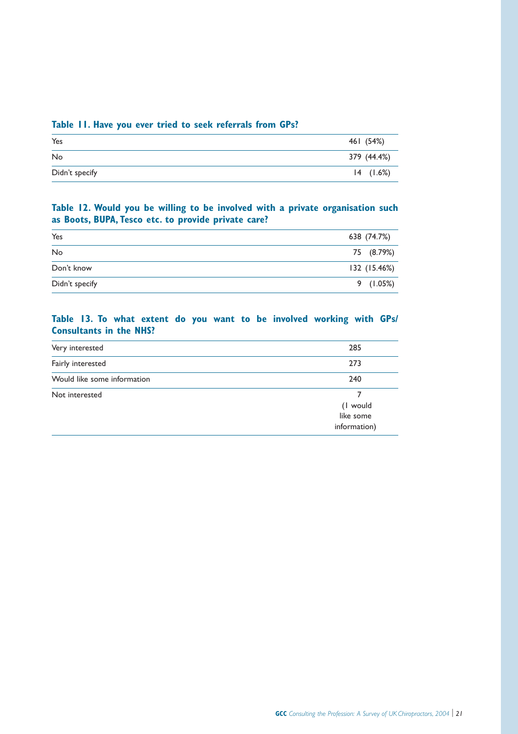**Table 11. Have you ever tried to seek referrals from GPs?**

| | |
|---|---|
| Yes | 461 (54%) |
| No | 379 (44.4%) |
| Didn't specify | 14 (1.6%) |

**Table 12. Would you be willing to be involved with a private organisation such as Boots, BUPA, Tesco etc. to provide private care?**

| | |
|---|---|
| Yes | 638 (74.7%) |
| No | 75 (8.79%) |
| Don't know | 132 (15.46%) |
| Didn't specify | 9 (1.05%) |

**Table 13. To what extent do you want to be involved working with GPs/ Consultants in the NHS?**

| | |
|---|---|
| Very interested | 285 |
| Fairly interested | 273 |
| Would like some information | 240 |
| Not interested | 7 (1 would like some information) |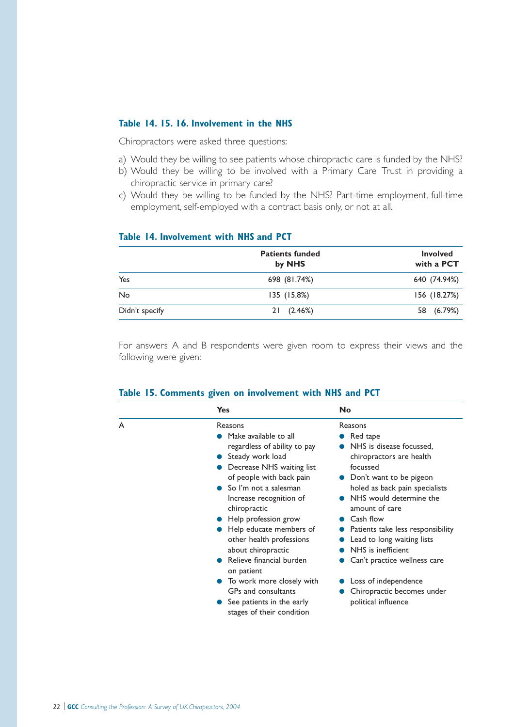### Table 14. 15. 16. Involvement in the NHS

Chiropractors were asked three questions:

a) Would they be willing to see patients whose chiropractic care is funded by the NHS?
b) Would they be willing to be involved with a Primary Care Trust in providing a chiropractic service in primary care?
c) Would they be willing to be funded by the NHS? Part-time employment, full-time employment, self-employed with a contract basis only, or not at all.

### Table 14. Involvement with NHS and PCT

| | Patients funded by NHS | Involved with a PCT |
|---|---|---|
| Yes | 698 (81.74%) | 640 (74.94%) |
| No | 135 (15.8%) | 156 (18.27%) |
| Didn't specify | 21 (2.46%) | 58 (6.79%) |

For answers A and B respondents were given room to express their views and the following were given:

### Table 15. Comments given on involvement with NHS and PCT

| | Yes | No |
|---|---|---|
| A | Reasons<br>• Make available to all regardless of ability to pay<br>• Steady work load<br>• Decrease NHS waiting list of people with back pain<br>• So I'm not a salesman Increase recognition of chiropractic<br>• Help profession grow<br>• Help educate members of other health professions about chiropractic<br>• Relieve financial burden on patient<br>• To work more closely with GPs and consultants<br>• See patients in the early stages of their condition | Reasons<br>• Red tape<br>• NHS is disease focussed, chiropractors are health focussed<br>• Don't want to be pigeon holed as back pain specialists<br>• NHS would determine the amount of care<br>• Cash flow<br>• Patients take less responsibility<br>• Lead to long waiting lists<br>• NHS is inefficient<br>• Can't practice wellness care<br>• Loss of independence<br>• Chiropractic becomes under political influence |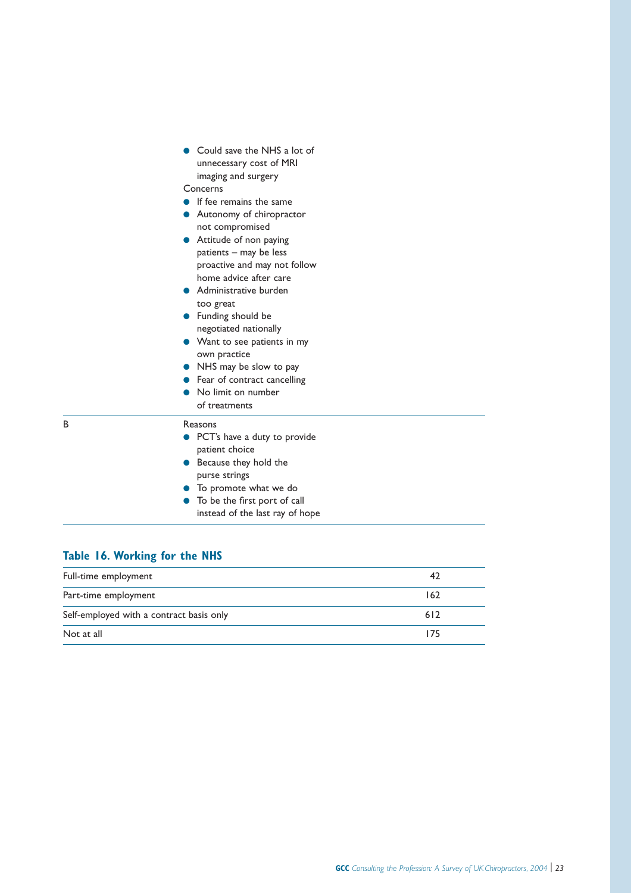|   |   |
|---|---|
|   | • Could save the NHS a lot of unnecessary cost of MRI imaging and surgery<br>Concerns<br>• If fee remains the same<br>• Autonomy of chiropractor not compromised<br>• Attitude of non paying patients – may be less proactive and may not follow home advice after care<br>• Administrative burden too great<br>• Funding should be negotiated nationally<br>• Want to see patients in my own practice<br>• NHS may be slow to pay<br>• Fear of contract cancelling<br>• No limit on number of treatments |
| B | Reasons<br>• PCT's have a duty to provide patient choice<br>• Because they hold the purse strings<br>• To promote what we do<br>• To be the first port of call instead of the last ray of hope |

### Table 16. Working for the NHS

| | |
|---|---|
| Full-time employment | 42 |
| Part-time employment | 162 |
| Self-employed with a contract basis only | 612 |
| Not at all | 175 |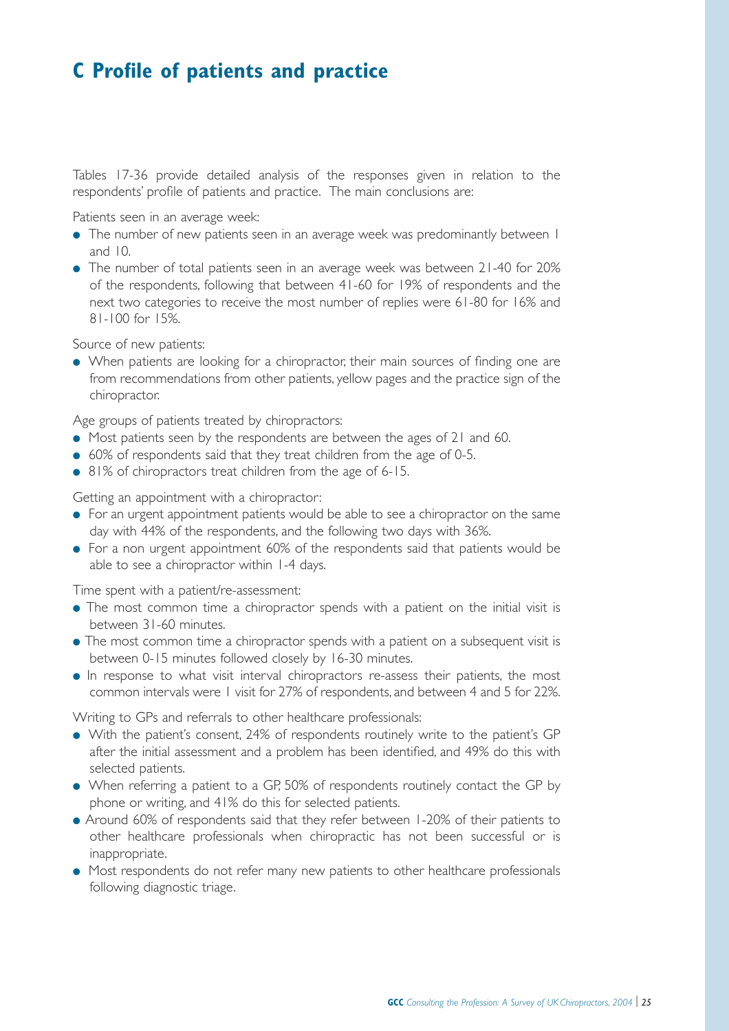# C Profile of patients and practice

Tables 17-36 provide detailed analysis of the responses given in relation to the respondents' profile of patients and practice. The main conclusions are:

Patients seen in an average week:

- The number of new patients seen in an average week was predominantly between 1 and 10.
- The number of total patients seen in an average week was between 21-40 for 20% of the respondents, following that between 41-60 for 19% of respondents and the next two categories to receive the most number of replies were 61-80 for 16% and 81-100 for 15%.

Source of new patients:

- When patients are looking for a chiropractor, their main sources of finding one are from recommendations from other patients, yellow pages and the practice sign of the chiropractor.

Age groups of patients treated by chiropractors:

- Most patients seen by the respondents are between the ages of 21 and 60.
- 60% of respondents said that they treat children from the age of 0-5.
- 81% of chiropractors treat children from the age of 6-15.

Getting an appointment with a chiropractor:

- For an urgent appointment patients would be able to see a chiropractor on the same day with 44% of the respondents, and the following two days with 36%.
- For a non urgent appointment 60% of the respondents said that patients would be able to see a chiropractor within 1-4 days.

Time spent with a patient/re-assessment:

- The most common time a chiropractor spends with a patient on the initial visit is between 31-60 minutes.
- The most common time a chiropractor spends with a patient on a subsequent visit is between 0-15 minutes followed closely by 16-30 minutes.
- In response to what visit interval chiropractors re-assess their patients, the most common intervals were 1 visit for 27% of respondents, and between 4 and 5 for 22%.

Writing to GPs and referrals to other healthcare professionals:

- With the patient's consent, 24% of respondents routinely write to the patient's GP after the initial assessment and a problem has been identified, and 49% do this with selected patients.
- When referring a patient to a GP, 50% of respondents routinely contact the GP by phone or writing, and 41% do this for selected patients.
- Around 60% of respondents said that they refer between 1-20% of their patients to other healthcare professionals when chiropractic has not been successful or is inappropriate.
- Most respondents do not refer many new patients to other healthcare professionals following diagnostic triage.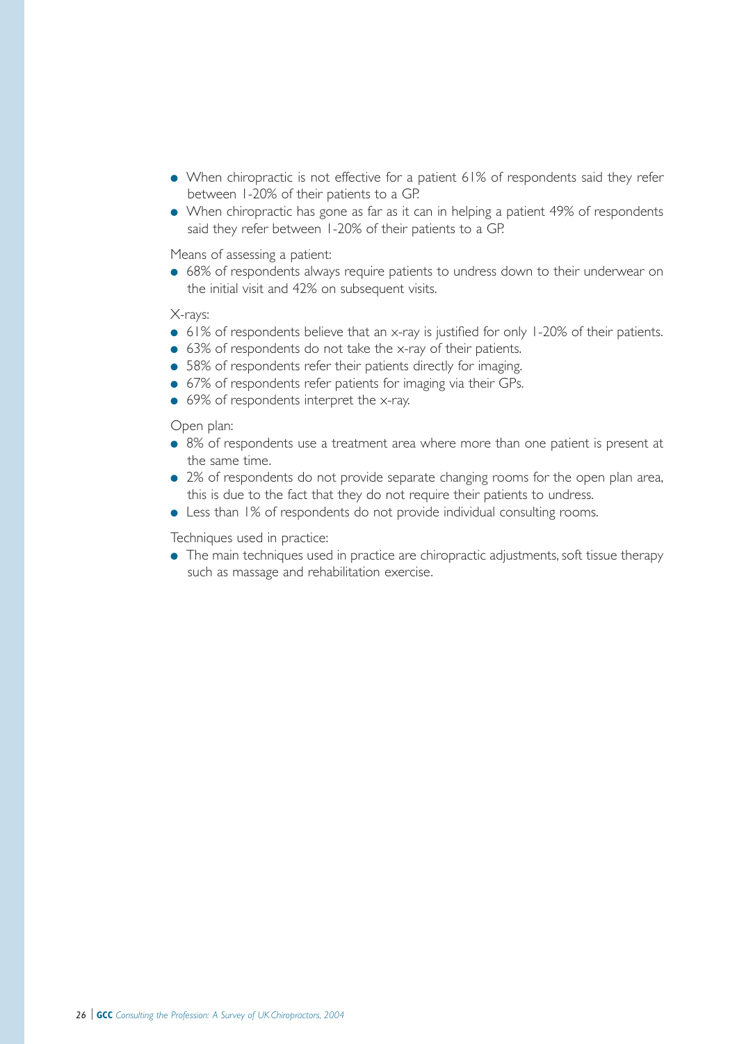- When chiropractic is not effective for a patient 61% of respondents said they refer between 1-20% of their patients to a GP.
- When chiropractic has gone as far as it can in helping a patient 49% of respondents said they refer between 1-20% of their patients to a GP.

Means of assessing a patient:

- 68% of respondents always require patients to undress down to their underwear on the initial visit and 42% on subsequent visits.

X-rays:

- 61% of respondents believe that an x-ray is justified for only 1-20% of their patients.
- 63% of respondents do not take the x-ray of their patients.
- 58% of respondents refer their patients directly for imaging.
- 67% of respondents refer patients for imaging via their GPs.
- 69% of respondents interpret the x-ray.

Open plan:

- 8% of respondents use a treatment area where more than one patient is present at the same time.
- 2% of respondents do not provide separate changing rooms for the open plan area, this is due to the fact that they do not require their patients to undress.
- Less than 1% of respondents do not provide individual consulting rooms.

Techniques used in practice:

- The main techniques used in practice are chiropractic adjustments, soft tissue therapy such as massage and rehabilitation exercise.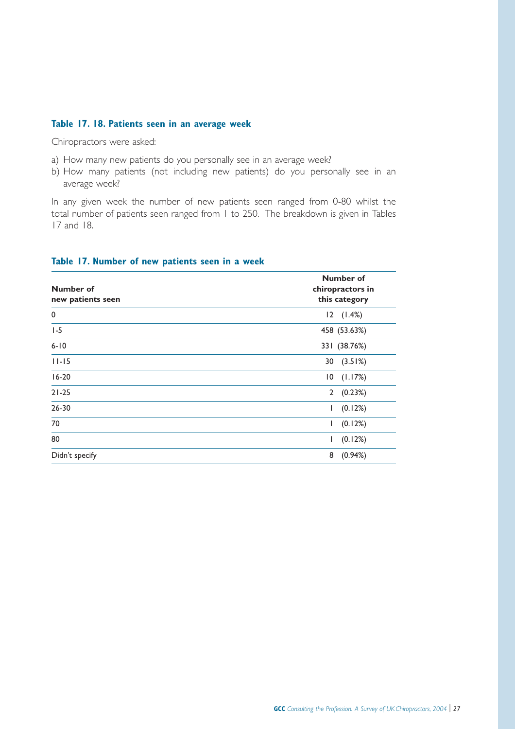### Table 17. 18. Patients seen in an average week

Chiropractors were asked:

a) How many new patients do you personally see in an average week?
b) How many patients (not including new patients) do you personally see in an average week?

In any given week the number of new patients seen ranged from 0-80 whilst the total number of patients seen ranged from 1 to 250. The breakdown is given in Tables 17 and 18.

### Table 17. Number of new patients seen in a week

| Number of new patients seen | Number of chiropractors in this category |
|---|---|
| 0 | 12 (1.4%) |
| 1-5 | 458 (53.63%) |
| 6-10 | 331 (38.76%) |
| 11-15 | 30 (3.51%) |
| 16-20 | 10 (1.17%) |
| 21-25 | 2 (0.23%) |
| 26-30 | 1 (0.12%) |
| 70 | 1 (0.12%) |
| 80 | 1 (0.12%) |
| Didn't specify | 8 (0.94%) |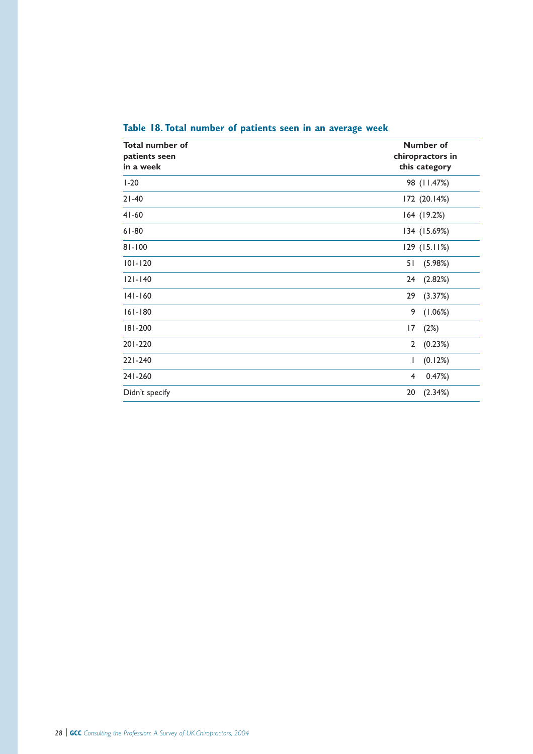## Table 18. Total number of patients seen in an average week

| Total number of patients seen in a week | Number of chiropractors in this category |
|---|---|
| 1-20 | 98 (11.47%) |
| 21-40 | 172 (20.14%) |
| 41-60 | 164 (19.2%) |
| 61-80 | 134 (15.69%) |
| 81-100 | 129 (15.11%) |
| 101-120 | 51 (5.98%) |
| 121-140 | 24 (2.82%) |
| 141-160 | 29 (3.37%) |
| 161-180 | 9 (1.06%) |
| 181-200 | 17 (2%) |
| 201-220 | 2 (0.23%) |
| 221-240 | 1 (0.12%) |
| 241-260 | 4 0.47%) |
| Didn't specify | 20 (2.34%) |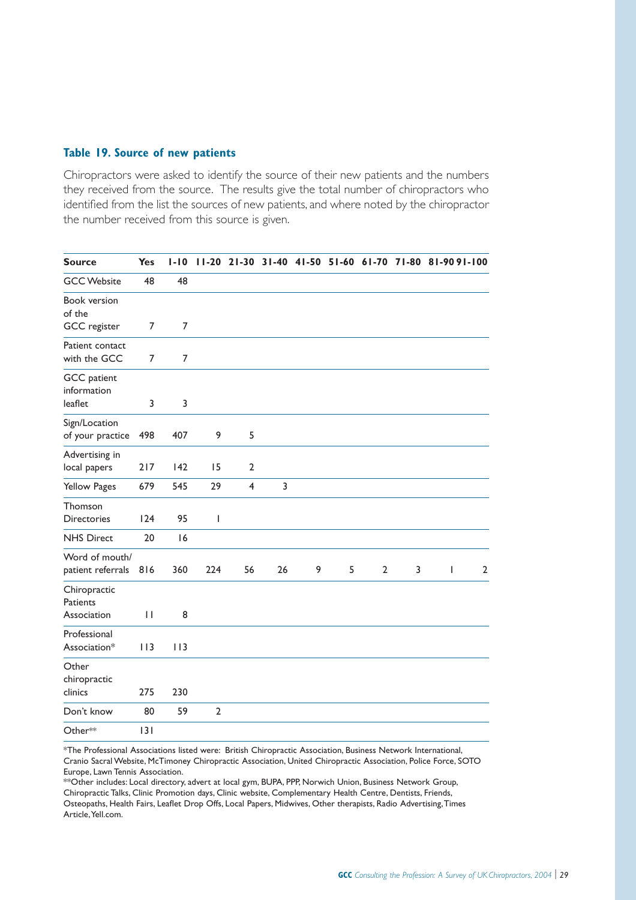### Table 19. Source of new patients

Chiropractors were asked to identify the source of their new patients and the numbers they received from the source. The results give the total number of chiropractors who identified from the list the sources of new patients, and where noted by the chiropractor the number received from this source is given.

| Source | Yes | 1-10 | 11-20 | 21-30 | 31-40 | 41-50 | 51-60 | 61-70 | 71-80 | 81-90 | 91-100 |
|---|---|---|---|---|---|---|---|---|---|---|---|
| GCC Website | 48 | 48 | | | | | | | | | |
| Book version of the GCC register | 7 | 7 | | | | | | | | | |
| Patient contact with the GCC | 7 | 7 | | | | | | | | | |
| GCC patient information leaflet | 3 | 3 | | | | | | | | | |
| Sign/Location of your practice | 498 | 407 | 9 | 5 | | | | | | | |
| Advertising in local papers | 217 | 142 | 15 | 2 | | | | | | | |
| Yellow Pages | 679 | 545 | 29 | 4 | 3 | | | | | | |
| Thomson Directories | 124 | 95 | 1 | | | | | | | | |
| NHS Direct | 20 | 16 | | | | | | | | | |
| Word of mouth/ patient referrals | 816 | 360 | 224 | 56 | 26 | 9 | 5 | 2 | 3 | 1 | 2 |
| Chiropractic Patients Association | 11 | 8 | | | | | | | | | |
| Professional Association* | 113 | 113 | | | | | | | | | |
| Other chiropractic clinics | 275 | 230 | | | | | | | | | |
| Don't know | 80 | 59 | 2 | | | | | | | | |
| Other** | 131 | | | | | | | | | | |

*The Professional Associations listed were: British Chiropractic Association, Business Network International, Cranio Sacral Website, McTimoney Chiropractic Association, United Chiropractic Association, Police Force, SOTO Europe, Lawn Tennis Association.

**Other includes: Local directory, advert at local gym, BUPA, PPP, Norwich Union, Business Network Group, Chiropractic Talks, Clinic Promotion days, Clinic website, Complementary Health Centre, Dentists, Friends, Osteopaths, Health Fairs, Leaflet Drop Offs, Local Papers, Midwives, Other therapists, Radio Advertising, Times Article, Yell.com.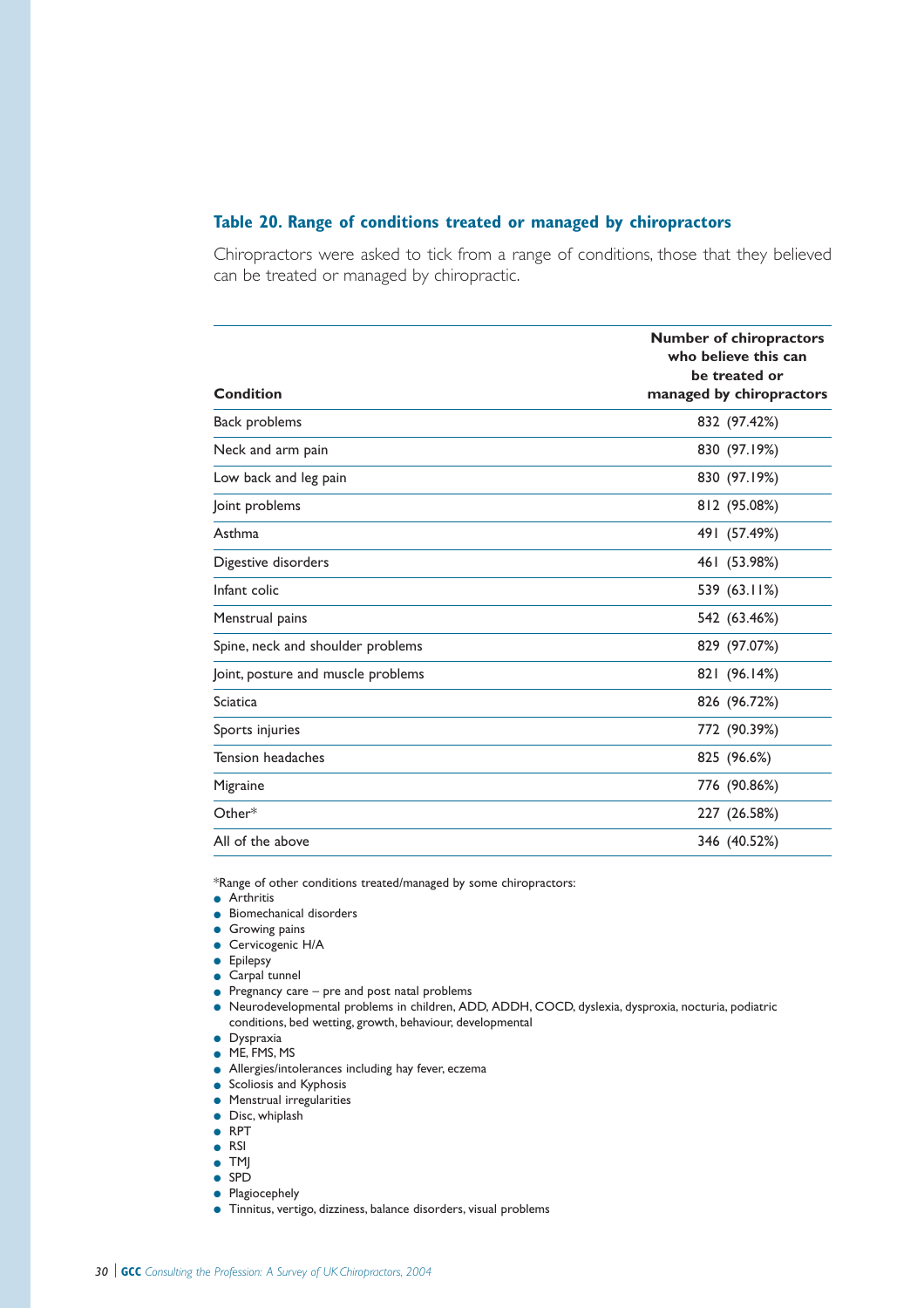### Table 20. Range of conditions treated or managed by chiropractors

Chiropractors were asked to tick from a range of conditions, those that they believed can be treated or managed by chiropractic.

| Condition | Number of chiropractors who believe this can be treated or managed by chiropractors |
|---|---|
| Back problems | 832 (97.42%) |
| Neck and arm pain | 830 (97.19%) |
| Low back and leg pain | 830 (97.19%) |
| Joint problems | 812 (95.08%) |
| Asthma | 491 (57.49%) |
| Digestive disorders | 461 (53.98%) |
| Infant colic | 539 (63.11%) |
| Menstrual pains | 542 (63.46%) |
| Spine, neck and shoulder problems | 829 (97.07%) |
| Joint, posture and muscle problems | 821 (96.14%) |
| Sciatica | 826 (96.72%) |
| Sports injuries | 772 (90.39%) |
| Tension headaches | 825 (96.6%) |
| Migraine | 776 (90.86%) |
| Other* | 227 (26.58%) |
| All of the above | 346 (40.52%) |

*Range of other conditions treated/managed by some chiropractors:

- Arthritis
- Biomechanical disorders
- Growing pains
- Cervicogenic H/A
- Epilepsy
- Carpal tunnel
- Pregnancy care – pre and post natal problems
- Neurodevelopmental problems in children, ADD, ADDH, COCD, dyslexia, dysproxia, nocturia, podiatric conditions, bed wetting, growth, behaviour, developmental
- Dyspraxia
- ME, FMS, MS
- Allergies/intolerances including hay fever, eczema
- Scoliosis and Kyphosis
- Menstrual irregularities
- Disc, whiplash
- RPT
- RSI
- TMJ
- SPD
- Plagiocephely
- Tinnitus, vertigo, dizziness, balance disorders, visual problems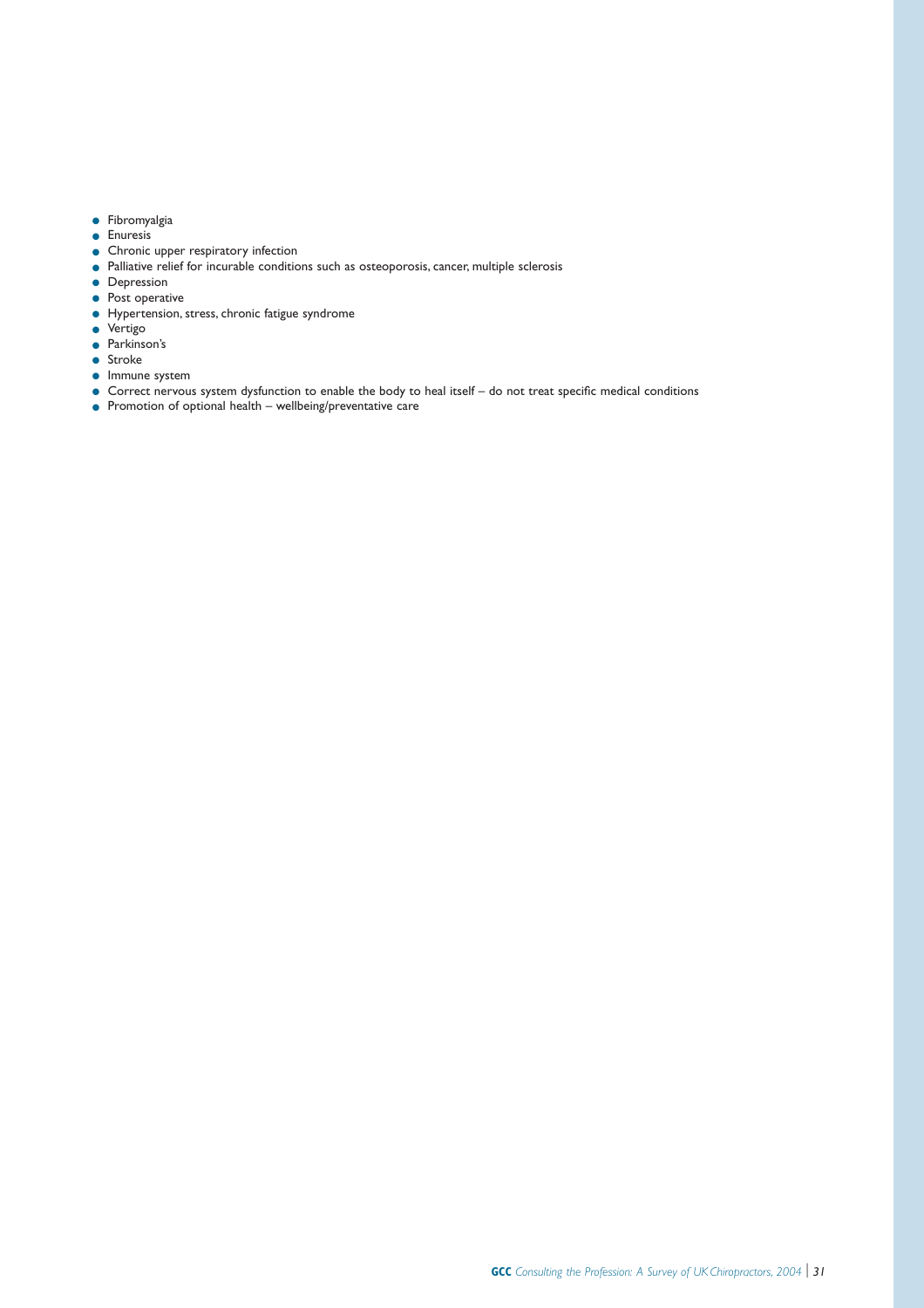- Fibromyalgia
- Enuresis
- Chronic upper respiratory infection
- Palliative relief for incurable conditions such as osteoporosis, cancer, multiple sclerosis
- Depression
- Post operative
- Hypertension, stress, chronic fatigue syndrome
- Vertigo
- Parkinson's
- Stroke
- Immune system
- Correct nervous system dysfunction to enable the body to heal itself – do not treat specific medical conditions
- Promotion of optional health – wellbeing/preventative care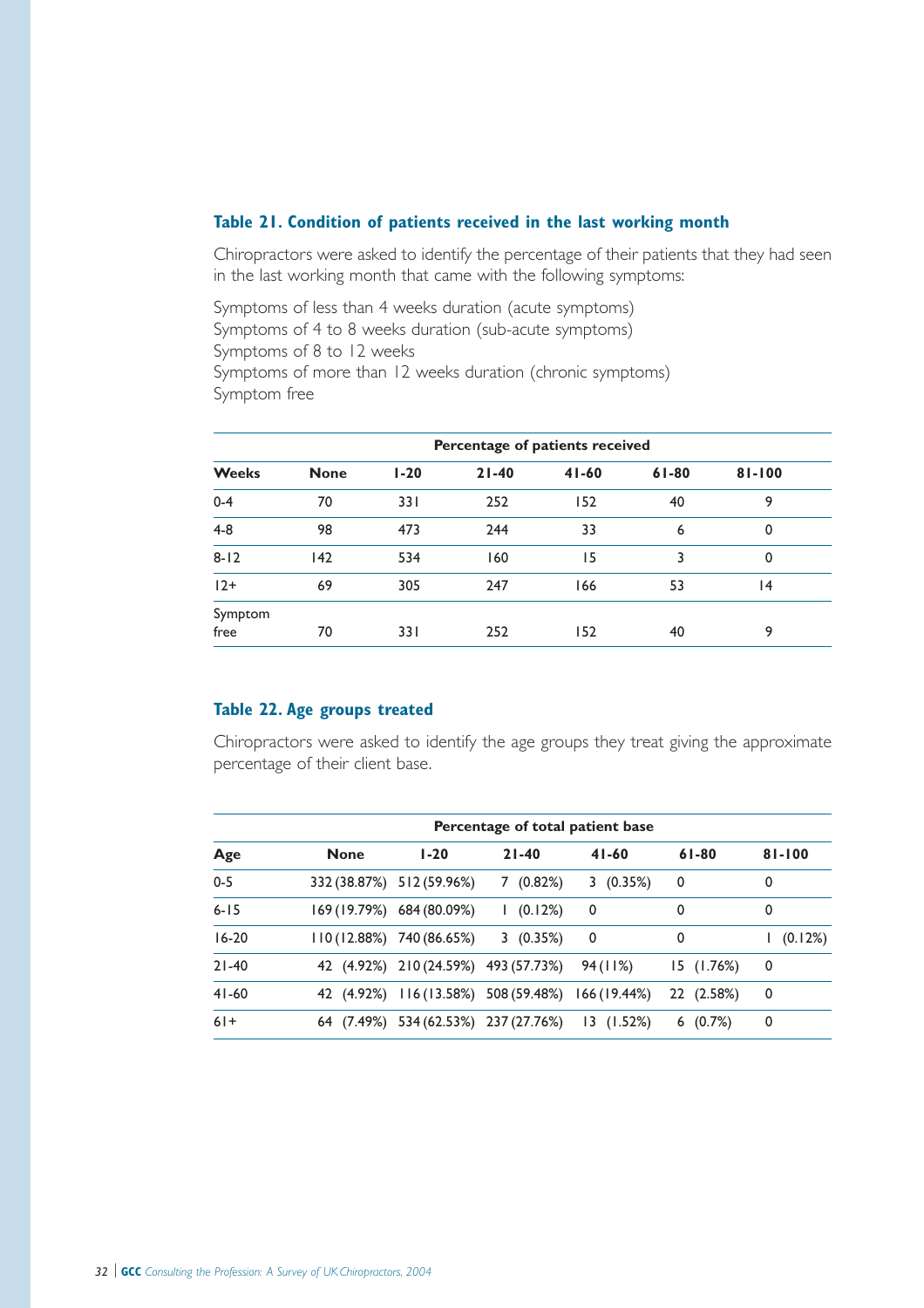### Table 21. Condition of patients received in the last working month

Chiropractors were asked to identify the percentage of their patients that they had seen in the last working month that came with the following symptoms:

Symptoms of less than 4 weeks duration (acute symptoms)
Symptoms of 4 to 8 weeks duration (sub-acute symptoms)
Symptoms of 8 to 12 weeks
Symptoms of more than 12 weeks duration (chronic symptoms)
Symptom free

| | Percentage of patients received | | | | | |
|---|---|---|---|---|---|---|
| **Weeks** | **None** | **1-20** | **21-40** | **41-60** | **61-80** | **81-100** |
| 0-4 | 70 | 331 | 252 | 152 | 40 | 9 |
| 4-8 | 98 | 473 | 244 | 33 | 6 | 0 |
| 8-12 | 142 | 534 | 160 | 15 | 3 | 0 |
| 12+ | 69 | 305 | 247 | 166 | 53 | 14 |
| Symptom free | 70 | 331 | 252 | 152 | 40 | 9 |

### Table 22. Age groups treated

Chiropractors were asked to identify the age groups they treat giving the approximate percentage of their client base.

| | Percentage of total patient base | | | | | |
|---|---|---|---|---|---|---|
| **Age** | **None** | **1-20** | **21-40** | **41-60** | **61-80** | **81-100** |
| 0-5 | 332 (38.87%) | 512 (59.96%) | 7 (0.82%) | 3 (0.35%) | 0 | 0 |
| 6-15 | 169 (19.79%) | 684 (80.09%) | 1 (0.12%) | 0 | 0 | 0 |
| 16-20 | 110 (12.88%) | 740 (86.65%) | 3 (0.35%) | 0 | 0 | 1 (0.12%) |
| 21-40 | 42 (4.92%) | 210 (24.59%) | 493 (57.73%) | 94 (11%) | 15 (1.76%) | 0 |
| 41-60 | 42 (4.92%) | 116 (13.58%) | 508 (59.48%) | 166 (19.44%) | 22 (2.58%) | 0 |
| 61+ | 64 (7.49%) | 534 (62.53%) | 237 (27.76%) | 13 (1.52%) | 6 (0.7%) | 0 |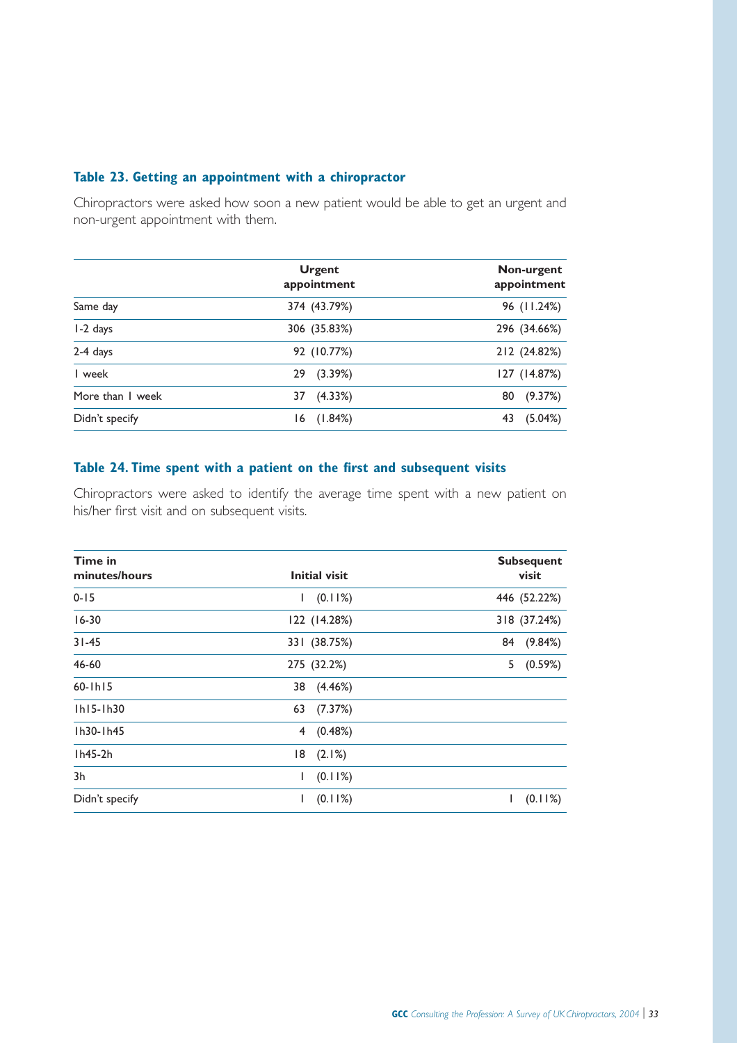### Table 23. Getting an appointment with a chiropractor

Chiropractors were asked how soon a new patient would be able to get an urgent and non-urgent appointment with them.

| | Urgent appointment | Non-urgent appointment |
|---|---|---|
| Same day | 374 (43.79%) | 96 (11.24%) |
| 1-2 days | 306 (35.83%) | 296 (34.66%) |
| 2-4 days | 92 (10.77%) | 212 (24.82%) |
| 1 week | 29 (3.39%) | 127 (14.87%) |
| More than 1 week | 37 (4.33%) | 80 (9.37%) |
| Didn't specify | 16 (1.84%) | 43 (5.04%) |

### Table 24. Time spent with a patient on the first and subsequent visits

Chiropractors were asked to identify the average time spent with a new patient on his/her first visit and on subsequent visits.

| Time in minutes/hours | Initial visit | Subsequent visit |
|---|---|---|
| 0-15 | 1 (0.11%) | 446 (52.22%) |
| 16-30 | 122 (14.28%) | 318 (37.24%) |
| 31-45 | 331 (38.75%) | 84 (9.84%) |
| 46-60 | 275 (32.2%) | 5 (0.59%) |
| 60-1h15 | 38 (4.46%) | |
| 1h15-1h30 | 63 (7.37%) | |
| 1h30-1h45 | 4 (0.48%) | |
| 1h45-2h | 18 (2.1%) | |
| 3h | 1 (0.11%) | |
| Didn't specify | 1 (0.11%) | 1 (0.11%) |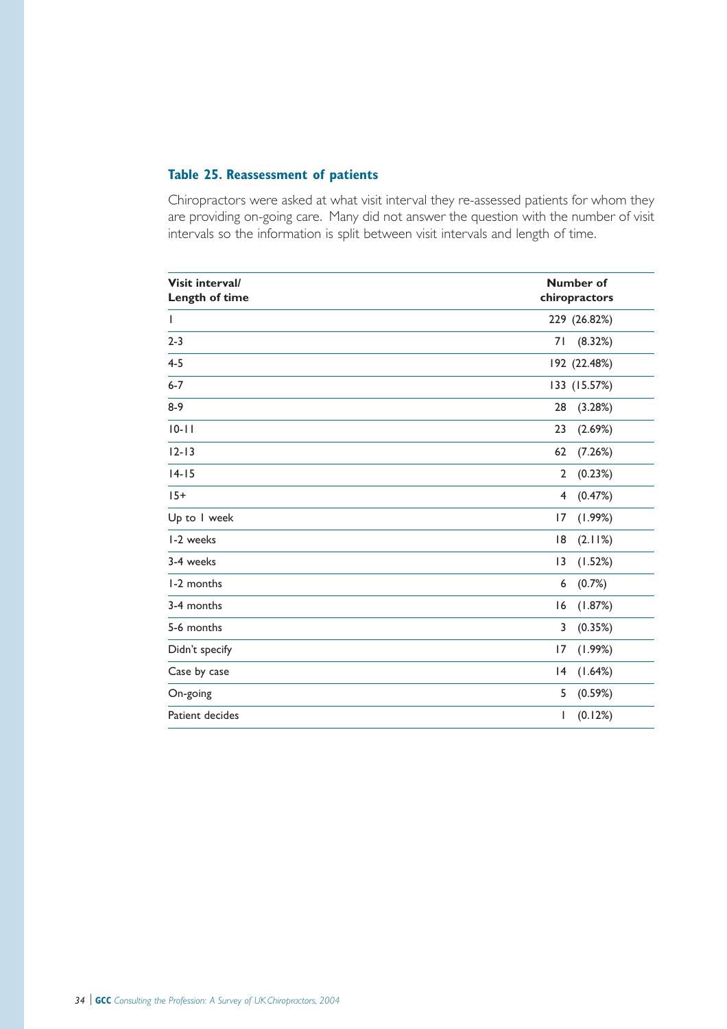### Table 25. Reassessment of patients

Chiropractors were asked at what visit interval they re-assessed patients for whom they are providing on-going care. Many did not answer the question with the number of visit intervals so the information is split between visit intervals and length of time.

| Visit interval/ Length of time | Number of chiropractors |
|---|---|
| 1 | 229 (26.82%) |
| 2-3 | 71 (8.32%) |
| 4-5 | 192 (22.48%) |
| 6-7 | 133 (15.57%) |
| 8-9 | 28 (3.28%) |
| 10-11 | 23 (2.69%) |
| 12-13 | 62 (7.26%) |
| 14-15 | 2 (0.23%) |
| 15+ | 4 (0.47%) |
| Up to 1 week | 17 (1.99%) |
| 1-2 weeks | 18 (2.11%) |
| 3-4 weeks | 13 (1.52%) |
| 1-2 months | 6 (0.7%) |
| 3-4 months | 16 (1.87%) |
| 5-6 months | 3 (0.35%) |
| Didn't specify | 17 (1.99%) |
| Case by case | 14 (1.64%) |
| On-going | 5 (0.59%) |
| Patient decides | 1 (0.12%) |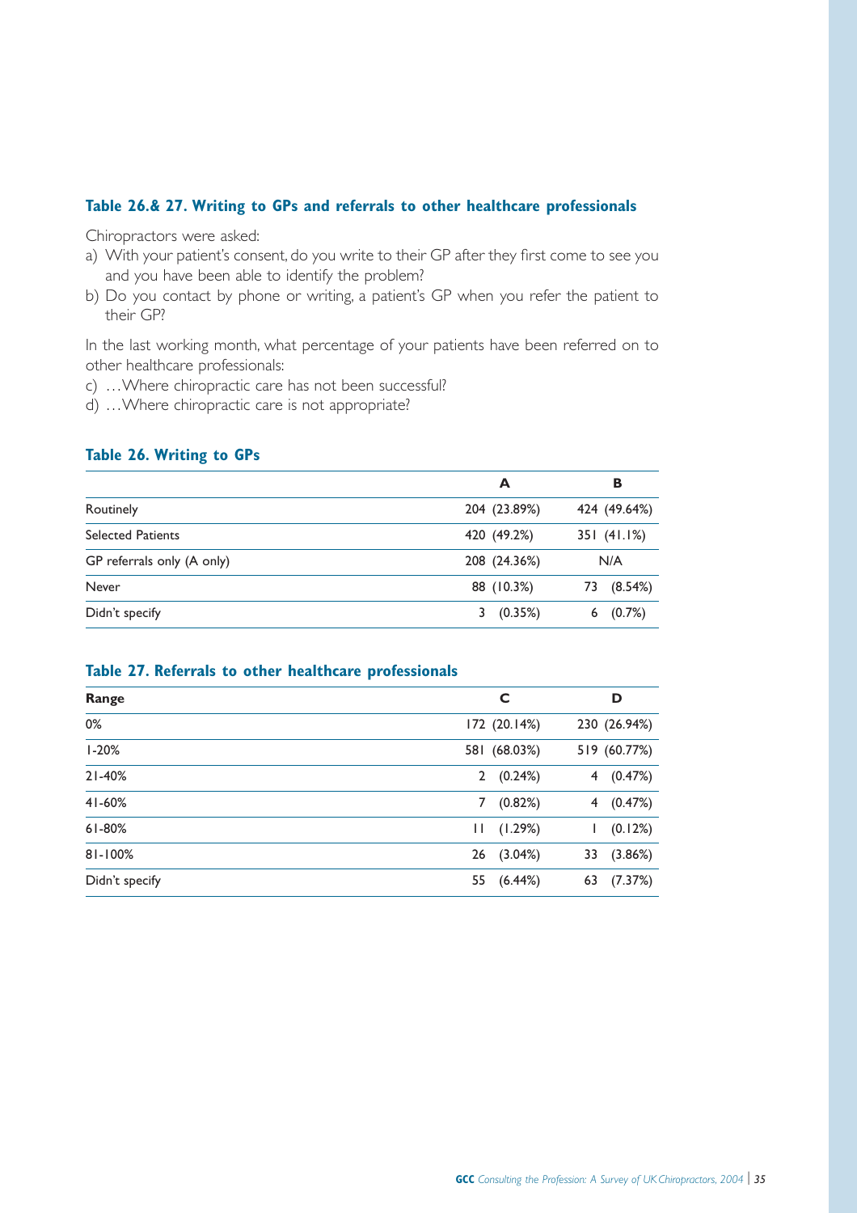### Table 26.& 27. Writing to GPs and referrals to other healthcare professionals

Chiropractors were asked:

a) With your patient's consent, do you write to their GP after they first come to see you and you have been able to identify the problem?
b) Do you contact by phone or writing, a patient's GP when you refer the patient to their GP?

In the last working month, what percentage of your patients have been referred on to other healthcare professionals:

c) …Where chiropractic care has not been successful?
d) …Where chiropractic care is not appropriate?

### Table 26. Writing to GPs

| | A | B |
|---|---|---|
| Routinely | 204 (23.89%) | 424 (49.64%) |
| Selected Patients | 420 (49.2%) | 351 (41.1%) |
| GP referrals only (A only) | 208 (24.36%) | N/A |
| Never | 88 (10.3%) | 73 (8.54%) |
| Didn't specify | 3 (0.35%) | 6 (0.7%) |

### Table 27. Referrals to other healthcare professionals

| Range | C | D |
|---|---|---|
| 0% | 172 (20.14%) | 230 (26.94%) |
| 1-20% | 581 (68.03%) | 519 (60.77%) |
| 21-40% | 2 (0.24%) | 4 (0.47%) |
| 41-60% | 7 (0.82%) | 4 (0.47%) |
| 61-80% | 11 (1.29%) | 1 (0.12%) |
| 81-100% | 26 (3.04%) | 33 (3.86%) |
| Didn't specify | 55 (6.44%) | 63 (7.37%) |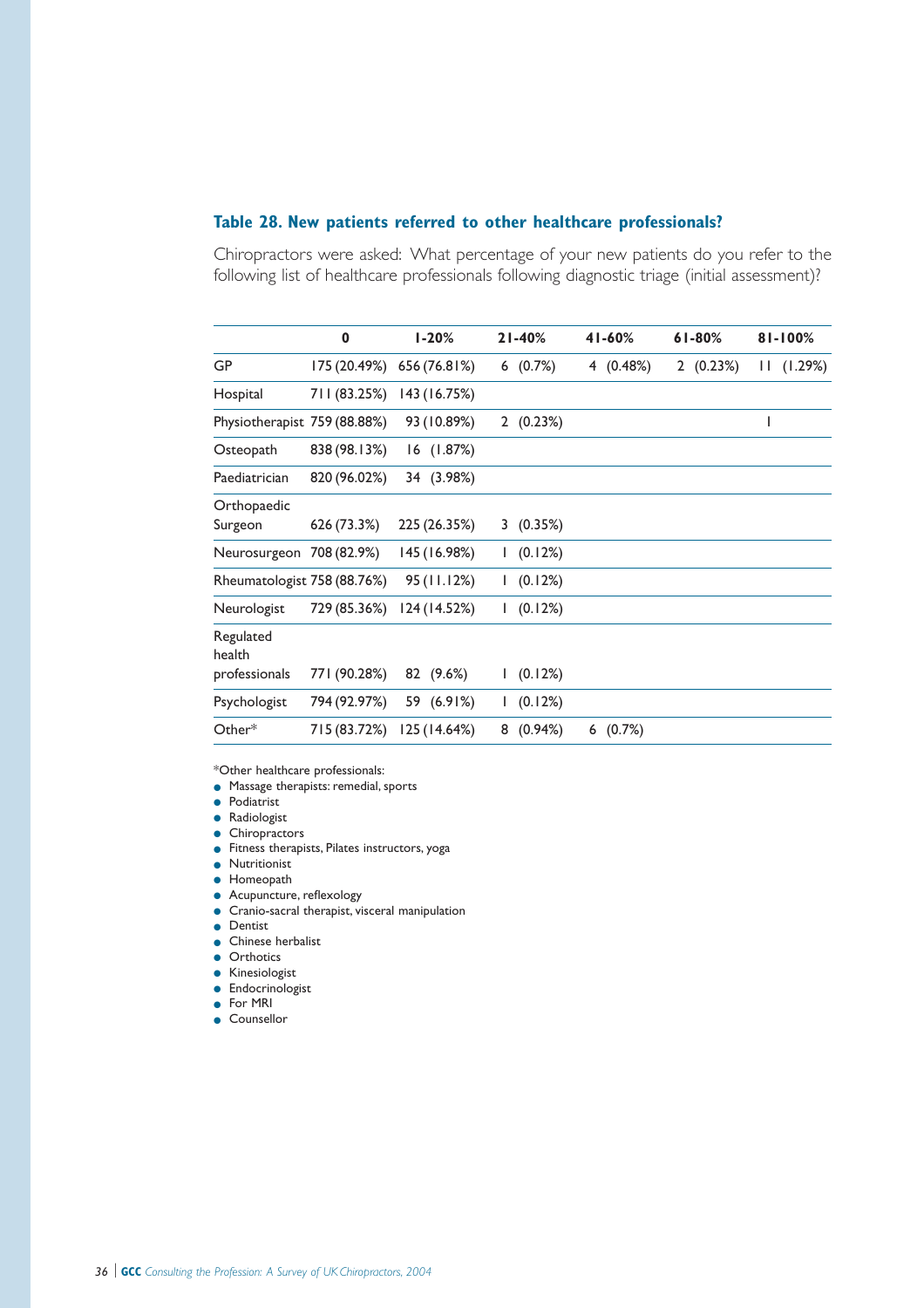### Table 28. New patients referred to other healthcare professionals?

Chiropractors were asked: What percentage of your new patients do you refer to the following list of healthcare professionals following diagnostic triage (initial assessment)?

| | 0 | 1-20% | 21-40% | 41-60% | 61-80% | 81-100% |
|---|---|---|---|---|---|---|
| GP | 175 (20.49%) | 656 (76.81%) | 6 (0.7%) | 4 (0.48%) | 2 (0.23%) | 11 (1.29%) |
| Hospital | 711 (83.25%) | 143 (16.75%) | | | | |
| Physiotherapist | 759 (88.88%) | 93 (10.89%) | 2 (0.23%) | | | 1 |
| Osteopath | 838 (98.13%) | 16 (1.87%) | | | | |
| Paediatrician | 820 (96.02%) | 34 (3.98%) | | | | |
| Orthopaedic Surgeon | 626 (73.3%) | 225 (26.35%) | 3 (0.35%) | | | |
| Neurosurgeon | 708 (82.9%) | 145 (16.98%) | 1 (0.12%) | | | |
| Rheumatologist | 758 (88.76%) | 95 (11.12%) | 1 (0.12%) | | | |
| Neurologist | 729 (85.36%) | 124 (14.52%) | 1 (0.12%) | | | |
| Regulated health professionals | 771 (90.28%) | 82 (9.6%) | 1 (0.12%) | | | |
| Psychologist | 794 (92.97%) | 59 (6.91%) | 1 (0.12%) | | | |
| Other* | 715 (83.72%) | 125 (14.64%) | 8 (0.94%) | 6 (0.7%) | | |

*Other healthcare professionals:

- Massage therapists: remedial, sports
- Podiatrist
- Radiologist
- Chiropractors
- Fitness therapists, Pilates instructors, yoga
- Nutritionist
- Homeopath
- Acupuncture, reflexology
- Cranio-sacral therapist, visceral manipulation
- Dentist
- Chinese herbalist
- Orthotics
- Kinesiologist
- Endocrinologist
- For MRI
- Counsellor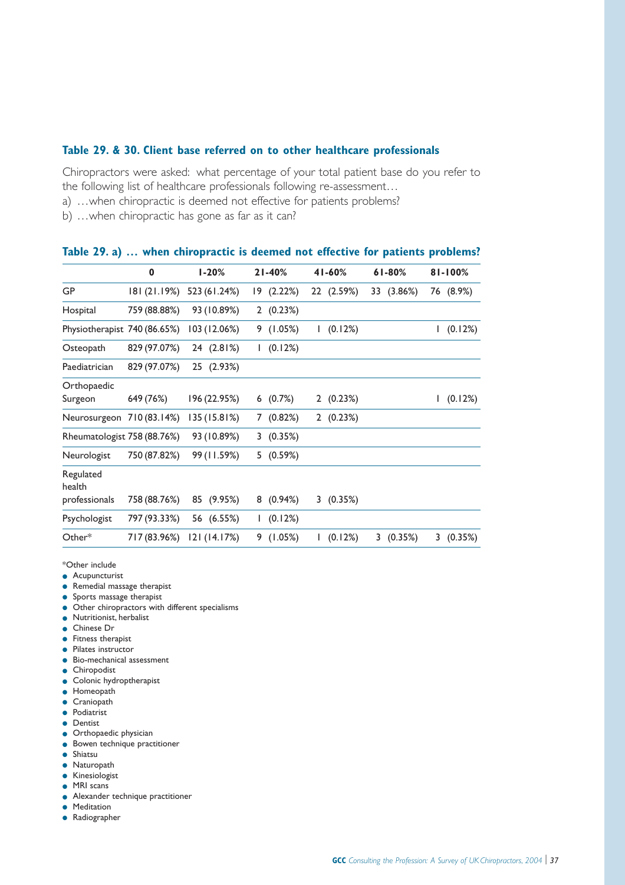### Table 29. & 30. Client base referred on to other healthcare professionals

Chiropractors were asked: what percentage of your total patient base do you refer to the following list of healthcare professionals following re-assessment…

a) …when chiropractic is deemed not effective for patients problems?

b) …when chiropractic has gone as far as it can?

#### Table 29. a) … when chiropractic is deemed not effective for patients problems?

| | 0 | 1-20% | 21-40% | 41-60% | 61-80% | 81-100% |
|---|---|---|---|---|---|---|
| GP | 181 (21.19%) | 523 (61.24%) | 19 (2.22%) | 22 (2.59%) | 33 (3.86%) | 76 (8.9%) |
| Hospital | 759 (88.88%) | 93 (10.89%) | 2 (0.23%) | | | |
| Physiotherapist | 740 (86.65%) | 103 (12.06%) | 9 (1.05%) | 1 (0.12%) | | 1 (0.12%) |
| Osteopath | 829 (97.07%) | 24 (2.81%) | 1 (0.12%) | | | |
| Paediatrician | 829 (97.07%) | 25 (2.93%) | | | | |
| Orthopaedic Surgeon | 649 (76%) | 196 (22.95%) | 6 (0.7%) | 2 (0.23%) | | 1 (0.12%) |
| Neurosurgeon | 710 (83.14%) | 135 (15.81%) | 7 (0.82%) | 2 (0.23%) | | |
| Rheumatologist | 758 (88.76%) | 93 (10.89%) | 3 (0.35%) | | | |
| Neurologist | 750 (87.82%) | 99 (11.59%) | 5 (0.59%) | | | |
| Regulated health professionals | 758 (88.76%) | 85 (9.95%) | 8 (0.94%) | 3 (0.35%) | | |
| Psychologist | 797 (93.33%) | 56 (6.55%) | 1 (0.12%) | | | |
| Other* | 717 (83.96%) | 121 (14.17%) | 9 (1.05%) | 1 (0.12%) | 3 (0.35%) | 3 (0.35%) |

*Other include

- Acupuncturist
- Remedial massage therapist
- Sports massage therapist
- Other chiropractors with different specialisms
- Nutritionist, herbalist
- Chinese Dr
- Fitness therapist
- Pilates instructor
- Bio-mechanical assessment
- Chiropodist
- Colonic hydroptherapist
- Homeopath
- Craniopath
- Podiatrist
- Dentist
- Orthopaedic physician
- Bowen technique practitioner
- Shiatsu
- Naturopath
- Kinesiologist
- MRI scans
- Alexander technique practitioner
- Meditation
- Radiographer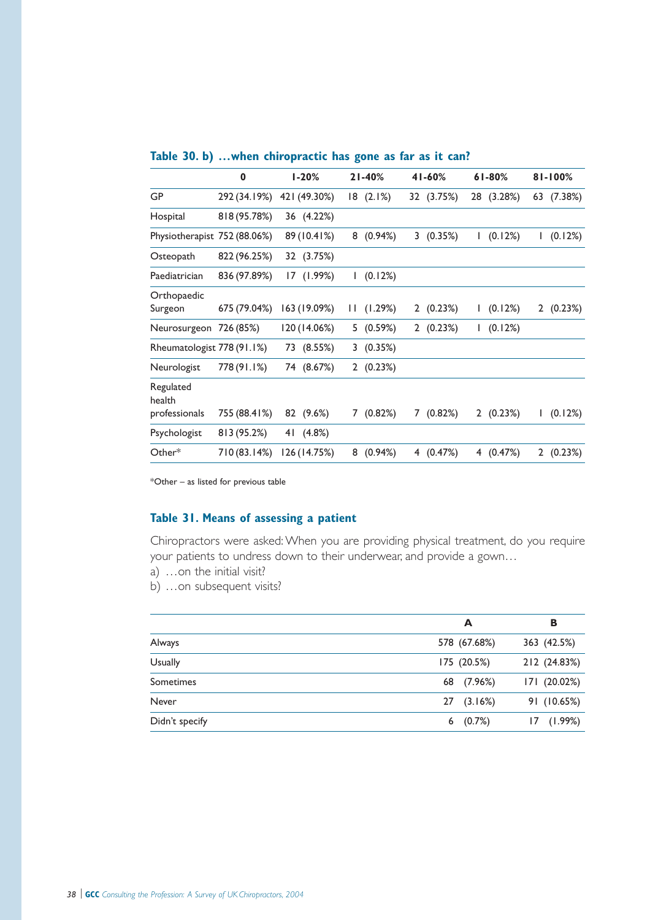### Table 30. b) …when chiropractic has gone as far as it can?

| | 0 | 1-20% | 21-40% | 41-60% | 61-80% | 81-100% |
|---|---|---|---|---|---|---|
| GP | 292 (34.19%) | 421 (49.30%) | 18 (2.1%) | 32 (3.75%) | 28 (3.28%) | 63 (7.38%) |
| Hospital | 818 (95.78%) | 36 (4.22%) | | | | |
| Physiotherapist | 752 (88.06%) | 89 (10.41%) | 8 (0.94%) | 3 (0.35%) | 1 (0.12%) | 1 (0.12%) |
| Osteopath | 822 (96.25%) | 32 (3.75%) | | | | |
| Paediatrician | 836 (97.89%) | 17 (1.99%) | 1 (0.12%) | | | |
| Orthopaedic Surgeon | 675 (79.04%) | 163 (19.09%) | 11 (1.29%) | 2 (0.23%) | 1 (0.12%) | 2 (0.23%) |
| Neurosurgeon | 726 (85%) | 120 (14.06%) | 5 (0.59%) | 2 (0.23%) | 1 (0.12%) | |
| Rheumatologist | 778 (91.1%) | 73 (8.55%) | 3 (0.35%) | | | |
| Neurologist | 778 (91.1%) | 74 (8.67%) | 2 (0.23%) | | | |
| Regulated health professionals | 755 (88.41%) | 82 (9.6%) | 7 (0.82%) | 7 (0.82%) | 2 (0.23%) | 1 (0.12%) |
| Psychologist | 813 (95.2%) | 41 (4.8%) | | | | |
| Other* | 710 (83.14%) | 126 (14.75%) | 8 (0.94%) | 4 (0.47%) | 4 (0.47%) | 2 (0.23%) |

*Other – as listed for previous table

### Table 31. Means of assessing a patient

Chiropractors were asked: When you are providing physical treatment, do you require your patients to undress down to their underwear, and provide a gown…

a) …on the initial visit?

b) …on subsequent visits?

| | A | B |
|---|---|---|
| Always | 578 (67.68%) | 363 (42.5%) |
| Usually | 175 (20.5%) | 212 (24.83%) |
| Sometimes | 68 (7.96%) | 171 (20.02%) |
| Never | 27 (3.16%) | 91 (10.65%) |
| Didn't specify | 6 (0.7%) | 17 (1.99%) |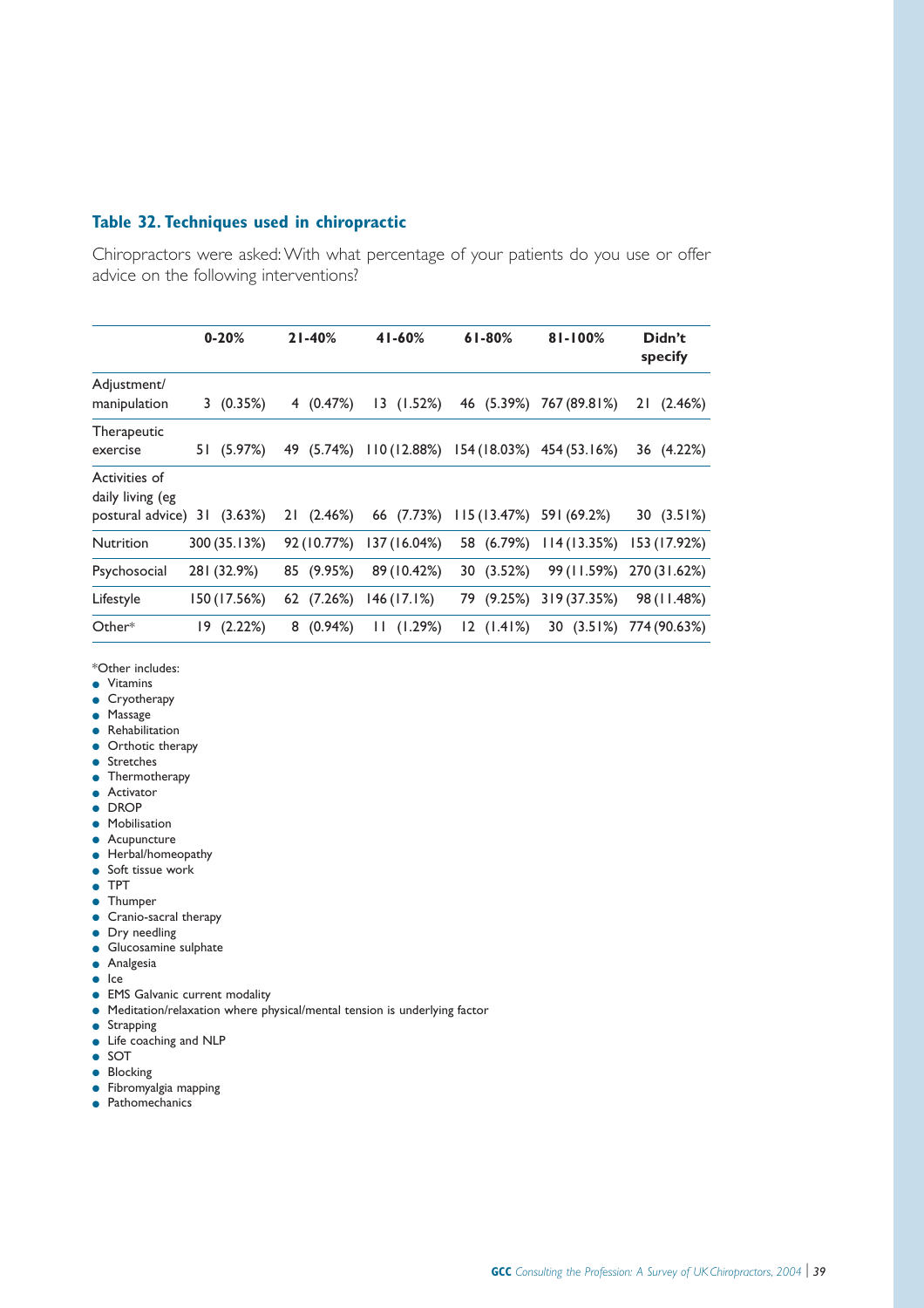### Table 32. Techniques used in chiropractic

Chiropractors were asked: With what percentage of your patients do you use or offer advice on the following interventions?

| | 0-20% | 21-40% | 41-60% | 61-80% | 81-100% | Didn't specify |
|---|---|---|---|---|---|---|
| Adjustment/ manipulation | 3 (0.35%) | 4 (0.47%) | 13 (1.52%) | 46 (5.39%) | 767 (89.81%) | 21 (2.46%) |
| Therapeutic exercise | 51 (5.97%) | 49 (5.74%) | 110 (12.88%) | 154 (18.03%) | 454 (53.16%) | 36 (4.22%) |
| Activities of daily living (eg postural advice) | 31 (3.63%) | 21 (2.46%) | 66 (7.73%) | 115 (13.47%) | 591 (69.2%) | 30 (3.51%) |
| Nutrition | 300 (35.13%) | 92 (10.77%) | 137 (16.04%) | 58 (6.79%) | 114 (13.35%) | 153 (17.92%) |
| Psychosocial | 281 (32.9%) | 85 (9.95%) | 89 (10.42%) | 30 (3.52%) | 99 (11.59%) | 270 (31.62%) |
| Lifestyle | 150 (17.56%) | 62 (7.26%) | 146 (17.1%) | 79 (9.25%) | 319 (37.35%) | 98 (11.48%) |
| Other* | 19 (2.22%) | 8 (0.94%) | 11 (1.29%) | 12 (1.41%) | 30 (3.51%) | 774 (90.63%) |

*Other includes:

- Vitamins
- Cryotherapy
- Massage
- Rehabilitation
- Orthotic therapy
- Stretches
- Thermotherapy
- Activator
- DROP
- Mobilisation
- Acupuncture
- Herbal/homeopathy
- Soft tissue work
- TPT
- Thumper
- Cranio-sacral therapy
- Dry needling
- Glucosamine sulphate
- Analgesia
- Ice
- EMS Galvanic current modality
- Meditation/relaxation where physical/mental tension is underlying factor
- Strapping
- Life coaching and NLP
- SOT
- Blocking
- Fibromyalgia mapping
- Pathomechanics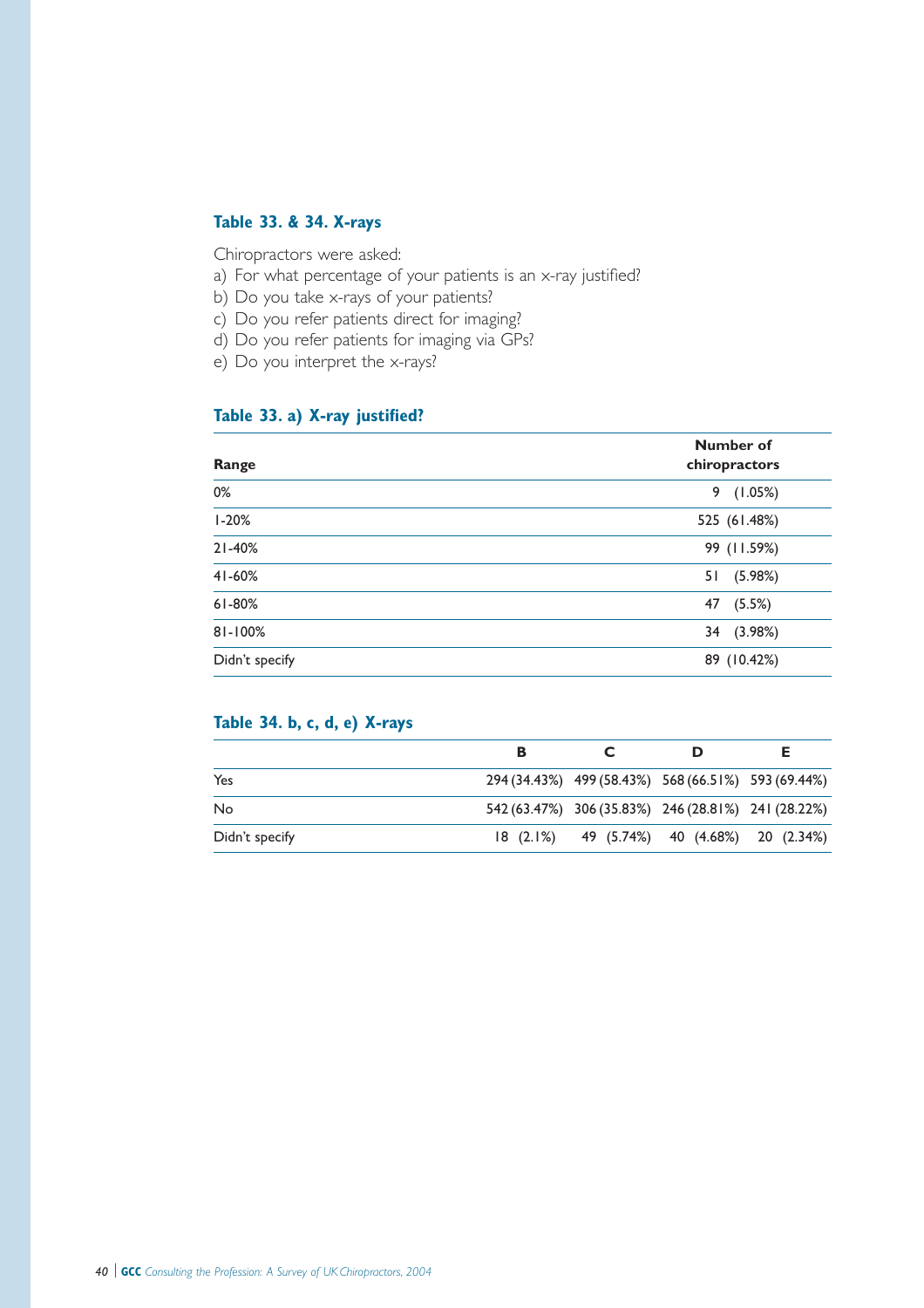## Table 33. & 34. X-rays

Chiropractors were asked:

a) For what percentage of your patients is an x-ray justified?
b) Do you take x-rays of your patients?
c) Do you refer patients direct for imaging?
d) Do you refer patients for imaging via GPs?
e) Do you interpret the x-rays?

### Table 33. a) X-ray justified?

| Range | Number of chiropractors |
|---|---|
| 0% | 9 (1.05%) |
| 1-20% | 525 (61.48%) |
| 21-40% | 99 (11.59%) |
| 41-60% | 51 (5.98%) |
| 61-80% | 47 (5.5%) |
| 81-100% | 34 (3.98%) |
| Didn't specify | 89 (10.42%) |

### Table 34. b, c, d, e) X-rays

| | B | C | D | E |
|---|---|---|---|---|
| Yes | 294 (34.43%) | 499 (58.43%) | 568 (66.51%) | 593 (69.44%) |
| No | 542 (63.47%) | 306 (35.83%) | 246 (28.81%) | 241 (28.22%) |
| Didn't specify | 18 (2.1%) | 49 (5.74%) | 40 (4.68%) | 20 (2.34%) |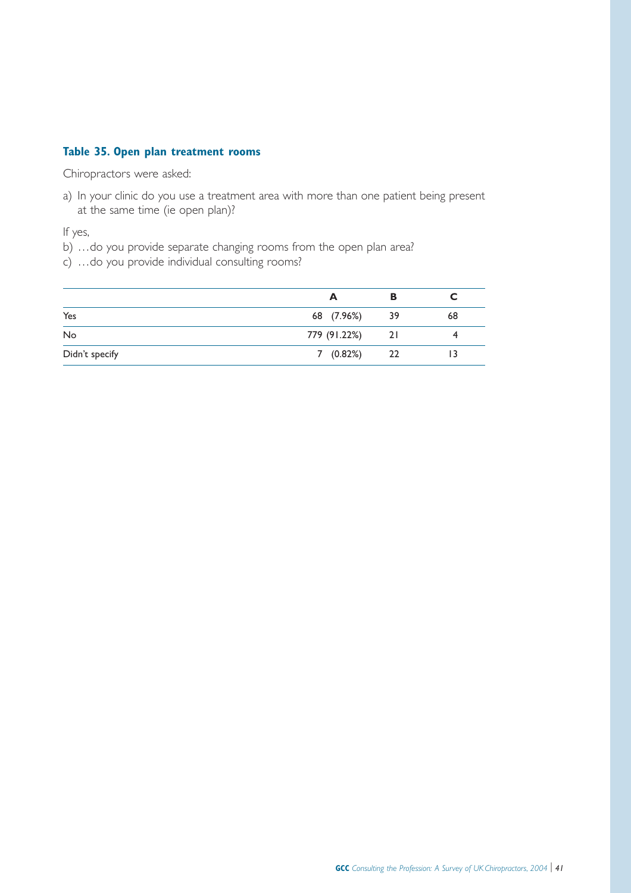**Table 35. Open plan treatment rooms**

Chiropractors were asked:

a) In your clinic do you use a treatment area with more than one patient being present at the same time (ie open plan)?

If yes,

b) …do you provide separate changing rooms from the open plan area?

c) …do you provide individual consulting rooms?

| | A | B | C |
|---|---|---|---|
| Yes | 68 (7.96%) | 39 | 68 |
| No | 779 (91.22%) | 21 | 4 |
| Didn't specify | 7 (0.82%) | 22 | 13 |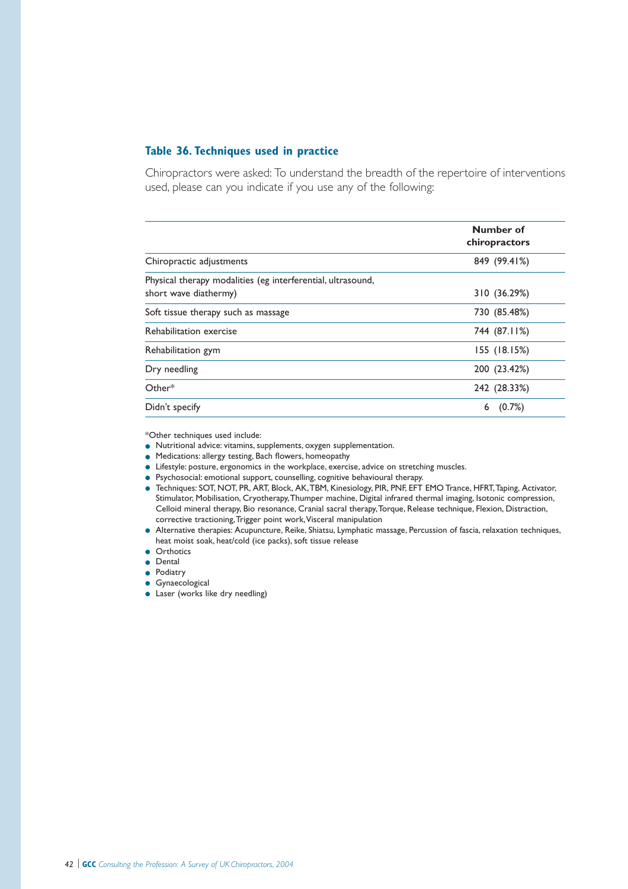### Table 36. Techniques used in practice

Chiropractors were asked: To understand the breadth of the repertoire of interventions used, please can you indicate if you use any of the following:

| | Number of chiropractors |
|---|---|
| Chiropractic adjustments | 849 (99.41%) |
| Physical therapy modalities (eg interferential, ultrasound, short wave diathermy) | 310 (36.29%) |
| Soft tissue therapy such as massage | 730 (85.48%) |
| Rehabilitation exercise | 744 (87.11%) |
| Rehabilitation gym | 155 (18.15%) |
| Dry needling | 200 (23.42%) |
| Other* | 242 (28.33%) |
| Didn't specify | 6 (0.7%) |

*Other techniques used include:

- Nutritional advice: vitamins, supplements, oxygen supplementation.
- Medications: allergy testing, Bach flowers, homeopathy
- Lifestyle: posture, ergonomics in the workplace, exercise, advice on stretching muscles.
- Psychosocial: emotional support, counselling, cognitive behavioural therapy.
- Techniques: SOT, NOT, PR, ART, Block, AK, TBM, Kinesiology, PIR, PNF, EFT EMO Trance, HFRT, Taping, Activator, Stimulator, Mobilisation, Cryotherapy, Thumper machine, Digital infrared thermal imaging, Isotonic compression, Celloid mineral therapy, Bio resonance, Cranial sacral therapy, Torque, Release technique, Flexion, Distraction, corrective tractioning, Trigger point work, Visceral manipulation
- Alternative therapies: Acupuncture, Reike, Shiatsu, Lymphatic massage, Percussion of fascia, relaxation techniques, heat moist soak, heat/cold (ice packs), soft tissue release
- Orthotics
- Dental
- Podiatry
- Gynaecological
- Laser (works like dry needling)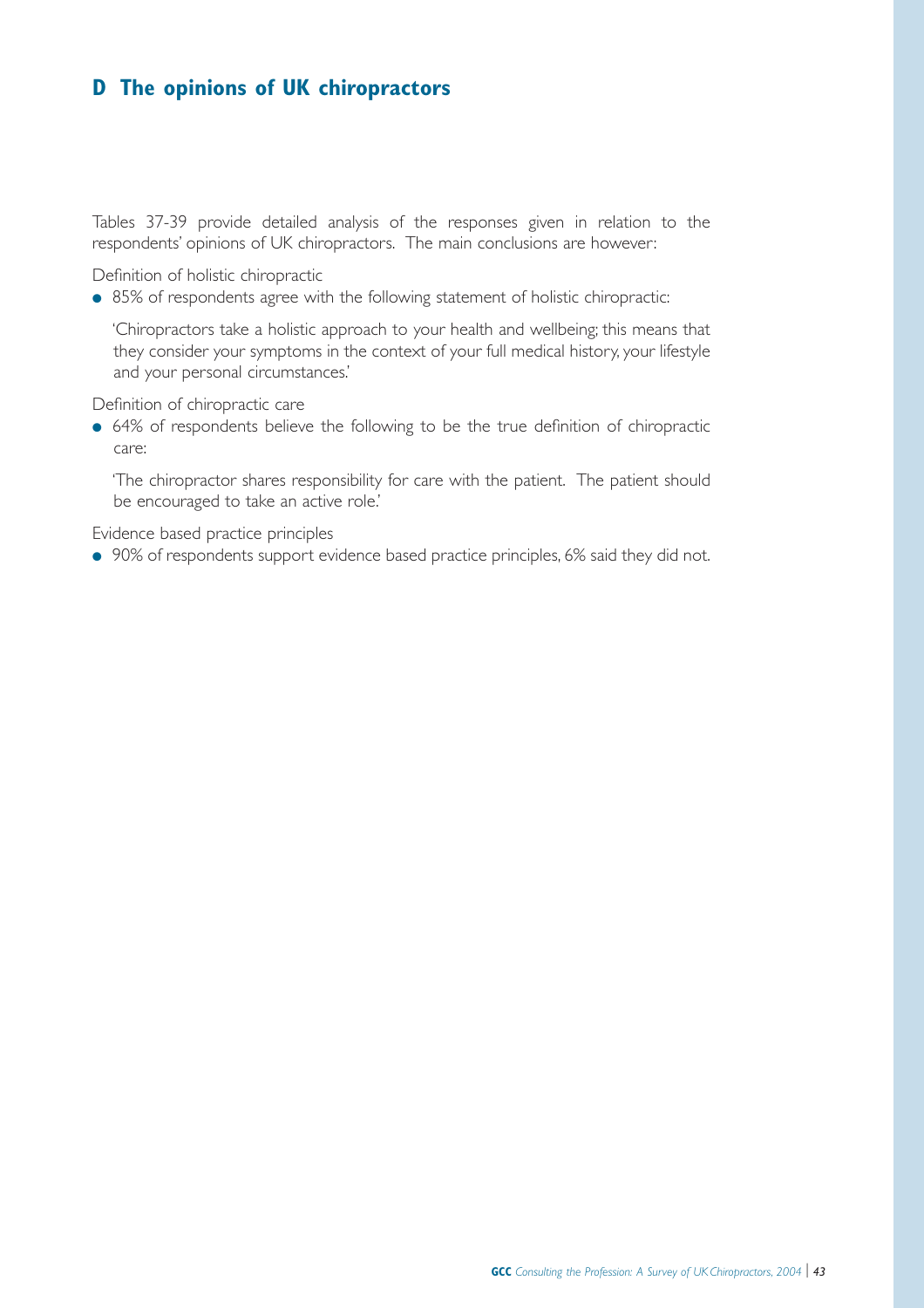## D The opinions of UK chiropractors

Tables 37-39 provide detailed analysis of the responses given in relation to the respondents' opinions of UK chiropractors. The main conclusions are however:

Definition of holistic chiropractic

- 85% of respondents agree with the following statement of holistic chiropractic:

  'Chiropractors take a holistic approach to your health and wellbeing; this means that they consider your symptoms in the context of your full medical history, your lifestyle and your personal circumstances.'

Definition of chiropractic care

- 64% of respondents believe the following to be the true definition of chiropractic care:

  'The chiropractor shares responsibility for care with the patient. The patient should be encouraged to take an active role.'

Evidence based practice principles

- 90% of respondents support evidence based practice principles, 6% said they did not.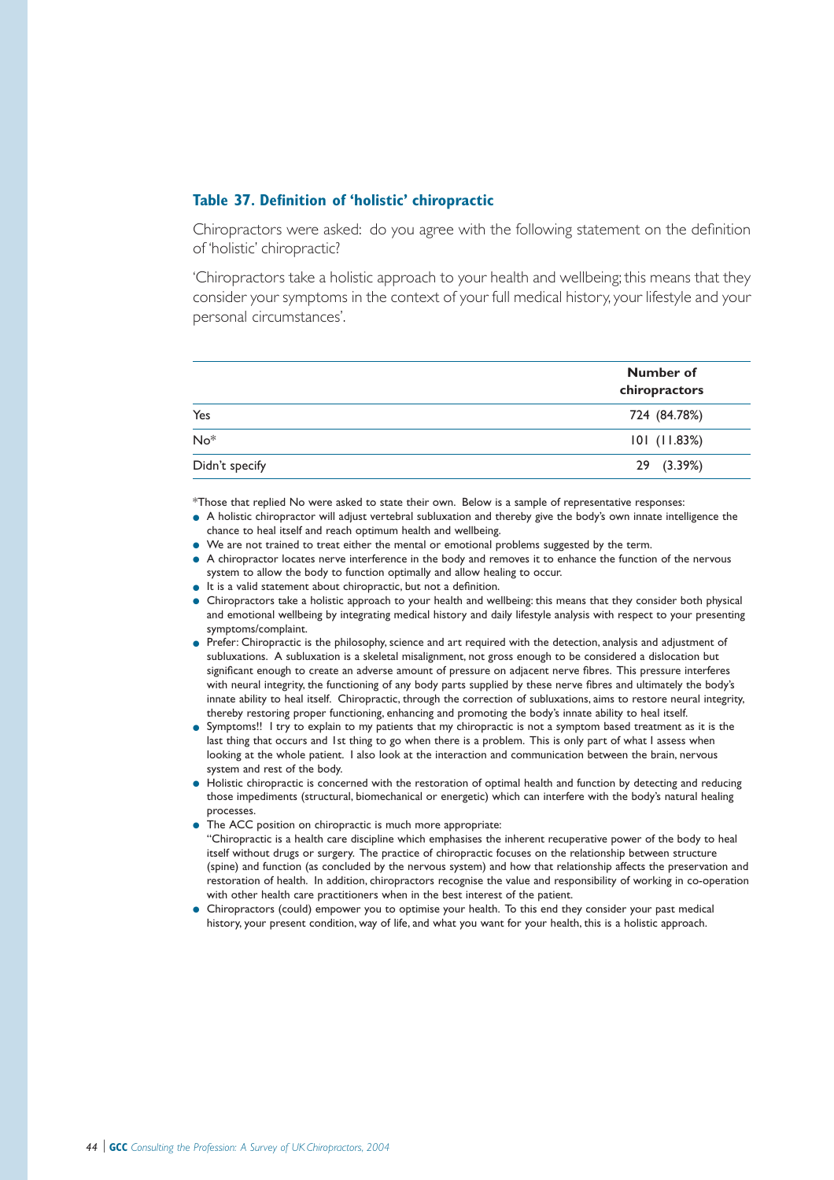### Table 37. Definition of 'holistic' chiropractic

Chiropractors were asked: do you agree with the following statement on the definition of 'holistic' chiropractic?

'Chiropractors take a holistic approach to your health and wellbeing; this means that they consider your symptoms in the context of your full medical history, your lifestyle and your personal circumstances'.

| | Number of chiropractors |
|---|---|
| Yes | 724 (84.78%) |
| No* | 101 (11.83%) |
| Didn't specify | 29 (3.39%) |

*Those that replied No were asked to state their own. Below is a sample of representative responses:

- A holistic chiropractor will adjust vertebral subluxation and thereby give the body's own innate intelligence the chance to heal itself and reach optimum health and wellbeing.
- We are not trained to treat either the mental or emotional problems suggested by the term.
- A chiropractor locates nerve interference in the body and removes it to enhance the function of the nervous system to allow the body to function optimally and allow healing to occur.
- It is a valid statement about chiropractic, but not a definition.
- Chiropractors take a holistic approach to your health and wellbeing: this means that they consider both physical and emotional wellbeing by integrating medical history and daily lifestyle analysis with respect to your presenting symptoms/complaint.
- Prefer: Chiropractic is the philosophy, science and art required with the detection, analysis and adjustment of subluxations. A subluxation is a skeletal misalignment, not gross enough to be considered a dislocation but significant enough to create an adverse amount of pressure on adjacent nerve fibres. This pressure interferes with neural integrity, the functioning of any body parts supplied by these nerve fibres and ultimately the body's innate ability to heal itself. Chiropractic, through the correction of subluxations, aims to restore neural integrity, thereby restoring proper functioning, enhancing and promoting the body's innate ability to heal itself.
- Symptoms!! I try to explain to my patients that my chiropractic is not a symptom based treatment as it is the last thing that occurs and 1st thing to go when there is a problem. This is only part of what I assess when looking at the whole patient. I also look at the interaction and communication between the brain, nervous system and rest of the body.
- Holistic chiropractic is concerned with the restoration of optimal health and function by detecting and reducing those impediments (structural, biomechanical or energetic) which can interfere with the body's natural healing processes.
- The ACC position on chiropractic is much more appropriate:
  "Chiropractic is a health care discipline which emphasises the inherent recuperative power of the body to heal itself without drugs or surgery. The practice of chiropractic focuses on the relationship between structure (spine) and function (as concluded by the nervous system) and how that relationship affects the preservation and restoration of health. In addition, chiropractors recognise the value and responsibility of working in co-operation with other health care practitioners when in the best interest of the patient.
- Chiropractors (could) empower you to optimise your health. To this end they consider your past medical history, your present condition, way of life, and what you want for your health, this is a holistic approach.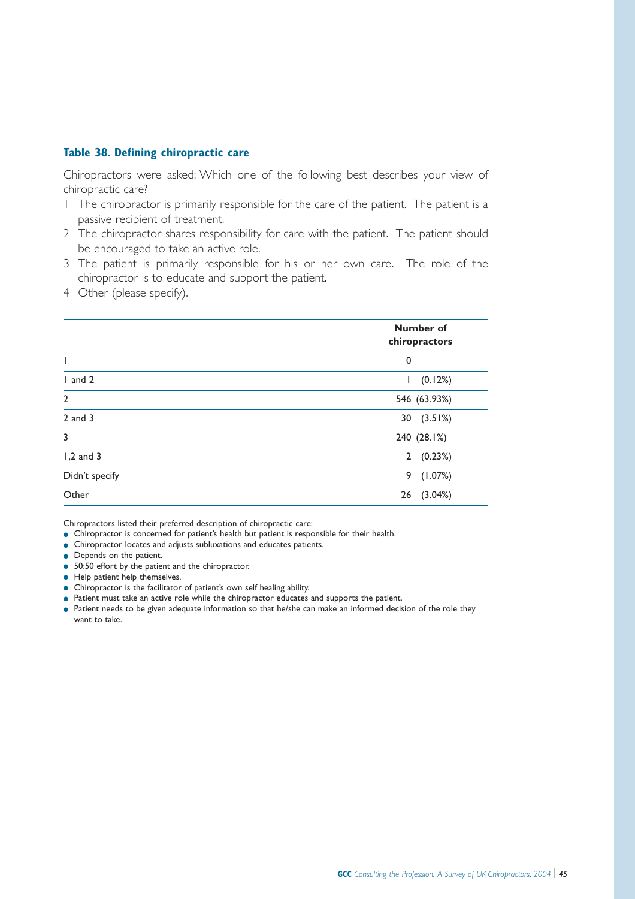### Table 38. Defining chiropractic care

Chiropractors were asked: Which one of the following best describes your view of chiropractic care?

1 The chiropractor is primarily responsible for the care of the patient. The patient is a passive recipient of treatment.
2 The chiropractor shares responsibility for care with the patient. The patient should be encouraged to take an active role.
3 The patient is primarily responsible for his or her own care. The role of the chiropractor is to educate and support the patient.
4 Other (please specify).

| | Number of chiropractors |
|---|---|
| 1 | 0 |
| 1 and 2 | 1 (0.12%) |
| 2 | 546 (63.93%) |
| 2 and 3 | 30 (3.51%) |
| 3 | 240 (28.1%) |
| 1,2 and 3 | 2 (0.23%) |
| Didn't specify | 9 (1.07%) |
| Other | 26 (3.04%) |

Chiropractors listed their preferred description of chiropractic care:

- Chiropractor is concerned for patient's health but patient is responsible for their health.
- Chiropractor locates and adjusts subluxations and educates patients.
- Depends on the patient.
- 50:50 effort by the patient and the chiropractor.
- Help patient help themselves.
- Chiropractor is the facilitator of patient's own self healing ability.
- Patient must take an active role while the chiropractor educates and supports the patient.
- Patient needs to be given adequate information so that he/she can make an informed decision of the role they want to take.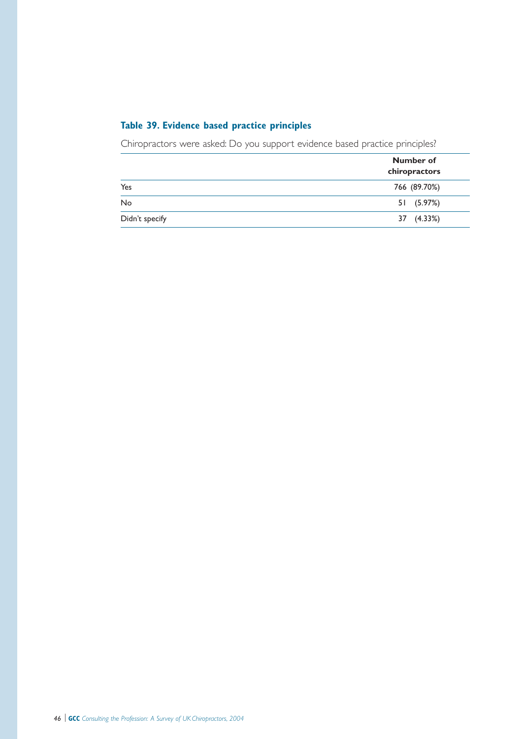### Table 39. Evidence based practice principles

Chiropractors were asked: Do you support evidence based practice principles?

| | Number of chiropractors |
|---|---|
| Yes | 766 (89.70%) |
| No | 51 (5.97%) |
| Didn't specify | 37 (4.33%) |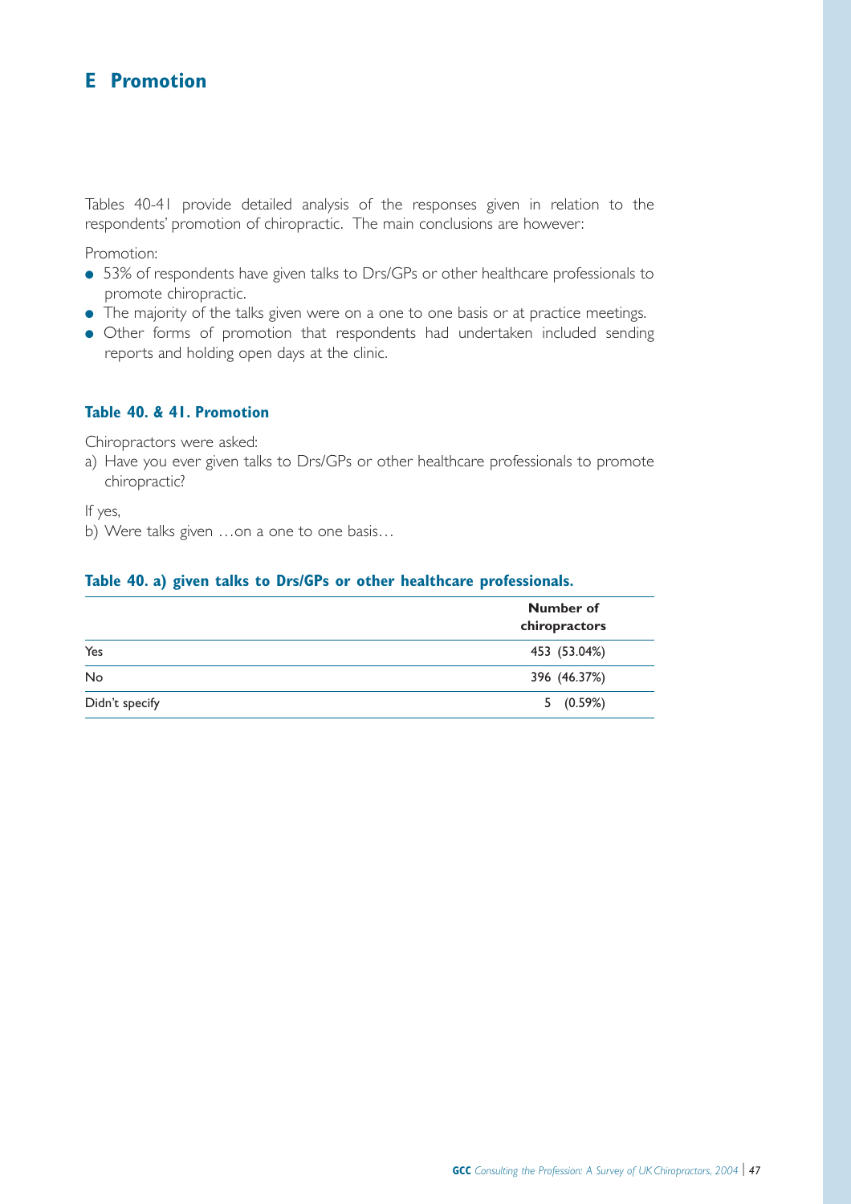# E Promotion

Tables 40-41 provide detailed analysis of the responses given in relation to the respondents' promotion of chiropractic. The main conclusions are however:

Promotion:

- 53% of respondents have given talks to Drs/GPs or other healthcare professionals to promote chiropractic.
- The majority of the talks given were on a one to one basis or at practice meetings.
- Other forms of promotion that respondents had undertaken included sending reports and holding open days at the clinic.

### Table 40. & 41. Promotion

Chiropractors were asked:

a) Have you ever given talks to Drs/GPs or other healthcare professionals to promote chiropractic?

If yes,

b) Were talks given …on a one to one basis…

### Table 40. a) given talks to Drs/GPs or other healthcare professionals.

| | Number of chiropractors |
|---|---|
| Yes | 453 (53.04%) |
| No | 396 (46.37%) |
| Didn't specify | 5 (0.59%) |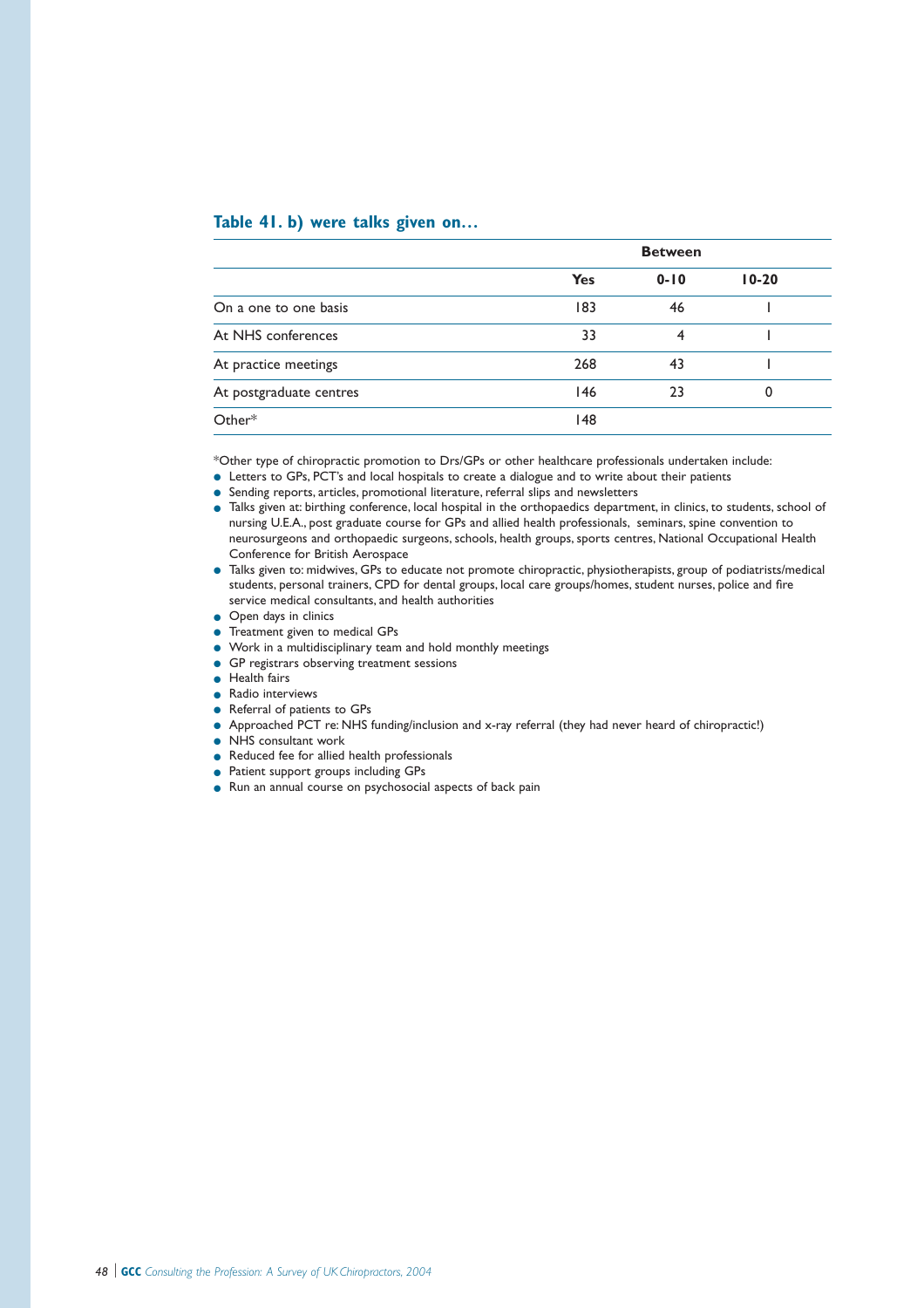### Table 41. b) were talks given on…

| | | Between | |
|---|---|---|---|
| | Yes | 0-10 | 10-20 |
| On a one to one basis | 183 | 46 | 1 |
| At NHS conferences | 33 | 4 | 1 |
| At practice meetings | 268 | 43 | 1 |
| At postgraduate centres | 146 | 23 | 0 |
| Other* | 148 | | |

*Other type of chiropractic promotion to Drs/GPs or other healthcare professionals undertaken include:

- Letters to GPs, PCT's and local hospitals to create a dialogue and to write about their patients
- Sending reports, articles, promotional literature, referral slips and newsletters
- Talks given at: birthing conference, local hospital in the orthopaedics department, in clinics, to students, school of nursing U.E.A., post graduate course for GPs and allied health professionals, seminars, spine convention to neurosurgeons and orthopaedic surgeons, schools, health groups, sports centres, National Occupational Health Conference for British Aerospace
- Talks given to: midwives, GPs to educate not promote chiropractic, physiotherapists, group of podiatrists/medical students, personal trainers, CPD for dental groups, local care groups/homes, student nurses, police and fire service medical consultants, and health authorities
- Open days in clinics
- Treatment given to medical GPs
- Work in a multidisciplinary team and hold monthly meetings
- GP registrars observing treatment sessions
- Health fairs
- Radio interviews
- Referral of patients to GPs
- Approached PCT re: NHS funding/inclusion and x-ray referral (they had never heard of chiropractic!)
- NHS consultant work
- Reduced fee for allied health professionals
- Patient support groups including GPs
- Run an annual course on psychosocial aspects of back pain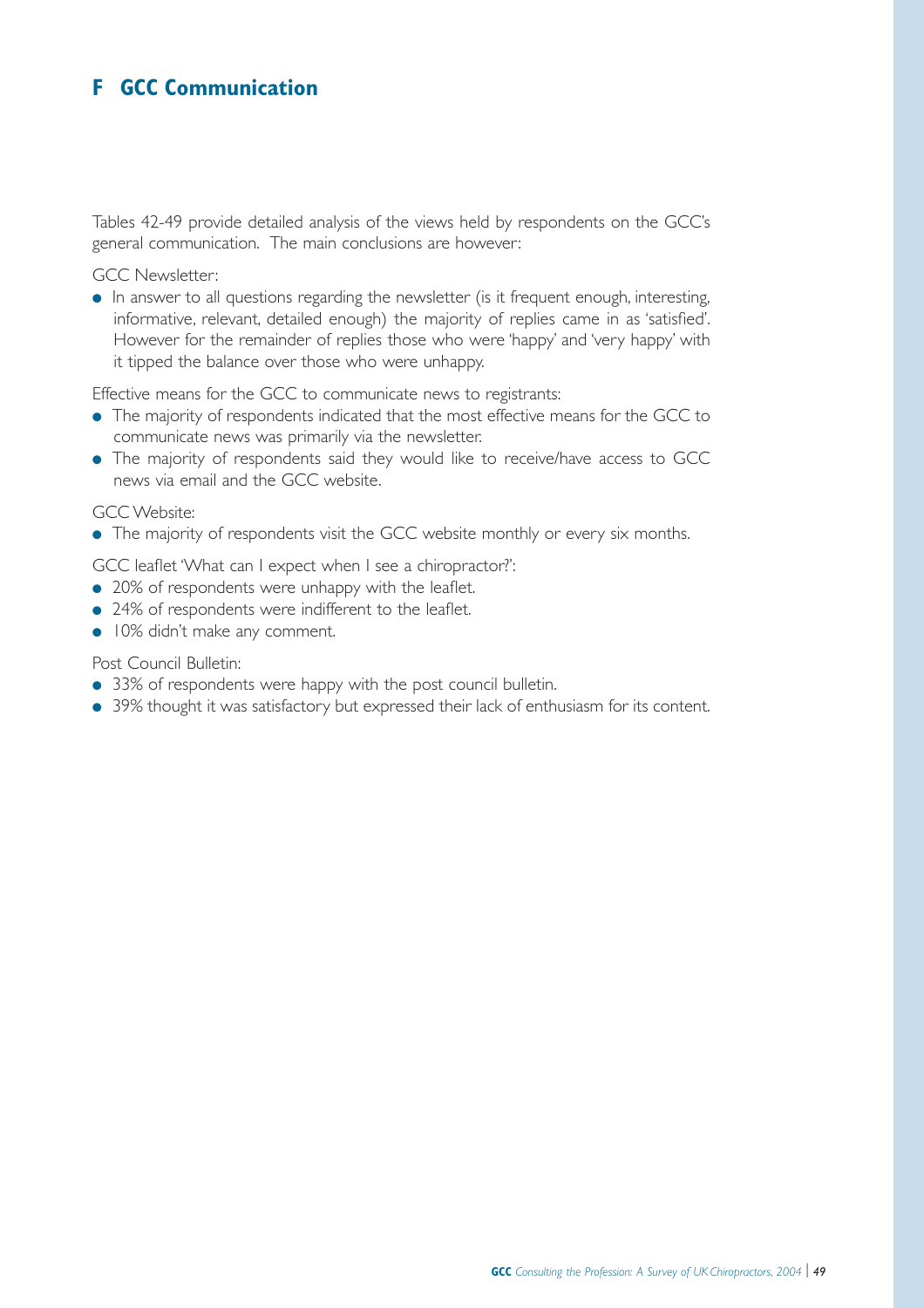## F GCC Communication

Tables 42-49 provide detailed analysis of the views held by respondents on the GCC's general communication. The main conclusions are however:

GCC Newsletter:

- In answer to all questions regarding the newsletter (is it frequent enough, interesting, informative, relevant, detailed enough) the majority of replies came in as 'satisfied'. However for the remainder of replies those who were 'happy' and 'very happy' with it tipped the balance over those who were unhappy.

Effective means for the GCC to communicate news to registrants:

- The majority of respondents indicated that the most effective means for the GCC to communicate news was primarily via the newsletter.
- The majority of respondents said they would like to receive/have access to GCC news via email and the GCC website.

GCC Website:

- The majority of respondents visit the GCC website monthly or every six months.

GCC leaflet 'What can I expect when I see a chiropractor?':

- 20% of respondents were unhappy with the leaflet.
- 24% of respondents were indifferent to the leaflet.
- 10% didn't make any comment.

Post Council Bulletin:

- 33% of respondents were happy with the post council bulletin.
- 39% thought it was satisfactory but expressed their lack of enthusiasm for its content.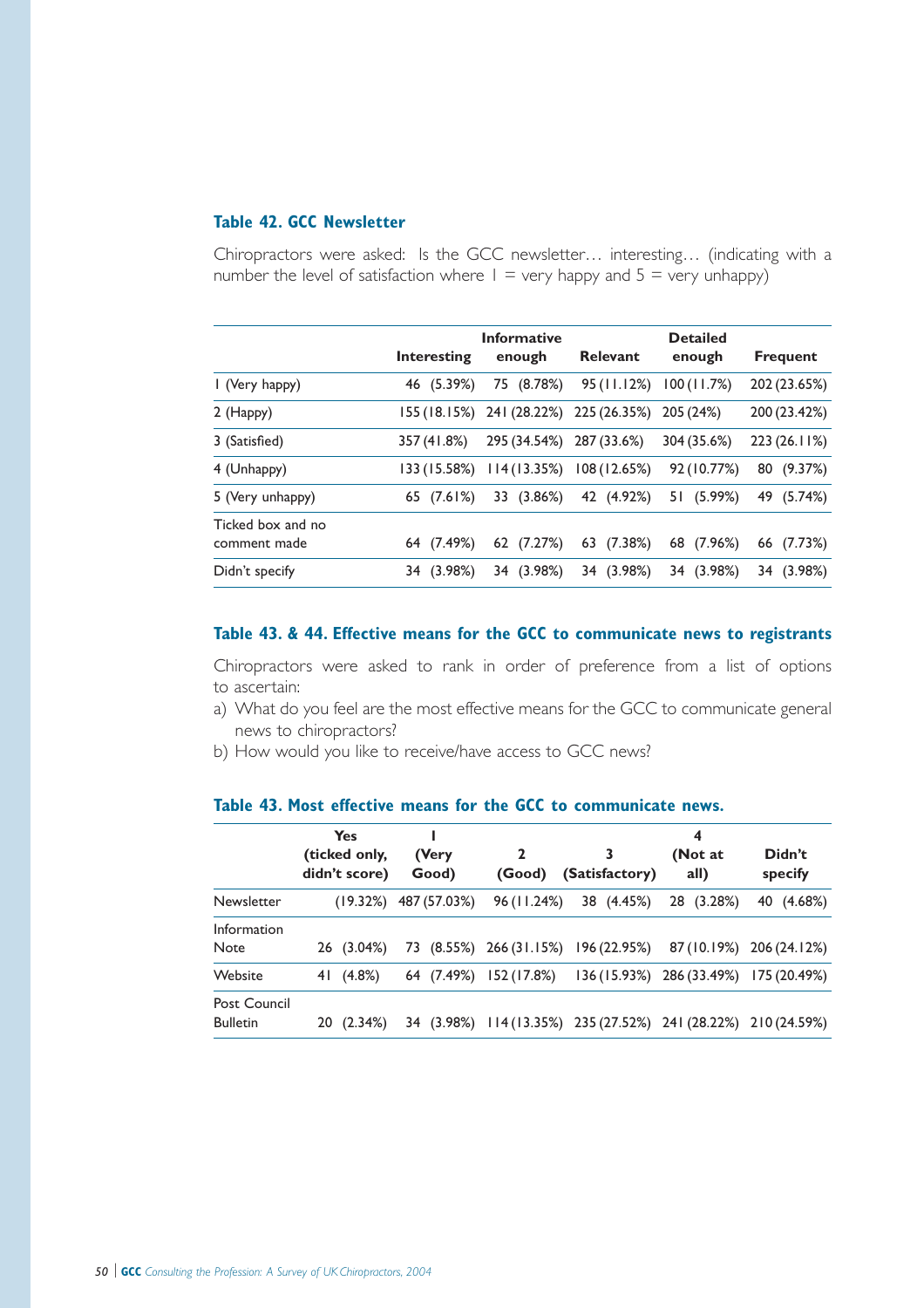### Table 42. GCC Newsletter

Chiropractors were asked: Is the GCC newsletter… interesting… (indicating with a number the level of satisfaction where 1 = very happy and 5 = very unhappy)

| | Interesting | Informative enough | Relevant | Detailed enough | Frequent |
|---|---|---|---|---|---|
| 1 (Very happy) | 46 (5.39%) | 75 (8.78%) | 95 (11.12%) | 100 (11.7%) | 202 (23.65%) |
| 2 (Happy) | 155 (18.15%) | 241 (28.22%) | 225 (26.35%) | 205 (24%) | 200 (23.42%) |
| 3 (Satisfied) | 357 (41.8%) | 295 (34.54%) | 287 (33.6%) | 304 (35.6%) | 223 (26.11%) |
| 4 (Unhappy) | 133 (15.58%) | 114 (13.35%) | 108 (12.65%) | 92 (10.77%) | 80 (9.37%) |
| 5 (Very unhappy) | 65 (7.61%) | 33 (3.86%) | 42 (4.92%) | 51 (5.99%) | 49 (5.74%) |
| Ticked box and no comment made | 64 (7.49%) | 62 (7.27%) | 63 (7.38%) | 68 (7.96%) | 66 (7.73%) |
| Didn't specify | 34 (3.98%) | 34 (3.98%) | 34 (3.98%) | 34 (3.98%) | 34 (3.98%) |

### Table 43. & 44. Effective means for the GCC to communicate news to registrants

Chiropractors were asked to rank in order of preference from a list of options to ascertain:

a) What do you feel are the most effective means for the GCC to communicate general news to chiropractors?
b) How would you like to receive/have access to GCC news?

### Table 43. Most effective means for the GCC to communicate news.

| | Yes (ticked only, didn't score) | 1 (Very Good) | 2 (Good) | 3 (Satisfactory) | 4 (Not at all) | Didn't specify |
|---|---|---|---|---|---|---|
| Newsletter | (19.32%) | 487 (57.03%) | 96 (11.24%) | 38 (4.45%) | 28 (3.28%) | 40 (4.68%) |
| Information Note | 26 (3.04%) | 73 (8.55%) | 266 (31.15%) | 196 (22.95%) | 87 (10.19%) | 206 (24.12%) |
| Website | 41 (4.8%) | 64 (7.49%) | 152 (17.8%) | 136 (15.93%) | 286 (33.49%) | 175 (20.49%) |
| Post Council Bulletin | 20 (2.34%) | 34 (3.98%) | 114 (13.35%) | 235 (27.52%) | 241 (28.22%) | 210 (24.59%) |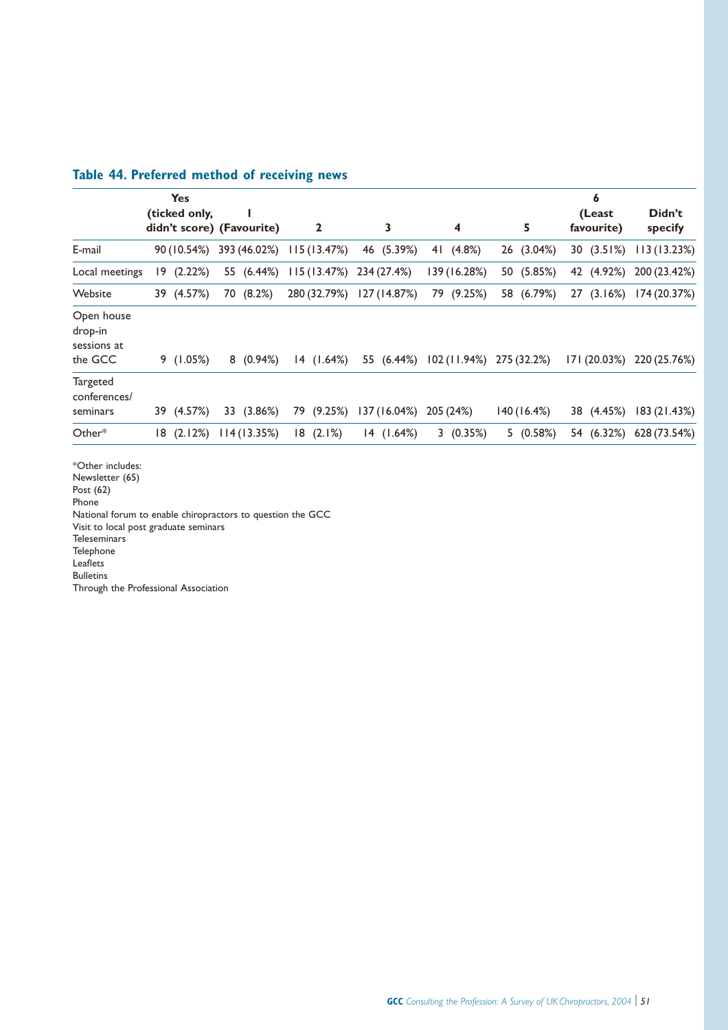## Table 44. Preferred method of receiving news

| | Yes (ticked only, didn't score) | 1 (Favourite) | 2 | 3 | 4 | 5 | 6 (Least favourite) | Didn't specify |
|---|---|---|---|---|---|---|---|---|
| E-mail | 90 (10.54%) | 393 (46.02%) | 115 (13.47%) | 46 (5.39%) | 41 (4.8%) | 26 (3.04%) | 30 (3.51%) | 113 (13.23%) |
| Local meetings | 19 (2.22%) | 55 (6.44%) | 115 (13.47%) | 234 (27.4%) | 139 (16.28%) | 50 (5.85%) | 42 (4.92%) | 200 (23.42%) |
| Website | 39 (4.57%) | 70 (8.2%) | 280 (32.79%) | 127 (14.87%) | 79 (9.25%) | 58 (6.79%) | 27 (3.16%) | 174 (20.37%) |
| Open house drop-in sessions at the GCC | 9 (1.05%) | 8 (0.94%) | 14 (1.64%) | 55 (6.44%) | 102 (11.94%) | 275 (32.2%) | 171 (20.03%) | 220 (25.76%) |
| Targeted conferences/ seminars | 39 (4.57%) | 33 (3.86%) | 79 (9.25%) | 137 (16.04%) | 205 (24%) | 140 (16.4%) | 38 (4.45%) | 183 (21.43%) |
| Other* | 18 (2.12%) | 114 (13.35%) | 18 (2.1%) | 14 (1.64%) | 3 (0.35%) | 5 (0.58%) | 54 (6.32%) | 628 (73.54%) |

*Other includes:
Newsletter (65)
Post (62)
Phone
National forum to enable chiropractors to question the GCC
Visit to local post graduate seminars
Teleseminars
Telephone
Leaflets
Bulletins
Through the Professional Association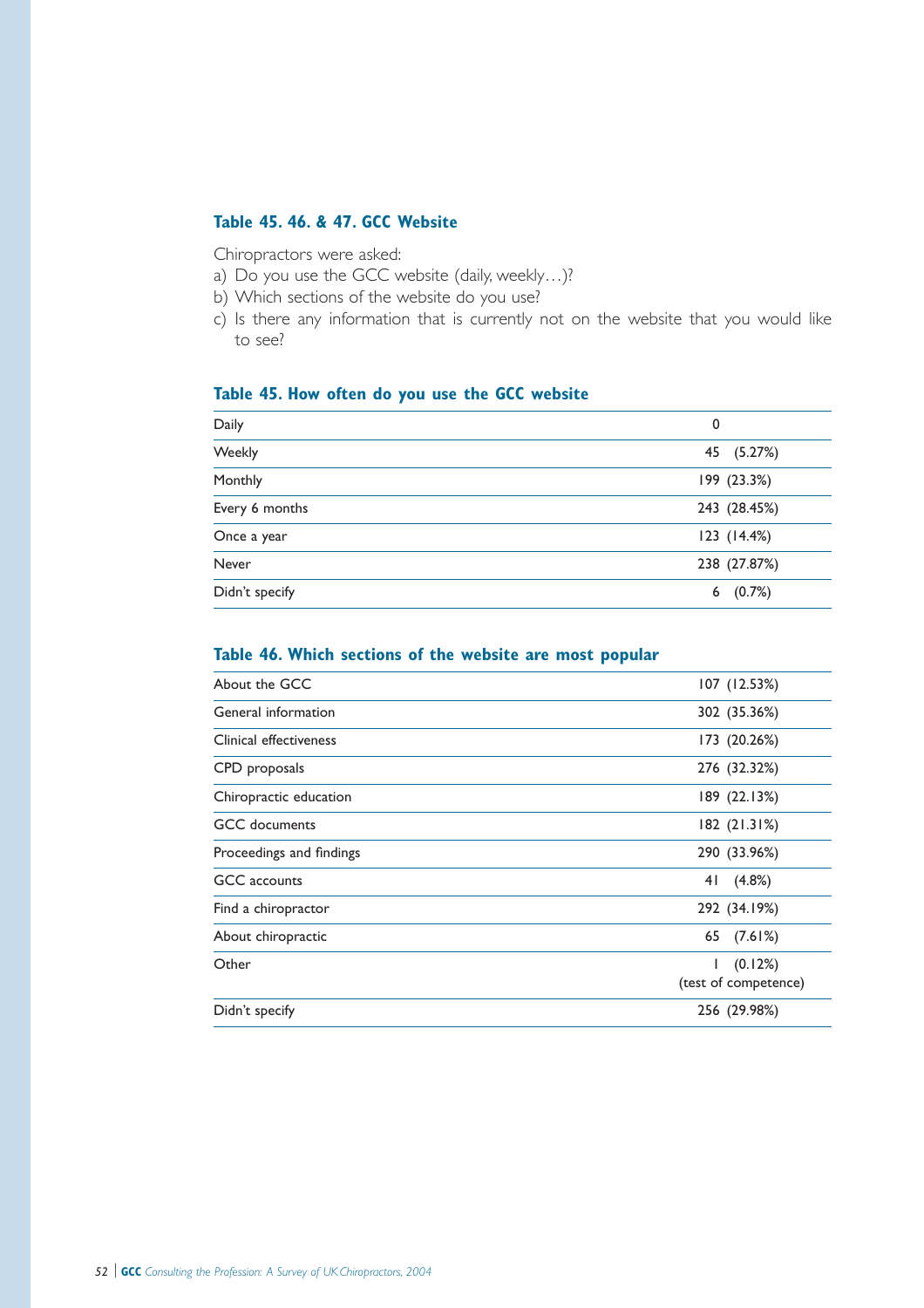### Table 45. 46. & 47. GCC Website

Chiropractors were asked:

a) Do you use the GCC website (daily, weekly…)?
b) Which sections of the website do you use?
c) Is there any information that is currently not on the website that you would like to see?

#### Table 45. How often do you use the GCC website

| | |
|---|---|
| Daily | 0 |
| Weekly | 45 (5.27%) |
| Monthly | 199 (23.3%) |
| Every 6 months | 243 (28.45%) |
| Once a year | 123 (14.4%) |
| Never | 238 (27.87%) |
| Didn't specify | 6 (0.7%) |

#### Table 46. Which sections of the website are most popular

| | |
|---|---|
| About the GCC | 107 (12.53%) |
| General information | 302 (35.36%) |
| Clinical effectiveness | 173 (20.26%) |
| CPD proposals | 276 (32.32%) |
| Chiropractic education | 189 (22.13%) |
| GCC documents | 182 (21.31%) |
| Proceedings and findings | 290 (33.96%) |
| GCC accounts | 41 (4.8%) |
| Find a chiropractor | 292 (34.19%) |
| About chiropractic | 65 (7.61%) |
| Other | 1 (0.12%) (test of competence) |
| Didn't specify | 256 (29.98%) |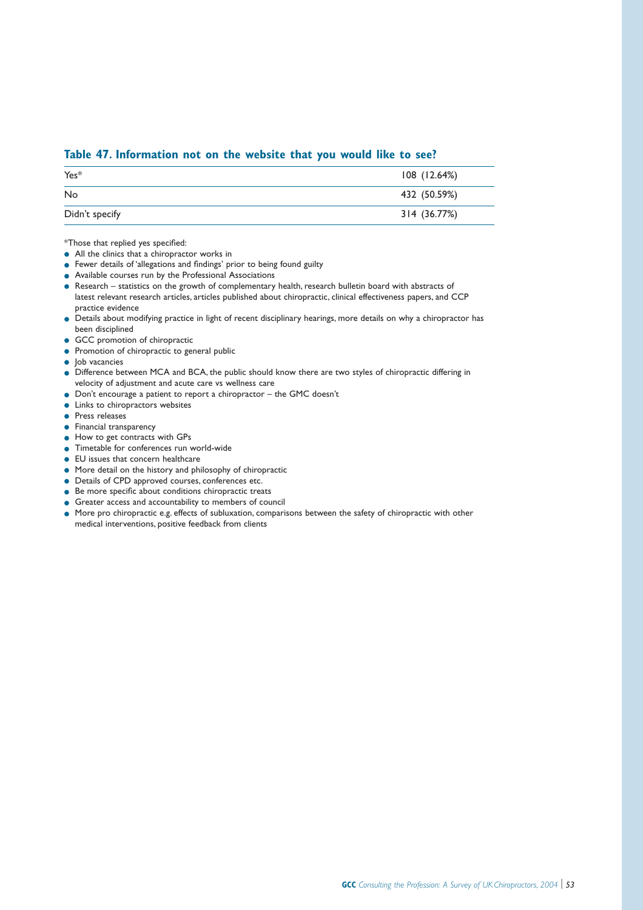### Table 47. Information not on the website that you would like to see?

| | |
|---|---|
| Yes* | 108 (12.64%) |
| No | 432 (50.59%) |
| Didn't specify | 314 (36.77%) |

*Those that replied yes specified:

- All the clinics that a chiropractor works in
- Fewer details of 'allegations and findings' prior to being found guilty
- Available courses run by the Professional Associations
- Research – statistics on the growth of complementary health, research bulletin board with abstracts of latest relevant research articles, articles published about chiropractic, clinical effectiveness papers, and CCP practice evidence
- Details about modifying practice in light of recent disciplinary hearings, more details on why a chiropractor has been disciplined
- GCC promotion of chiropractic
- Promotion of chiropractic to general public
- Job vacancies
- Difference between MCA and BCA, the public should know there are two styles of chiropractic differing in velocity of adjustment and acute care vs wellness care
- Don't encourage a patient to report a chiropractor – the GMC doesn't
- Links to chiropractors websites
- Press releases
- Financial transparency
- How to get contracts with GPs
- Timetable for conferences run world-wide
- EU issues that concern healthcare
- More detail on the history and philosophy of chiropractic
- Details of CPD approved courses, conferences etc.
- Be more specific about conditions chiropractic treats
- Greater access and accountability to members of council
- More pro chiropractic e.g. effects of subluxation, comparisons between the safety of chiropractic with other medical interventions, positive feedback from clients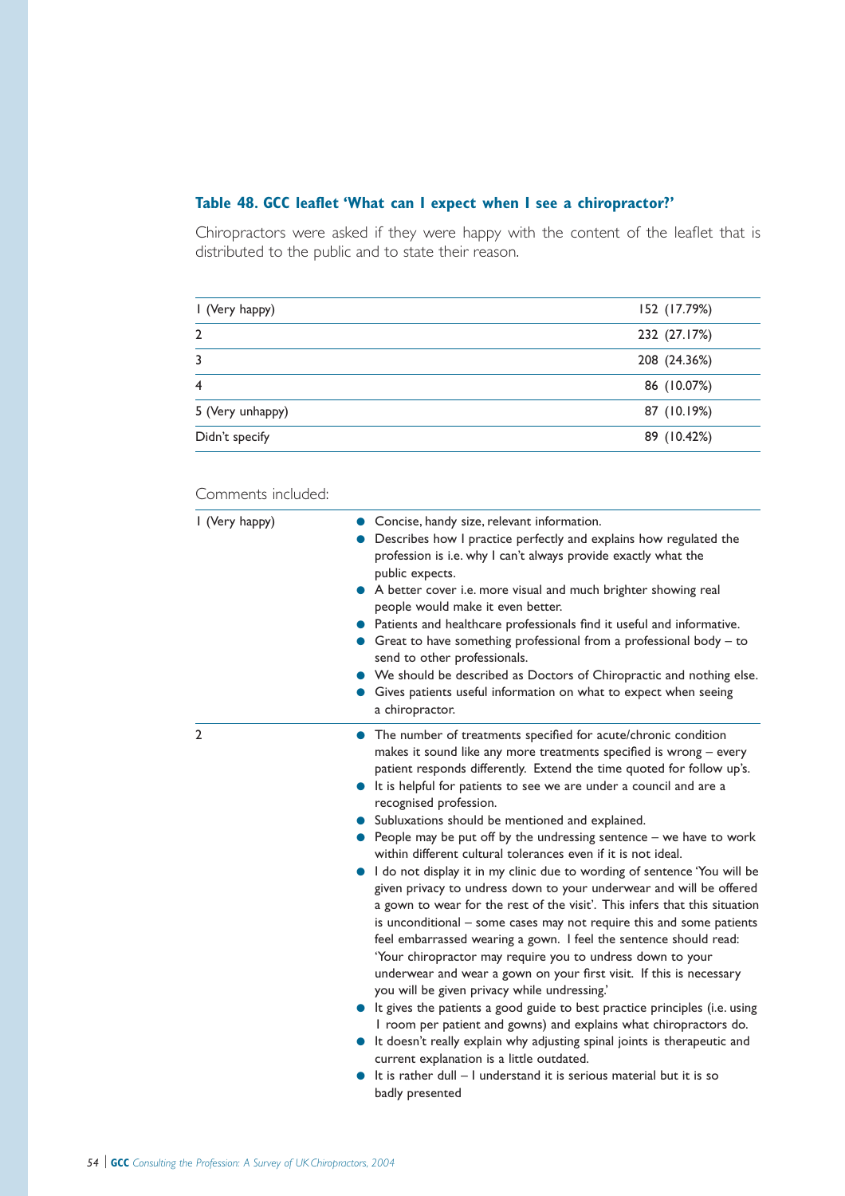### Table 48. GCC leaflet 'What can I expect when I see a chiropractor?'

Chiropractors were asked if they were happy with the content of the leaflet that is distributed to the public and to state their reason.

| | |
|---|---|
| 1 (Very happy) | 152 (17.79%) |
| 2 | 232 (27.17%) |
| 3 | 208 (24.36%) |
| 4 | 86 (10.07%) |
| 5 (Very unhappy) | 87 (10.19%) |
| Didn't specify | 89 (10.42%) |

Comments included:

| | |
|---|---|
| 1 (Very happy) | • Concise, handy size, relevant information.<br>• Describes how I practice perfectly and explains how regulated the profession is i.e. why I can't always provide exactly what the public expects.<br>• A better cover i.e. more visual and much brighter showing real people would make it even better.<br>• Patients and healthcare professionals find it useful and informative.<br>• Great to have something professional from a professional body – to send to other professionals.<br>• We should be described as Doctors of Chiropractic and nothing else.<br>• Gives patients useful information on what to expect when seeing a chiropractor. |
| 2 | • The number of treatments specified for acute/chronic condition makes it sound like any more treatments specified is wrong – every patient responds differently. Extend the time quoted for follow up's.<br>• It is helpful for patients to see we are under a council and are a recognised profession.<br>• Subluxations should be mentioned and explained.<br>• People may be put off by the undressing sentence – we have to work within different cultural tolerances even if it is not ideal.<br>• I do not display it in my clinic due to wording of sentence 'You will be given privacy to undress down to your underwear and will be offered a gown to wear for the rest of the visit'. This infers that this situation is unconditional – some cases may not require this and some patients feel embarrassed wearing a gown. I feel the sentence should read: 'Your chiropractor may require you to undress down to your underwear and wear a gown on your first visit. If this is necessary you will be given privacy while undressing.'<br>• It gives the patients a good guide to best practice principles (i.e. using 1 room per patient and gowns) and explains what chiropractors do.<br>• It doesn't really explain why adjusting spinal joints is therapeutic and current explanation is a little outdated.<br>• It is rather dull – I understand it is serious material but it is so badly presented |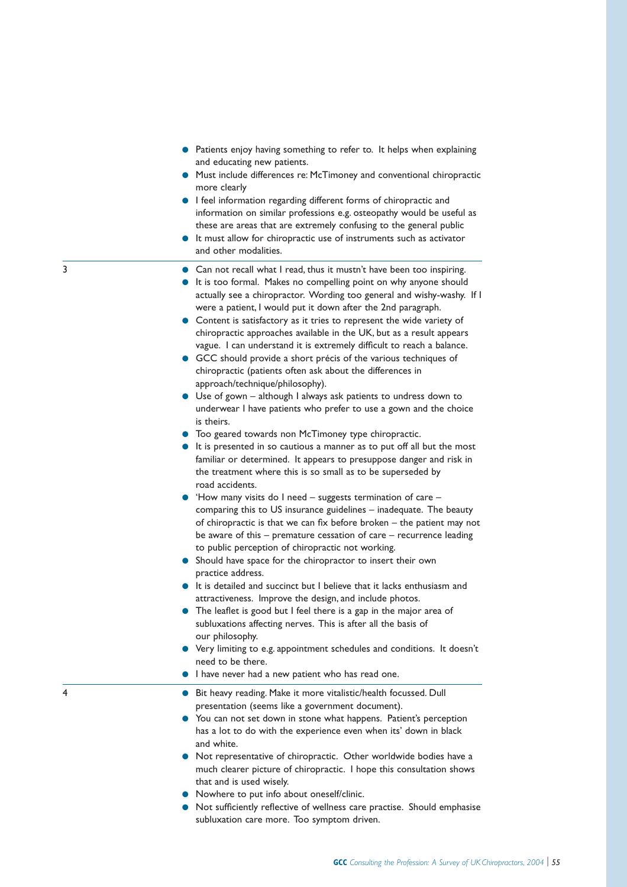| | |
|---|---|
| | - Patients enjoy having something to refer to. It helps when explaining and educating new patients.<br>- Must include differences re: McTimoney and conventional chiropractic more clearly<br>- I feel information regarding different forms of chiropractic and information on similar professions e.g. osteopathy would be useful as these are areas that are extremely confusing to the general public<br>- It must allow for chiropractic use of instruments such as activator and other modalities. |
| 3 | - Can not recall what I read, thus it mustn't have been too inspiring.<br>- It is too formal. Makes no compelling point on why anyone should actually see a chiropractor. Wording too general and wishy-washy. If I were a patient, I would put it down after the 2nd paragraph.<br>- Content is satisfactory as it tries to represent the wide variety of chiropractic approaches available in the UK, but as a result appears vague. I can understand it is extremely difficult to reach a balance.<br>- GCC should provide a short précis of the various techniques of chiropractic (patients often ask about the differences in approach/technique/philosophy).<br>- Use of gown – although I always ask patients to undress down to underwear I have patients who prefer to use a gown and the choice is theirs.<br>- Too geared towards non McTimoney type chiropractic.<br>- It is presented in so cautious a manner as to put off all but the most familiar or determined. It appears to presuppose danger and risk in the treatment where this is so small as to be superseded by road accidents.<br>- 'How many visits do I need – suggests termination of care – comparing this to US insurance guidelines – inadequate. The beauty of chiropractic is that we can fix before broken – the patient may not be aware of this – premature cessation of care – recurrence leading to public perception of chiropractic not working.<br>- Should have space for the chiropractor to insert their own practice address.<br>- It is detailed and succinct but I believe that it lacks enthusiasm and attractiveness. Improve the design, and include photos.<br>- The leaflet is good but I feel there is a gap in the major area of subluxations affecting nerves. This is after all the basis of our philosophy.<br>- Very limiting to e.g. appointment schedules and conditions. It doesn't need to be there.<br>- I have never had a new patient who has read one. |
| 4 | - Bit heavy reading. Make it more vitalistic/health focussed. Dull presentation (seems like a government document).<br>- You can not set down in stone what happens. Patient's perception has a lot to do with the experience even when its' down in black and white.<br>- Not representative of chiropractic. Other worldwide bodies have a much clearer picture of chiropractic. I hope this consultation shows that and is used wisely.<br>- Nowhere to put info about oneself/clinic.<br>- Not sufficiently reflective of wellness care practise. Should emphasise subluxation care more. Too symptom driven. |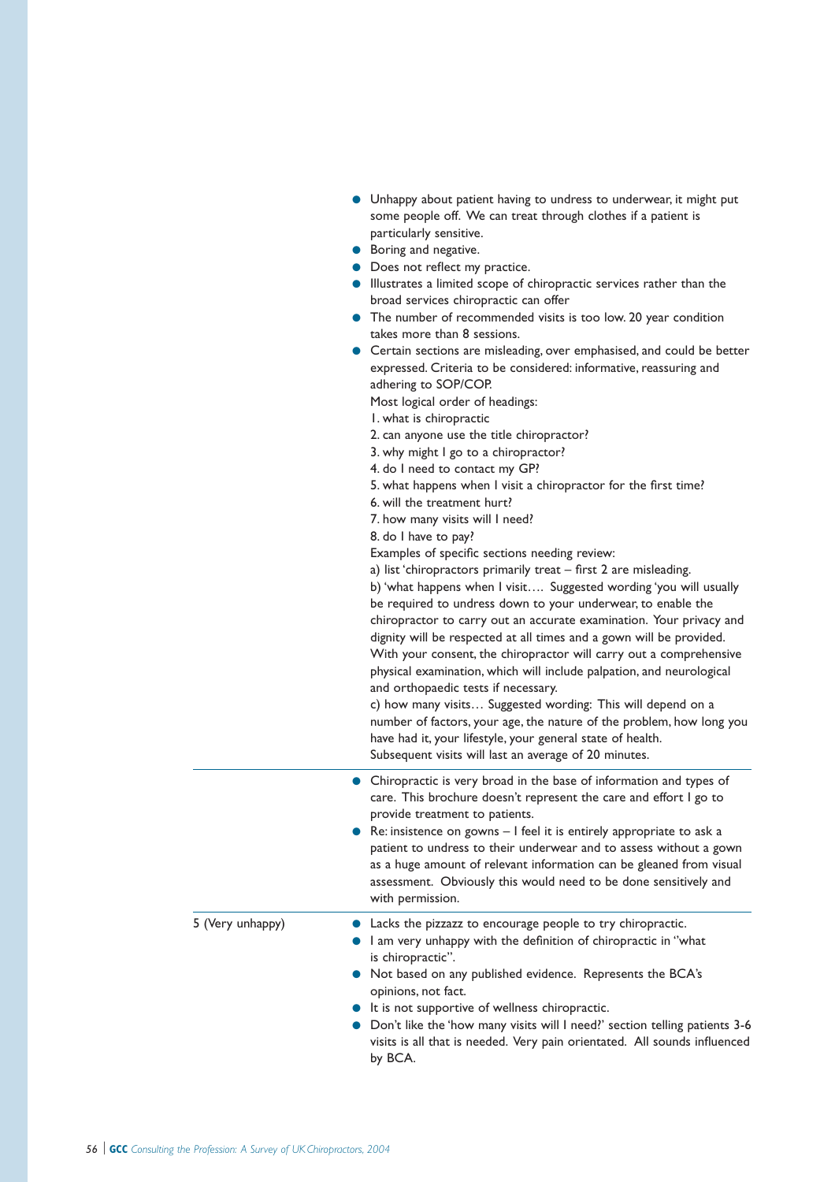| | |
|---|---|
| | - Unhappy about patient having to undress to underwear, it might put some people off. We can treat through clothes if a patient is particularly sensitive.<br>- Boring and negative.<br>- Does not reflect my practice.<br>- Illustrates a limited scope of chiropractic services rather than the broad services chiropractic can offer<br>- The number of recommended visits is too low. 20 year condition takes more than 8 sessions.<br>- Certain sections are misleading, over emphasised, and could be better expressed. Criteria to be considered: informative, reassuring and adhering to SOP/COP.<br>Most logical order of headings:<br>1. what is chiropractic<br>2. can anyone use the title chiropractor?<br>3. why might I go to a chiropractor?<br>4. do I need to contact my GP?<br>5. what happens when I visit a chiropractor for the first time?<br>6. will the treatment hurt?<br>7. how many visits will I need?<br>8. do I have to pay?<br>Examples of specific sections needing review:<br>a) list 'chiropractors primarily treat – first 2 are misleading.<br>b) 'what happens when I visit…. Suggested wording 'you will usually be required to undress down to your underwear, to enable the chiropractor to carry out an accurate examination. Your privacy and dignity will be respected at all times and a gown will be provided. With your consent, the chiropractor will carry out a comprehensive physical examination, which will include palpation, and neurological and orthopaedic tests if necessary.<br>c) how many visits… Suggested wording: This will depend on a number of factors, your age, the nature of the problem, how long you have had it, your lifestyle, your general state of health. Subsequent visits will last an average of 20 minutes. |
| | - Chiropractic is very broad in the base of information and types of care. This brochure doesn't represent the care and effort I go to provide treatment to patients.<br>- Re: insistence on gowns – I feel it is entirely appropriate to ask a patient to undress to their underwear and to assess without a gown as a huge amount of relevant information can be gleaned from visual assessment. Obviously this would need to be done sensitively and with permission. |
| 5 (Very unhappy) | - Lacks the pizzazz to encourage people to try chiropractic.<br>- I am very unhappy with the definition of chiropractic in "what is chiropractic".<br>- Not based on any published evidence. Represents the BCA's opinions, not fact.<br>- It is not supportive of wellness chiropractic.<br>- Don't like the 'how many visits will I need?' section telling patients 3-6 visits is all that is needed. Very pain orientated. All sounds influenced by BCA. |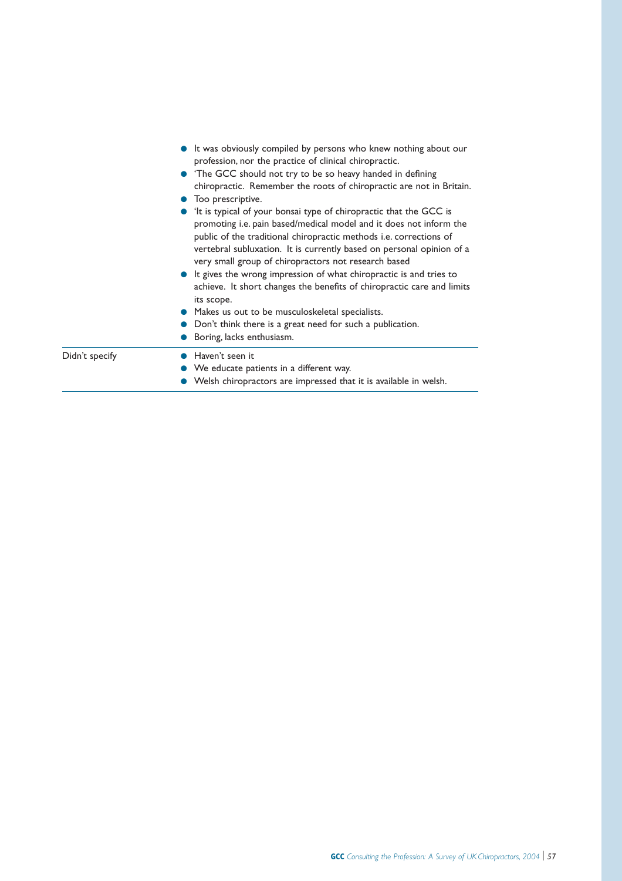| | |
|---|---|
| | - It was obviously compiled by persons who knew nothing about our profession, nor the practice of clinical chiropractic.<br>- 'The GCC should not try to be so heavy handed in defining chiropractic. Remember the roots of chiropractic are not in Britain.<br>- Too prescriptive.<br>- 'It is typical of your bonsai type of chiropractic that the GCC is promoting i.e. pain based/medical model and it does not inform the public of the traditional chiropractic methods i.e. corrections of vertebral subluxation. It is currently based on personal opinion of a very small group of chiropractors not research based<br>- It gives the wrong impression of what chiropractic is and tries to achieve. It short changes the benefits of chiropractic care and limits its scope.<br>- Makes us out to be musculoskeletal specialists.<br>- Don't think there is a great need for such a publication.<br>- Boring, lacks enthusiasm. |
| Didn't specify | - Haven't seen it<br>- We educate patients in a different way.<br>- Welsh chiropractors are impressed that it is available in welsh. |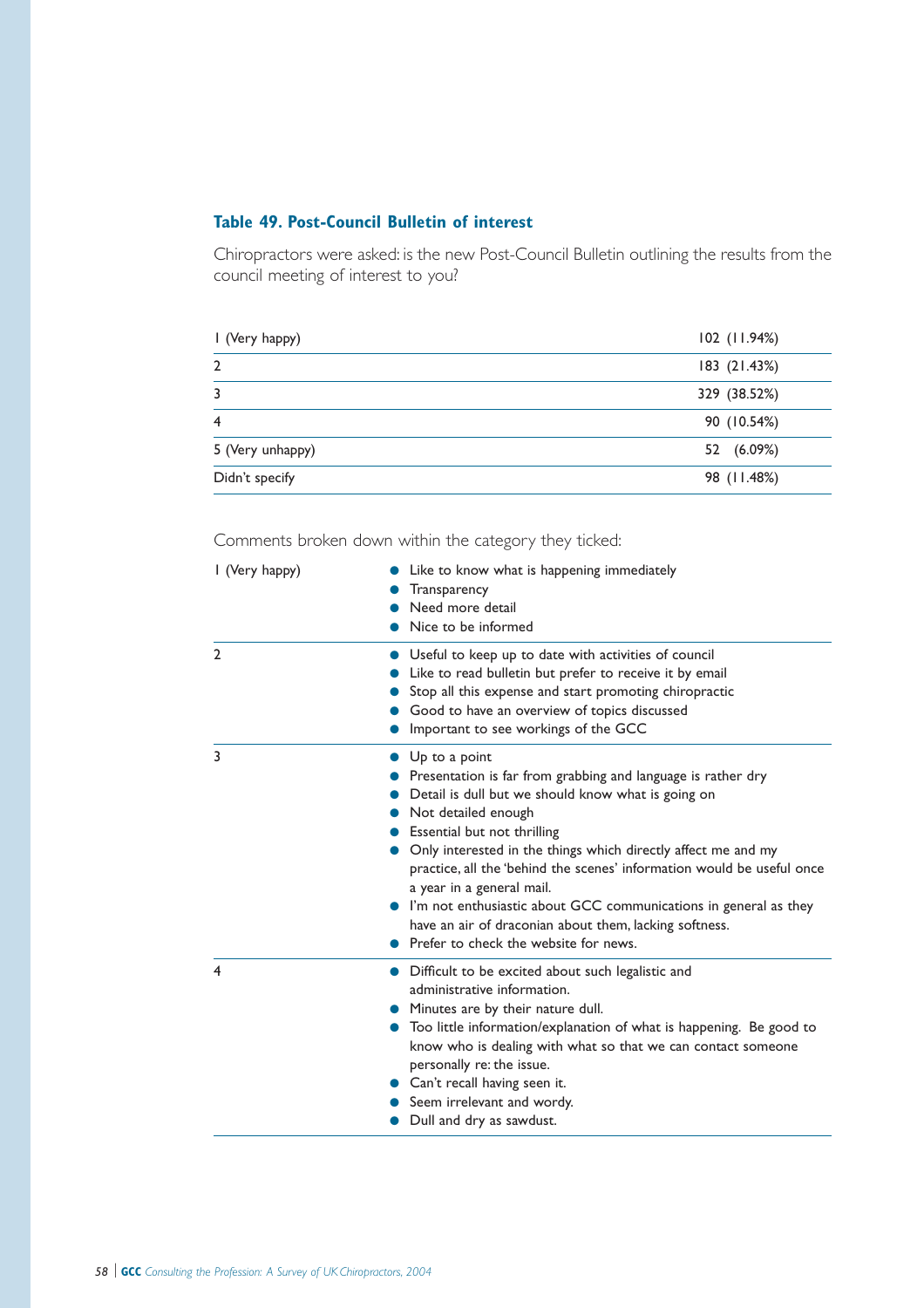### Table 49. Post-Council Bulletin of interest

Chiropractors were asked: is the new Post-Council Bulletin outlining the results from the council meeting of interest to you?

| | |
|---|---|
| 1 (Very happy) | 102 (11.94%) |
| 2 | 183 (21.43%) |
| 3 | 329 (38.52%) |
| 4 | 90 (10.54%) |
| 5 (Very unhappy) | 52 (6.09%) |
| Didn't specify | 98 (11.48%) |

Comments broken down within the category they ticked:

| | |
|---|---|
| 1 (Very happy) | • Like to know what is happening immediately<br>• Transparency<br>• Need more detail<br>• Nice to be informed |
| 2 | • Useful to keep up to date with activities of council<br>• Like to read bulletin but prefer to receive it by email<br>• Stop all this expense and start promoting chiropractic<br>• Good to have an overview of topics discussed<br>• Important to see workings of the GCC |
| 3 | • Up to a point<br>• Presentation is far from grabbing and language is rather dry<br>• Detail is dull but we should know what is going on<br>• Not detailed enough<br>• Essential but not thrilling<br>• Only interested in the things which directly affect me and my practice, all the 'behind the scenes' information would be useful once a year in a general mail.<br>• I'm not enthusiastic about GCC communications in general as they have an air of draconian about them, lacking softness.<br>• Prefer to check the website for news. |
| 4 | • Difficult to be excited about such legalistic and administrative information.<br>• Minutes are by their nature dull.<br>• Too little information/explanation of what is happening. Be good to know who is dealing with what so that we can contact someone personally re: the issue.<br>• Can't recall having seen it.<br>• Seem irrelevant and wordy.<br>• Dull and dry as sawdust. |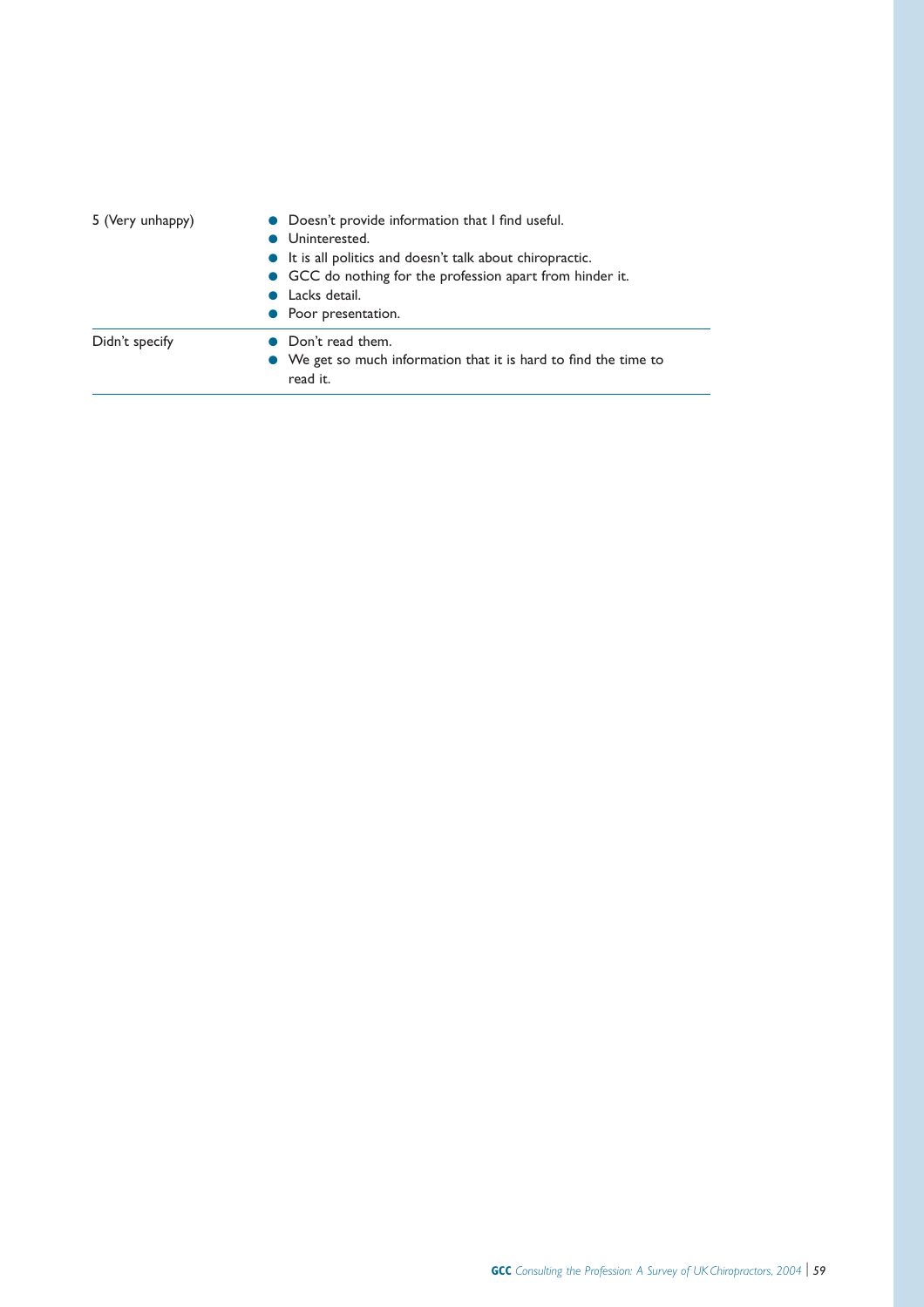| | |
|---|---|
| 5 (Very unhappy) | • Doesn't provide information that I find useful.<br>• Uninterested.<br>• It is all politics and doesn't talk about chiropractic.<br>• GCC do nothing for the profession apart from hinder it.<br>• Lacks detail.<br>• Poor presentation. |
| Didn't specify | • Don't read them.<br>• We get so much information that it is hard to find the time to read it. |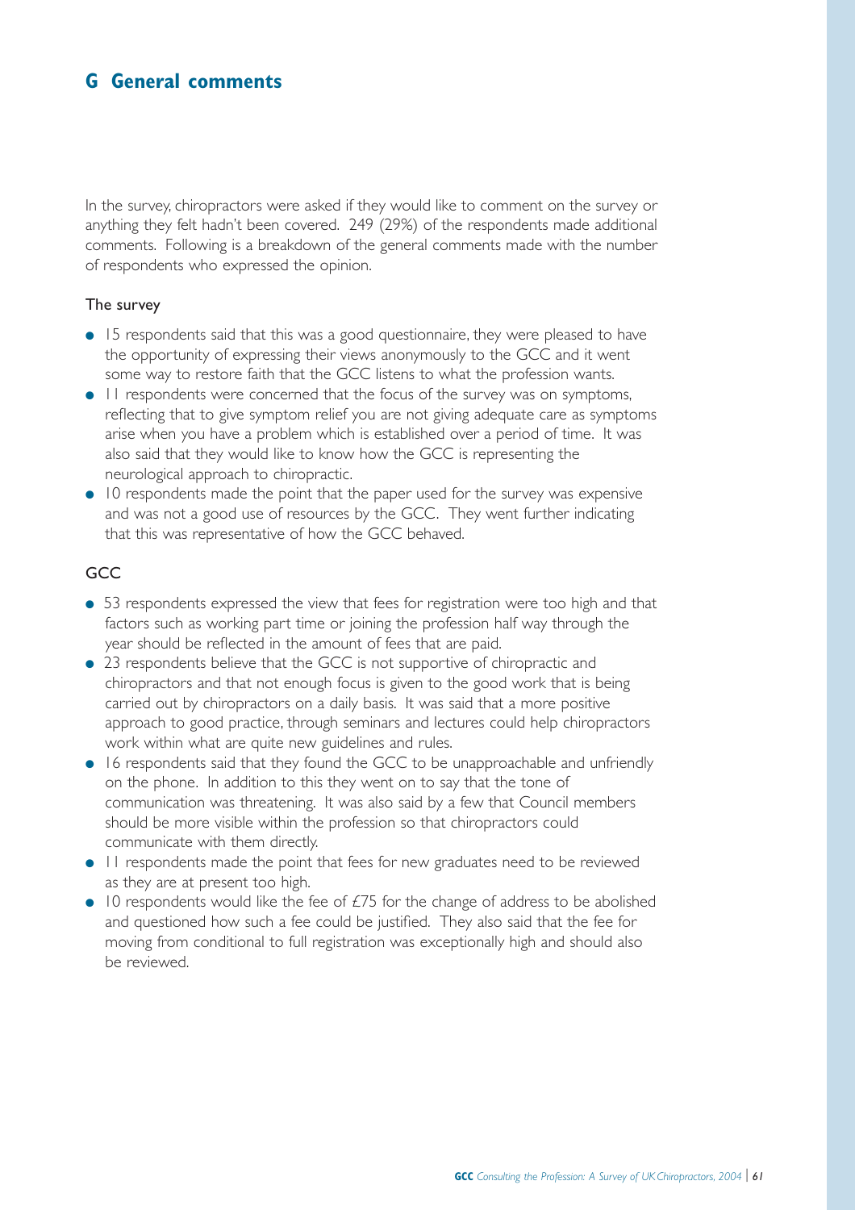## G General comments

In the survey, chiropractors were asked if they would like to comment on the survey or anything they felt hadn't been covered. 249 (29%) of the respondents made additional comments. Following is a breakdown of the general comments made with the number of respondents who expressed the opinion.

### The survey

- 15 respondents said that this was a good questionnaire, they were pleased to have the opportunity of expressing their views anonymously to the GCC and it went some way to restore faith that the GCC listens to what the profession wants.
- 11 respondents were concerned that the focus of the survey was on symptoms, reflecting that to give symptom relief you are not giving adequate care as symptoms arise when you have a problem which is established over a period of time. It was also said that they would like to know how the GCC is representing the neurological approach to chiropractic.
- 10 respondents made the point that the paper used for the survey was expensive and was not a good use of resources by the GCC. They went further indicating that this was representative of how the GCC behaved.

### GCC

- 53 respondents expressed the view that fees for registration were too high and that factors such as working part time or joining the profession half way through the year should be reflected in the amount of fees that are paid.
- 23 respondents believe that the GCC is not supportive of chiropractic and chiropractors and that not enough focus is given to the good work that is being carried out by chiropractors on a daily basis. It was said that a more positive approach to good practice, through seminars and lectures could help chiropractors work within what are quite new guidelines and rules.
- 16 respondents said that they found the GCC to be unapproachable and unfriendly on the phone. In addition to this they went on to say that the tone of communication was threatening. It was also said by a few that Council members should be more visible within the profession so that chiropractors could communicate with them directly.
- 11 respondents made the point that fees for new graduates need to be reviewed as they are at present too high.
- 10 respondents would like the fee of £75 for the change of address to be abolished and questioned how such a fee could be justified. They also said that the fee for moving from conditional to full registration was exceptionally high and should also be reviewed.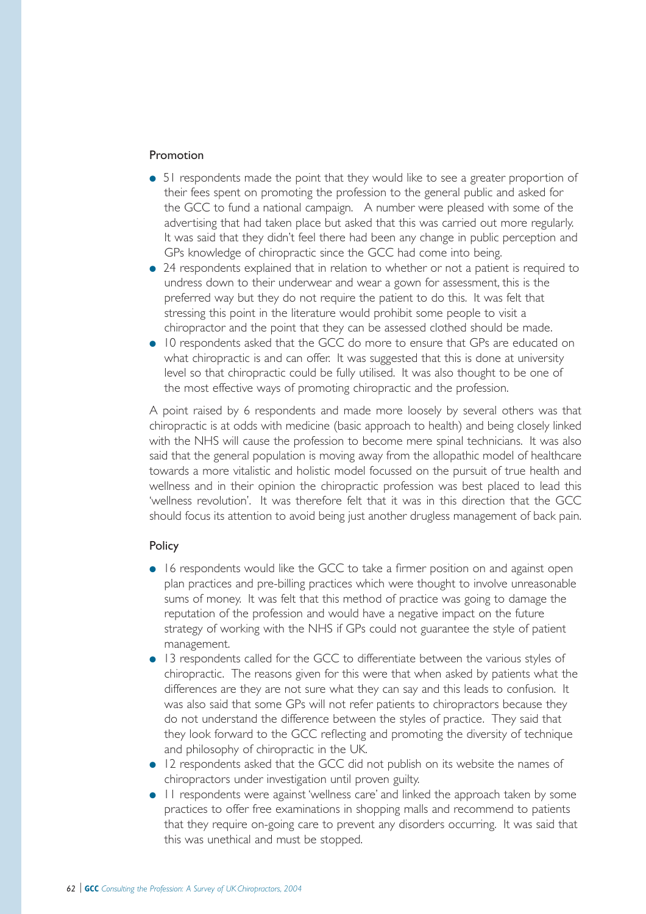### Promotion

- 51 respondents made the point that they would like to see a greater proportion of their fees spent on promoting the profession to the general public and asked for the GCC to fund a national campaign. A number were pleased with some of the advertising that had taken place but asked that this was carried out more regularly. It was said that they didn't feel there had been any change in public perception and GPs knowledge of chiropractic since the GCC had come into being.
- 24 respondents explained that in relation to whether or not a patient is required to undress down to their underwear and wear a gown for assessment, this is the preferred way but they do not require the patient to do this. It was felt that stressing this point in the literature would prohibit some people to visit a chiropractor and the point that they can be assessed clothed should be made.
- 10 respondents asked that the GCC do more to ensure that GPs are educated on what chiropractic is and can offer. It was suggested that this is done at university level so that chiropractic could be fully utilised. It was also thought to be one of the most effective ways of promoting chiropractic and the profession.

A point raised by 6 respondents and made more loosely by several others was that chiropractic is at odds with medicine (basic approach to health) and being closely linked with the NHS will cause the profession to become mere spinal technicians. It was also said that the general population is moving away from the allopathic model of healthcare towards a more vitalistic and holistic model focussed on the pursuit of true health and wellness and in their opinion the chiropractic profession was best placed to lead this 'wellness revolution'. It was therefore felt that it was in this direction that the GCC should focus its attention to avoid being just another drugless management of back pain.

### Policy

- 16 respondents would like the GCC to take a firmer position on and against open plan practices and pre-billing practices which were thought to involve unreasonable sums of money. It was felt that this method of practice was going to damage the reputation of the profession and would have a negative impact on the future strategy of working with the NHS if GPs could not guarantee the style of patient management.
- 13 respondents called for the GCC to differentiate between the various styles of chiropractic. The reasons given for this were that when asked by patients what the differences are they are not sure what they can say and this leads to confusion. It was also said that some GPs will not refer patients to chiropractors because they do not understand the difference between the styles of practice. They said that they look forward to the GCC reflecting and promoting the diversity of technique and philosophy of chiropractic in the UK.
- 12 respondents asked that the GCC did not publish on its website the names of chiropractors under investigation until proven guilty.
- 11 respondents were against 'wellness care' and linked the approach taken by some practices to offer free examinations in shopping malls and recommend to patients that they require on-going care to prevent any disorders occurring. It was said that this was unethical and must be stopped.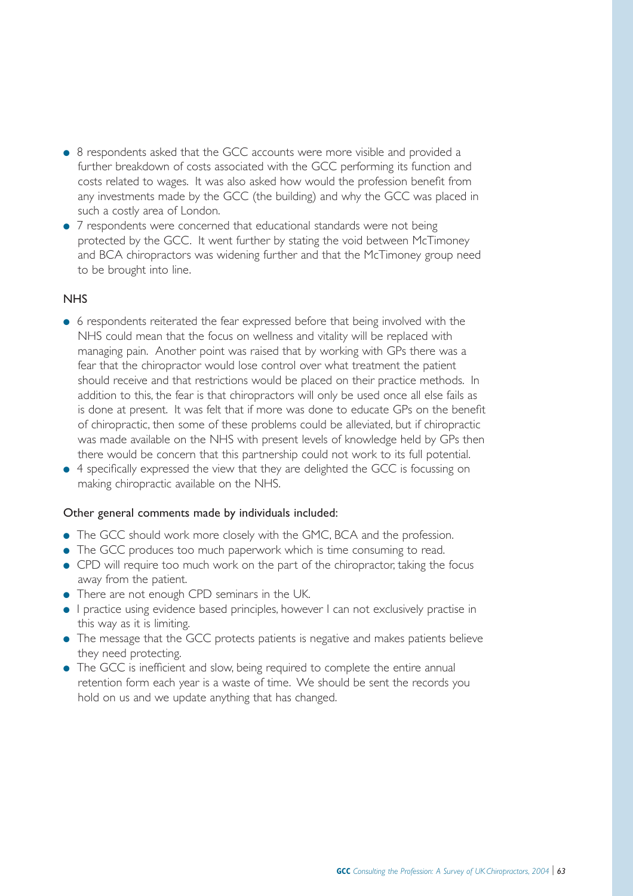- 8 respondents asked that the GCC accounts were more visible and provided a further breakdown of costs associated with the GCC performing its function and costs related to wages. It was also asked how would the profession benefit from any investments made by the GCC (the building) and why the GCC was placed in such a costly area of London.
- 7 respondents were concerned that educational standards were not being protected by the GCC. It went further by stating the void between McTimoney and BCA chiropractors was widening further and that the McTimoney group need to be brought into line.

## NHS

- 6 respondents reiterated the fear expressed before that being involved with the NHS could mean that the focus on wellness and vitality will be replaced with managing pain. Another point was raised that by working with GPs there was a fear that the chiropractor would lose control over what treatment the patient should receive and that restrictions would be placed on their practice methods. In addition to this, the fear is that chiropractors will only be used once all else fails as is done at present. It was felt that if more was done to educate GPs on the benefit of chiropractic, then some of these problems could be alleviated, but if chiropractic was made available on the NHS with present levels of knowledge held by GPs then there would be concern that this partnership could not work to its full potential.
- 4 specifically expressed the view that they are delighted the GCC is focussing on making chiropractic available on the NHS.

### Other general comments made by individuals included:

- The GCC should work more closely with the GMC, BCA and the profession.
- The GCC produces too much paperwork which is time consuming to read.
- CPD will require too much work on the part of the chiropractor, taking the focus away from the patient.
- There are not enough CPD seminars in the UK.
- I practice using evidence based principles, however I can not exclusively practise in this way as it is limiting.
- The message that the GCC protects patients is negative and makes patients believe they need protecting.
- The GCC is inefficient and slow, being required to complete the entire annual retention form each year is a waste of time. We should be sent the records you hold on us and we update anything that has changed.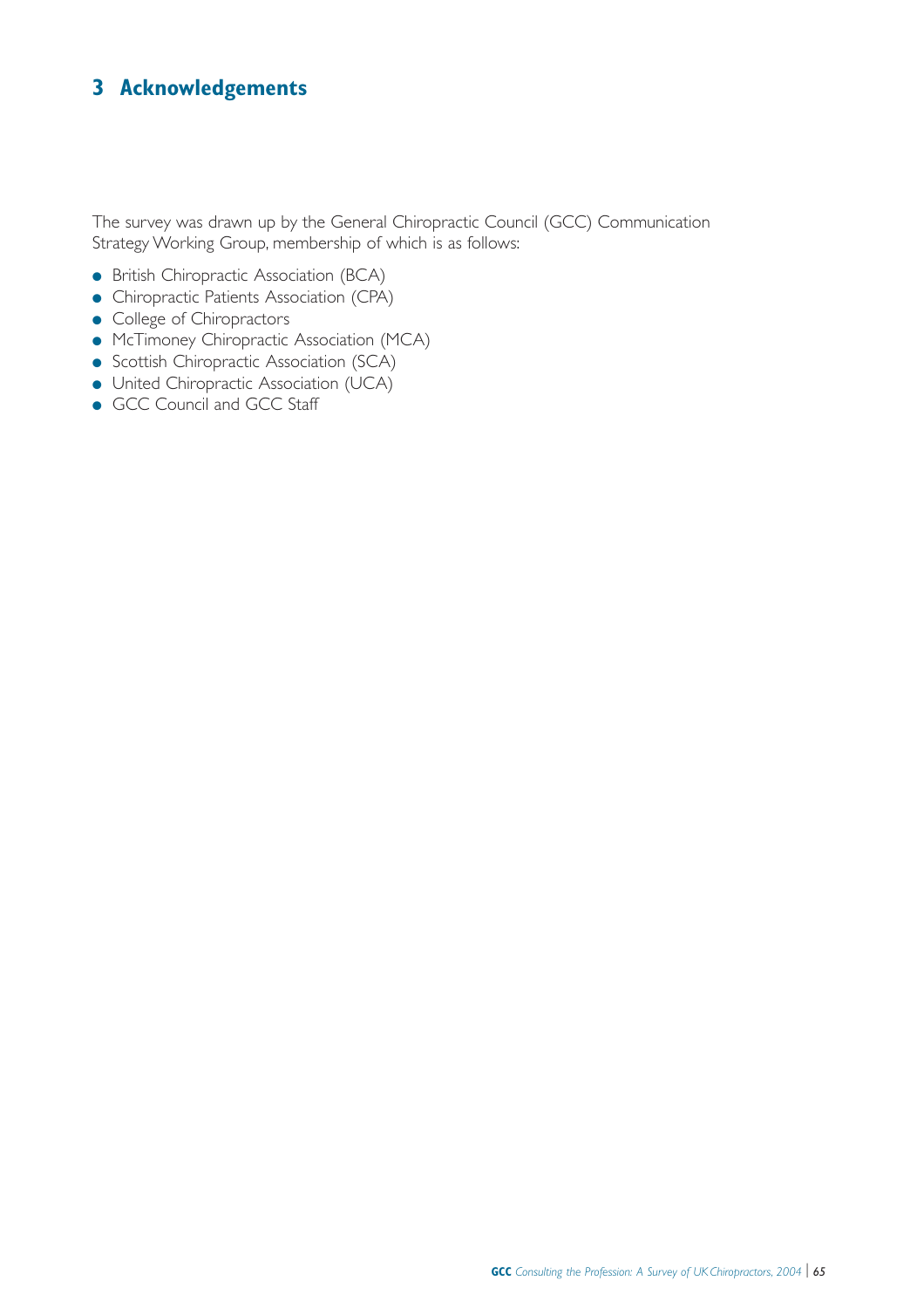## 3 Acknowledgements

The survey was drawn up by the General Chiropractic Council (GCC) Communication Strategy Working Group, membership of which is as follows:

- British Chiropractic Association (BCA)
- Chiropractic Patients Association (CPA)
- College of Chiropractors
- McTimoney Chiropractic Association (MCA)
- Scottish Chiropractic Association (SCA)
- United Chiropractic Association (UCA)
- GCC Council and GCC Staff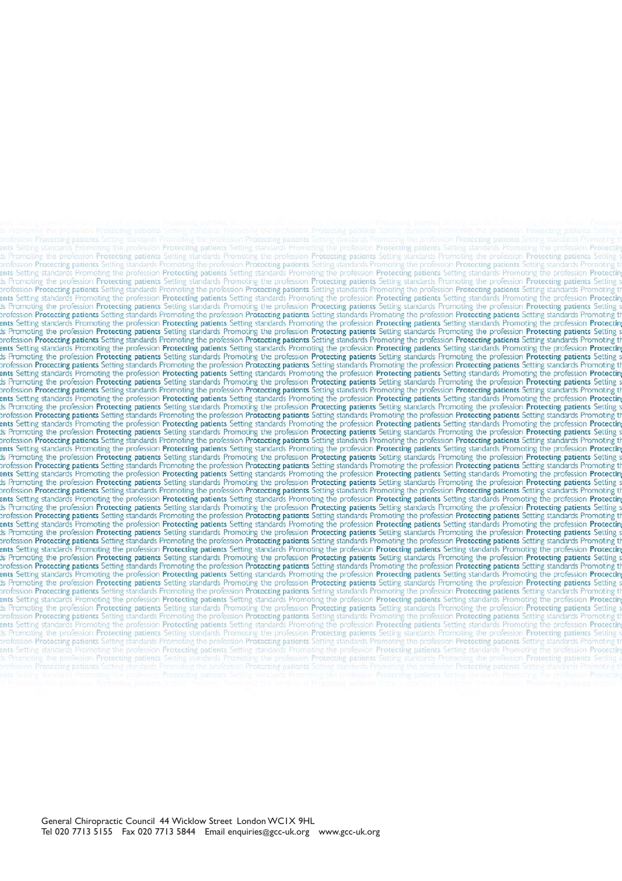General Chiropractic Council 44 Wicklow Street London WC1X 9HL
Tel 020 7713 5155 Fax 020 7713 5844 Email enquiries@gcc-uk.org www.gcc-uk.org